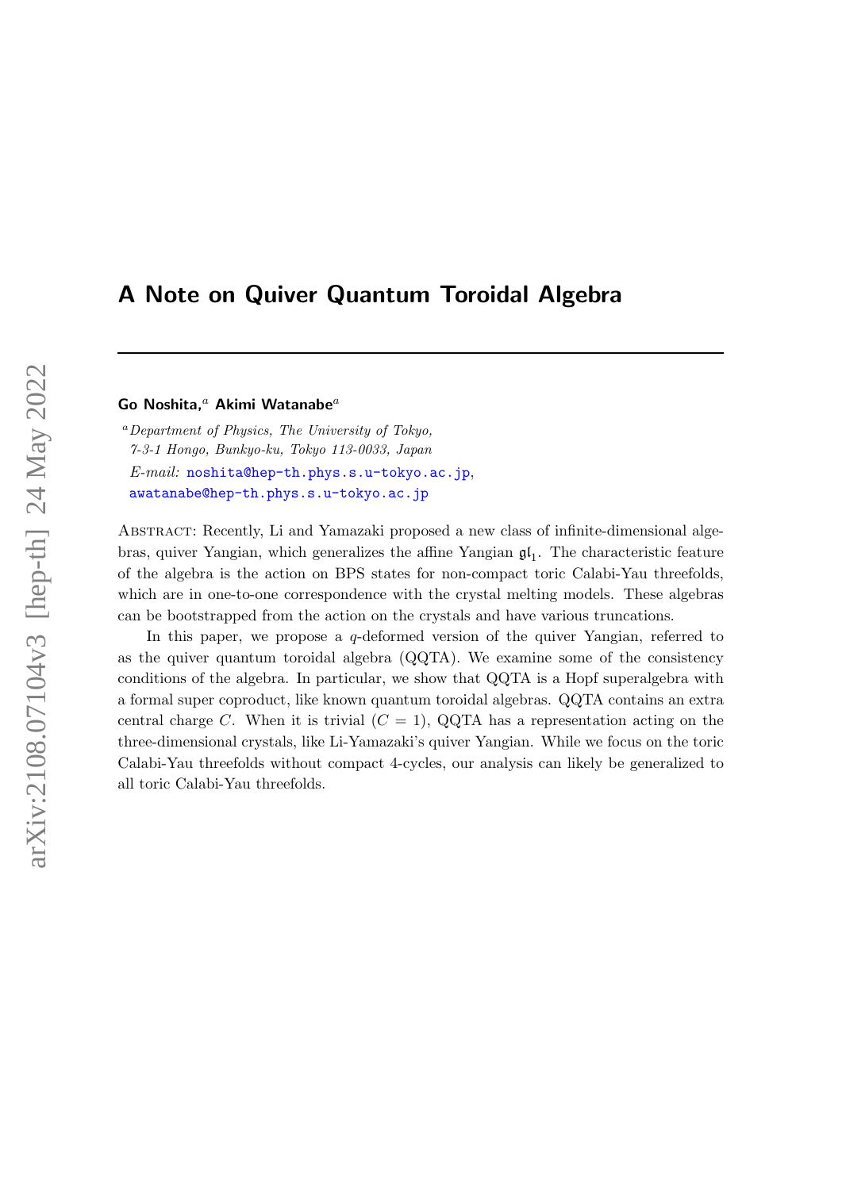# A Note on Quiver Quantum Toroidal Algebra

**Go Noshita,**[a] **Akimi Watanabe**[a]

[a] *Department of Physics, The University of Tokyo,*
*7-3-1 Hongo, Bunkyo-ku, Tokyo 113-0033, Japan*

*E-mail:* noshita@hep-th.phys.s.u-tokyo.ac.jp, awatanabe@hep-th.phys.s.u-tokyo.ac.jp

Abstract: Recently, Li and Yamazaki proposed a new class of infinite-dimensional algebras, quiver Yangian, which generalizes the affine Yangian $\mathfrak{gl}_1$. The characteristic feature of the algebra is the action on BPS states for non-compact toric Calabi-Yau threefolds, which are in one-to-one correspondence with the crystal melting models. These algebras can be bootstrapped from the action on the crystals and have various truncations.

In this paper, we propose a $q$-deformed version of the quiver Yangian, referred to as the quiver quantum toroidal algebra (QQTA). We examine some of the consistency conditions of the algebra. In particular, we show that QQTA is a Hopf superalgebra with a formal super coproduct, like known quantum toroidal algebras. QQTA contains an extra central charge $C$. When it is trivial ($C = 1$), QQTA has a representation acting on the three-dimensional crystals, like Li-Yamazaki's quiver Yangian. While we focus on the toric Calabi-Yau threefolds without compact 4-cycles, our analysis can likely be generalized to all toric Calabi-Yau threefolds.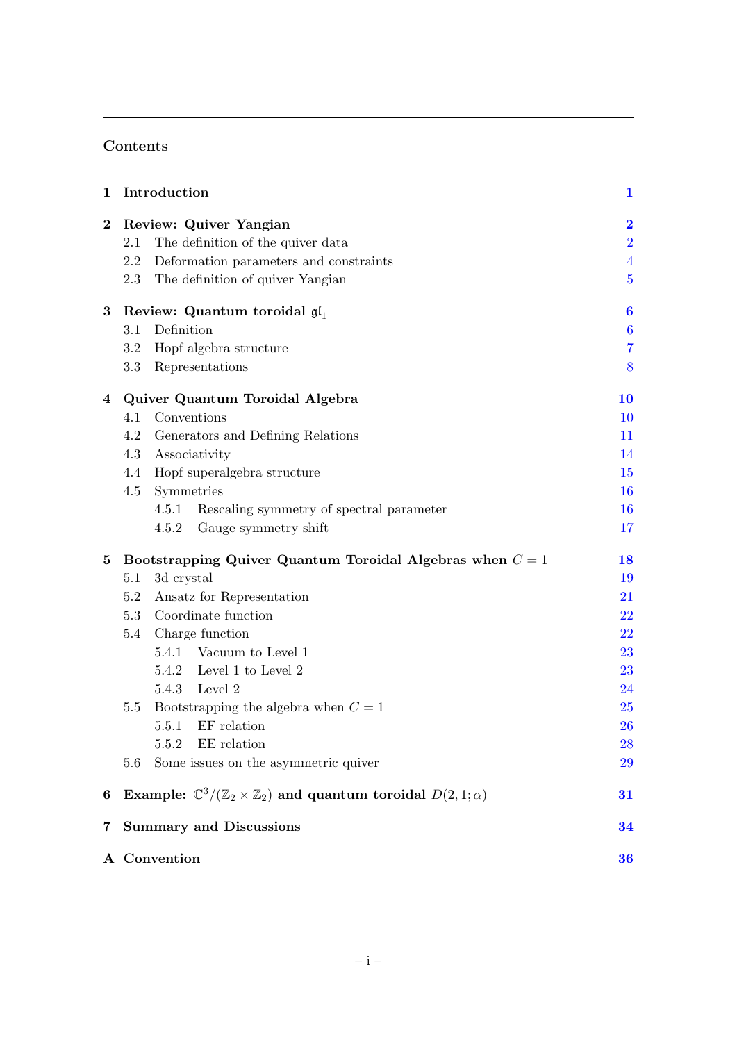# Contents

| | | |
|---|---|---|
| **1** | **Introduction** | **1** |
| **2** | **Review: Quiver Yangian** | **2** |
| 2.1 | The definition of the quiver data | 2 |
| 2.2 | Deformation parameters and constraints | 4 |
| 2.3 | The definition of quiver Yangian | 5 |
| **3** | **Review: Quantum toroidal $\mathfrak{gl}_1$** | **6** |
| 3.1 | Definition | 6 |
| 3.2 | Hopf algebra structure | 7 |
| 3.3 | Representations | 8 |
| **4** | **Quiver Quantum Toroidal Algebra** | **10** |
| 4.1 | Conventions | 10 |
| 4.2 | Generators and Defining Relations | 11 |
| 4.3 | Associativity | 14 |
| 4.4 | Hopf superalgebra structure | 15 |
| 4.5 | Symmetries | 16 |
| 4.5.1 | Rescaling symmetry of spectral parameter | 16 |
| 4.5.2 | Gauge symmetry shift | 17 |
| **5** | **Bootstrapping Quiver Quantum Toroidal Algebras when $C = 1$** | **18** |
| 5.1 | 3d crystal | 19 |
| 5.2 | Ansatz for Representation | 21 |
| 5.3 | Coordinate function | 22 |
| 5.4 | Charge function | 22 |
| 5.4.1 | Vacuum to Level 1 | 23 |
| 5.4.2 | Level 1 to Level 2 | 23 |
| 5.4.3 | Level 2 | 24 |
| 5.5 | Bootstrapping the algebra when $C = 1$ | 25 |
| 5.5.1 | EF relation | 26 |
| 5.5.2 | EE relation | 28 |
| 5.6 | Some issues on the asymmetric quiver | 29 |
| **6** | **Example: $\mathbb{C}^3/(\mathbb{Z}_2 \times \mathbb{Z}_2)$ and quantum toroidal $D(2, 1; \alpha)$** | **31** |
| **7** | **Summary and Discussions** | **34** |
| **A** | **Convention** | **36** |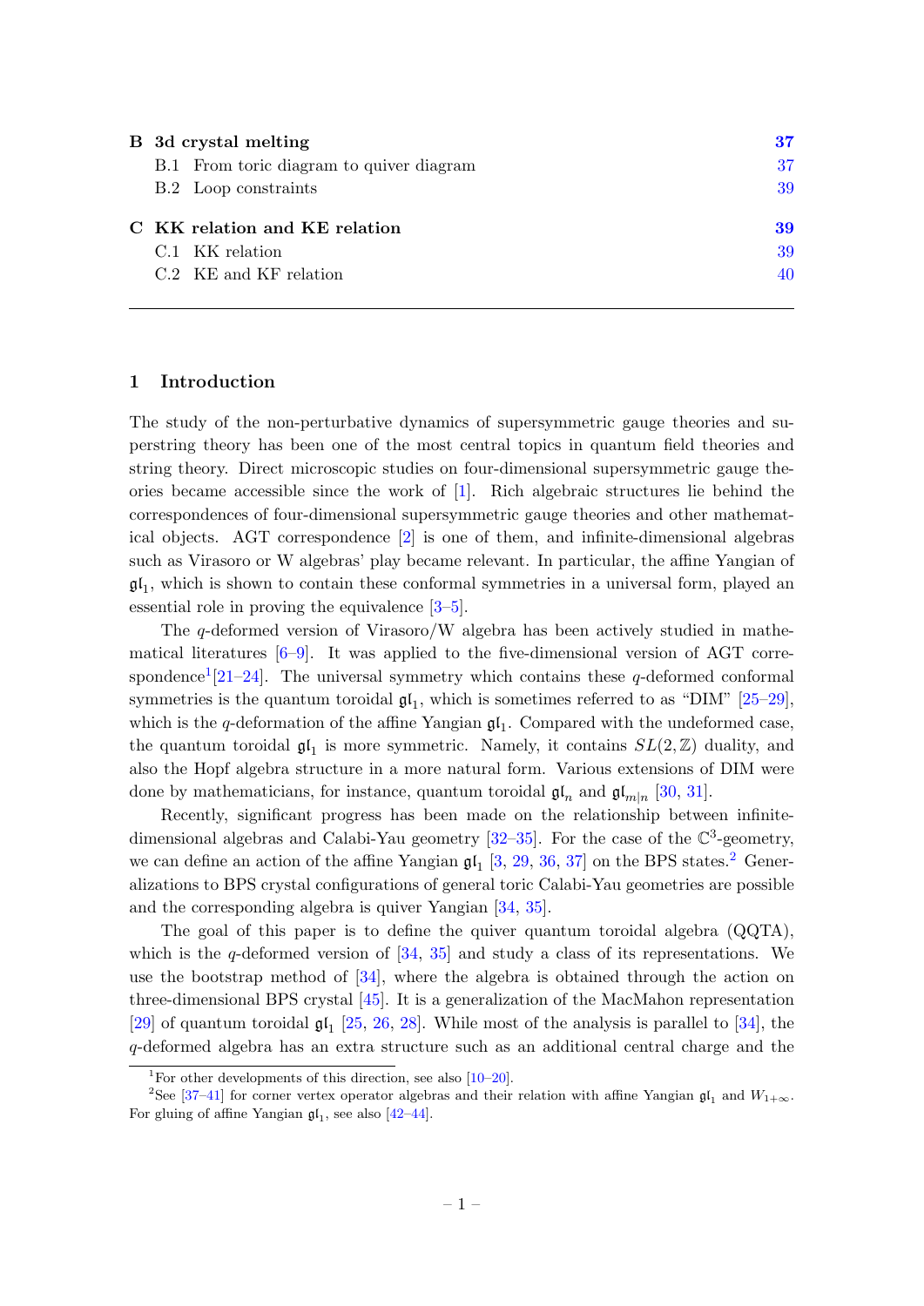| | | |
|---|---|---|
| **B** | **3d crystal melting** | **37** |
| | B.1 From toric diagram to quiver diagram | 37 |
| | B.2 Loop constraints | 39 |
| **C** | **KK relation and KE relation** | **39** |
| | C.1 KK relation | 39 |
| | C.2 KE and KF relation | 40 |

## 1 Introduction

The study of the non-perturbative dynamics of supersymmetric gauge theories and superstring theory has been one of the most central topics in quantum field theories and string theory. Direct microscopic studies on four-dimensional supersymmetric gauge theories became accessible since the work of [1]. Rich algebraic structures lie behind the correspondences of four-dimensional supersymmetric gauge theories and other mathematical objects. AGT correspondence [2] is one of them, and infinite-dimensional algebras such as Virasoro or W algebras' play became relevant. In particular, the affine Yangian of $\mathfrak{gl}_1$, which is shown to contain these conformal symmetries in a universal form, played an essential role in proving the equivalence [3–5].

The $q$-deformed version of Virasoro/W algebra has been actively studied in mathematical literatures [6–9]. It was applied to the five-dimensional version of AGT correspondence[1][21–24]. The universal symmetry which contains these $q$-deformed conformal symmetries is the quantum toroidal $\mathfrak{gl}_1$, which is sometimes referred to as "DIM" [25–29], which is the $q$-deformation of the affine Yangian $\mathfrak{gl}_1$. Compared with the undeformed case, the quantum toroidal $\mathfrak{gl}_1$ is more symmetric. Namely, it contains $SL(2,\mathbb{Z})$ duality, and also the Hopf algebra structure in a more natural form. Various extensions of DIM were done by mathematicians, for instance, quantum toroidal $\mathfrak{gl}_n$ and $\mathfrak{gl}_{m|n}$ [30, 31].

Recently, significant progress has been made on the relationship between infinite-dimensional algebras and Calabi-Yau geometry [32–35]. For the case of the $\mathbb{C}^3$-geometry, we can define an action of the affine Yangian $\mathfrak{gl}_1$ [3, 29, 36, 37] on the BPS states.[2] Generalizations to BPS crystal configurations of general toric Calabi-Yau geometries are possible and the corresponding algebra is quiver Yangian [34, 35].

The goal of this paper is to define the quiver quantum toroidal algebra (QQTA), which is the $q$-deformed version of [34, 35] and study a class of its representations. We use the bootstrap method of [34], where the algebra is obtained through the action on three-dimensional BPS crystal [45]. It is a generalization of the MacMahon representation [29] of quantum toroidal $\mathfrak{gl}_1$ [25, 26, 28]. While most of the analysis is parallel to [34], the $q$-deformed algebra has an extra structure such as an additional central charge and the

[1] For other developments of this direction, see also [10–20].

[2] See [37–41] for corner vertex operator algebras and their relation with affine Yangian $\mathfrak{gl}_1$ and $W_{1+\infty}$. For gluing of affine Yangian $\mathfrak{gl}_1$, see also [42–44].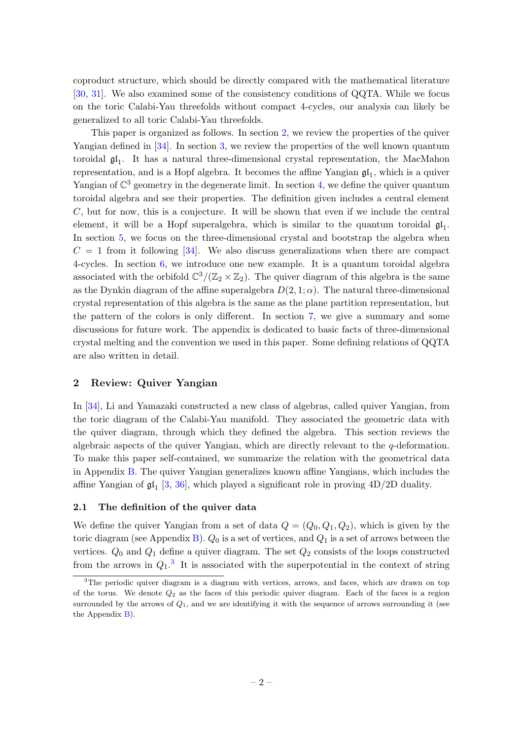coproduct structure, which should be directly compared with the mathematical literature [30, 31]. We also examined some of the consistency conditions of QQTA. While we focus on the toric Calabi-Yau threefolds without compact 4-cycles, our analysis can likely be generalized to all toric Calabi-Yau threefolds.

This paper is organized as follows. In section 2, we review the properties of the quiver Yangian defined in [34]. In section 3, we review the properties of the well known quantum toroidal $\mathfrak{gl}_1$. It has a natural three-dimensional crystal representation, the MacMahon representation, and is a Hopf algebra. It becomes the affine Yangian $\mathfrak{gl}_1$, which is a quiver Yangian of $\mathbb{C}^3$ geometry in the degenerate limit. In section 4, we define the quiver quantum toroidal algebra and see their properties. The definition given includes a central element $C$, but for now, this is a conjecture. It will be shown that even if we include the central element, it will be a Hopf superalgebra, which is similar to the quantum toroidal $\mathfrak{gl}_1$. In section 5, we focus on the three-dimensional crystal and bootstrap the algebra when $C = 1$ from it following [34]. We also discuss generalizations when there are compact 4-cycles. In section 6, we introduce one new example. It is a quantum toroidal algebra associated with the orbifold $\mathbb{C}^3/(\mathbb{Z}_2 \times \mathbb{Z}_2)$. The quiver diagram of this algebra is the same as the Dynkin diagram of the affine superalgebra $D(2, 1; \alpha)$. The natural three-dimensional crystal representation of this algebra is the same as the plane partition representation, but the pattern of the colors is only different. In section 7, we give a summary and some discussions for future work. The appendix is dedicated to basic facts of three-dimensional crystal melting and the convention we used in this paper. Some defining relations of QQTA are also written in detail.

## 2 Review: Quiver Yangian

In [34], Li and Yamazaki constructed a new class of algebras, called quiver Yangian, from the toric diagram of the Calabi-Yau manifold. They associated the geometric data with the quiver diagram, through which they defined the algebra. This section reviews the algebraic aspects of the quiver Yangian, which are directly relevant to the $q$-deformation. To make this paper self-contained, we summarize the relation with the geometrical data in Appendix B. The quiver Yangian generalizes known affine Yangians, which includes the affine Yangian of $\mathfrak{gl}_1$ [3, 36], which played a significant role in proving 4D/2D duality.

### 2.1 The definition of the quiver data

We define the quiver Yangian from a set of data $Q = (Q_0, Q_1, Q_2)$, which is given by the toric diagram (see Appendix B). $Q_0$ is a set of vertices, and $Q_1$ is a set of arrows between the vertices. $Q_0$ and $Q_1$ define a quiver diagram. The set $Q_2$ consists of the loops constructed from the arrows in $Q_1$.[3] It is associated with the superpotential in the context of string

[3] The periodic quiver diagram is a diagram with vertices, arrows, and faces, which are drawn on top of the torus. We denote $Q_2$ as the faces of this periodic quiver diagram. Each of the faces is a region surrounded by the arrows of $Q_1$, and we are identifying it with the sequence of arrows surrounding it (see the Appendix B).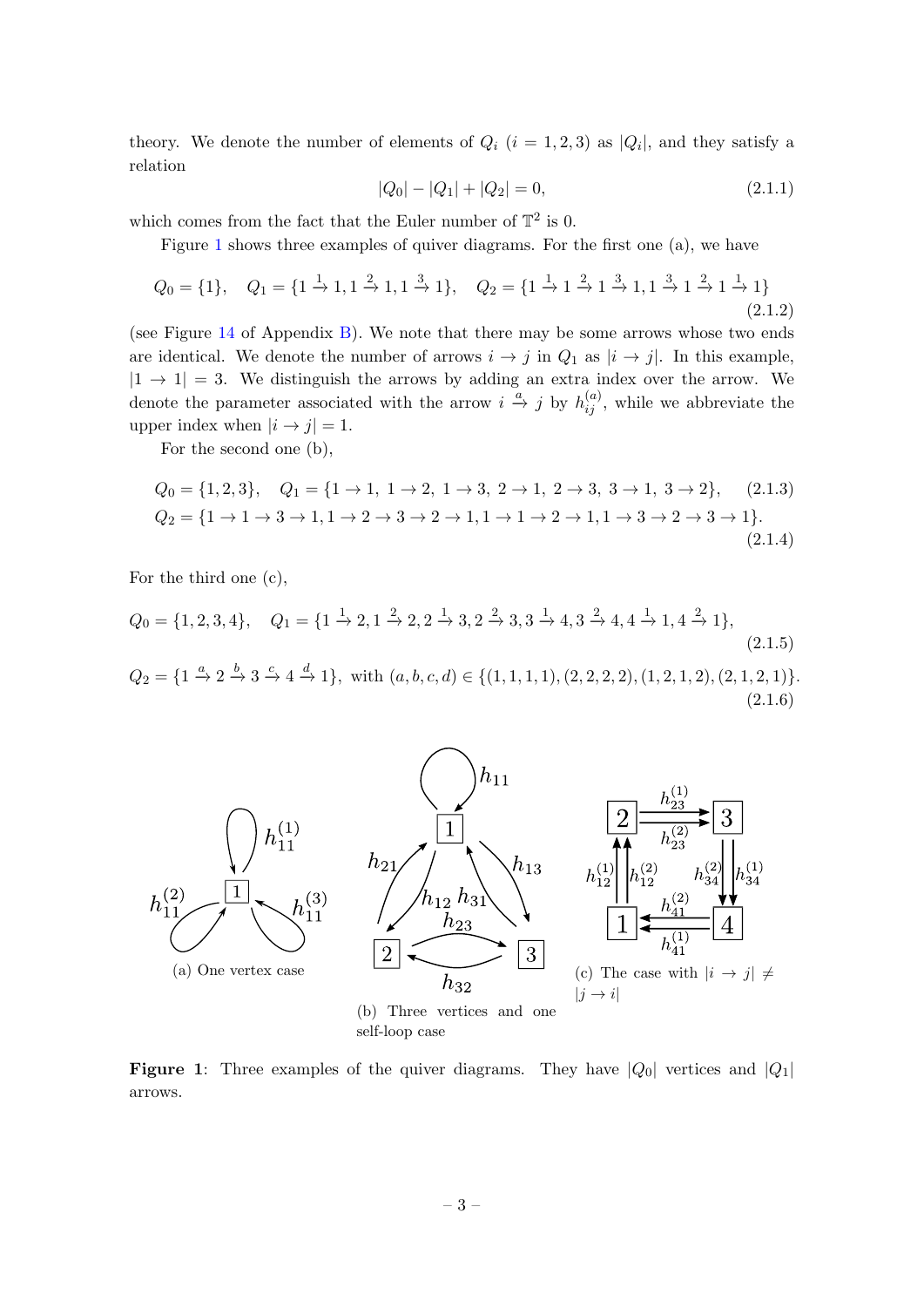theory. We denote the number of elements of $Q_i$ ($i = 1, 2, 3$) as $|Q_i|$, and they satisfy a relation

$$|Q_0| - |Q_1| + |Q_2| = 0, \tag{2.1.1}$$

which comes from the fact that the Euler number of $\mathbb{T}^2$ is 0.

Figure 1 shows three examples of quiver diagrams. For the first one (a), we have

$$Q_0 = \{1\}, \quad Q_1 = \{1 \xrightarrow{1} 1, 1 \xrightarrow{2} 1, 1 \xrightarrow{3} 1\}, \quad Q_2 = \{1 \xrightarrow{1} 1 \xrightarrow{2} 1 \xrightarrow{3} 1, 1 \xrightarrow{3} 1 \xrightarrow{2} 1 \xrightarrow{1} 1\} \tag{2.1.2}$$

(see Figure 14 of Appendix B). We note that there may be some arrows whose two ends are identical. We denote the number of arrows $i \to j$ in $Q_1$ as $|i \to j|$. In this example, $|1 \to 1| = 3$. We distinguish the arrows by adding an extra index over the arrow. We denote the parameter associated with the arrow $i \xrightarrow{a} j$ by $h_{ij}^{(a)}$, while we abbreviate the upper index when $|i \to j| = 1$.

For the second one (b),

$$Q_0 = \{1, 2, 3\}, \quad Q_1 = \{1 \to 1,\ 1 \to 2,\ 1 \to 3,\ 2 \to 1,\ 2 \to 3,\ 3 \to 1,\ 3 \to 2\}, \tag{2.1.3}$$

$$Q_2 = \{1 \to 1 \to 3 \to 1, 1 \to 2 \to 3 \to 2 \to 1, 1 \to 1 \to 2 \to 1, 1 \to 3 \to 2 \to 3 \to 1\}. \tag{2.1.4}$$

For the third one (c),

$$Q_0 = \{1, 2, 3, 4\}, \quad Q_1 = \{1 \xrightarrow{1} 2, 1 \xrightarrow{2} 2, 2 \xrightarrow{1} 3, 2 \xrightarrow{2} 3, 3 \xrightarrow{1} 4, 3 \xrightarrow{2} 4, 4 \xrightarrow{1} 1, 4 \xrightarrow{2} 1\}, \tag{2.1.5}$$

$$Q_2 = \{1 \xrightarrow{a} 2 \xrightarrow{b} 3 \xrightarrow{c} 4 \xrightarrow{d} 1\}, \text{ with } (a, b, c, d) \in \{(1, 1, 1, 1), (2, 2, 2, 2), (1, 2, 1, 2), (2, 1, 2, 1)\}. \tag{2.1.6}$$

$h_{11}^{(1)}$ $h_{11}^{(2)}$ $h_{11}^{(3)}$ 1

(a) One vertex case

$h_{11}$ 1 $h_{21}$ $h_{13}$ $h_{12}$ $h_{31}$ $h_{23}$ 2 3 $h_{32}$

(b) Three vertices and one self-loop case

2 $h_{23}^{(1)}$ $h_{23}^{(2)}$ 3 $h_{12}^{(1)}$ $h_{12}^{(2)}$ $h_{34}^{(2)}$ $h_{34}^{(1)}$ 1 $h_{41}^{(2)}$ $h_{41}^{(1)}$ 4

(c) The case with $|i \to j| \neq |j \to i|$

**Figure 1**: Three examples of the quiver diagrams. They have $|Q_0|$ vertices and $|Q_1|$ arrows.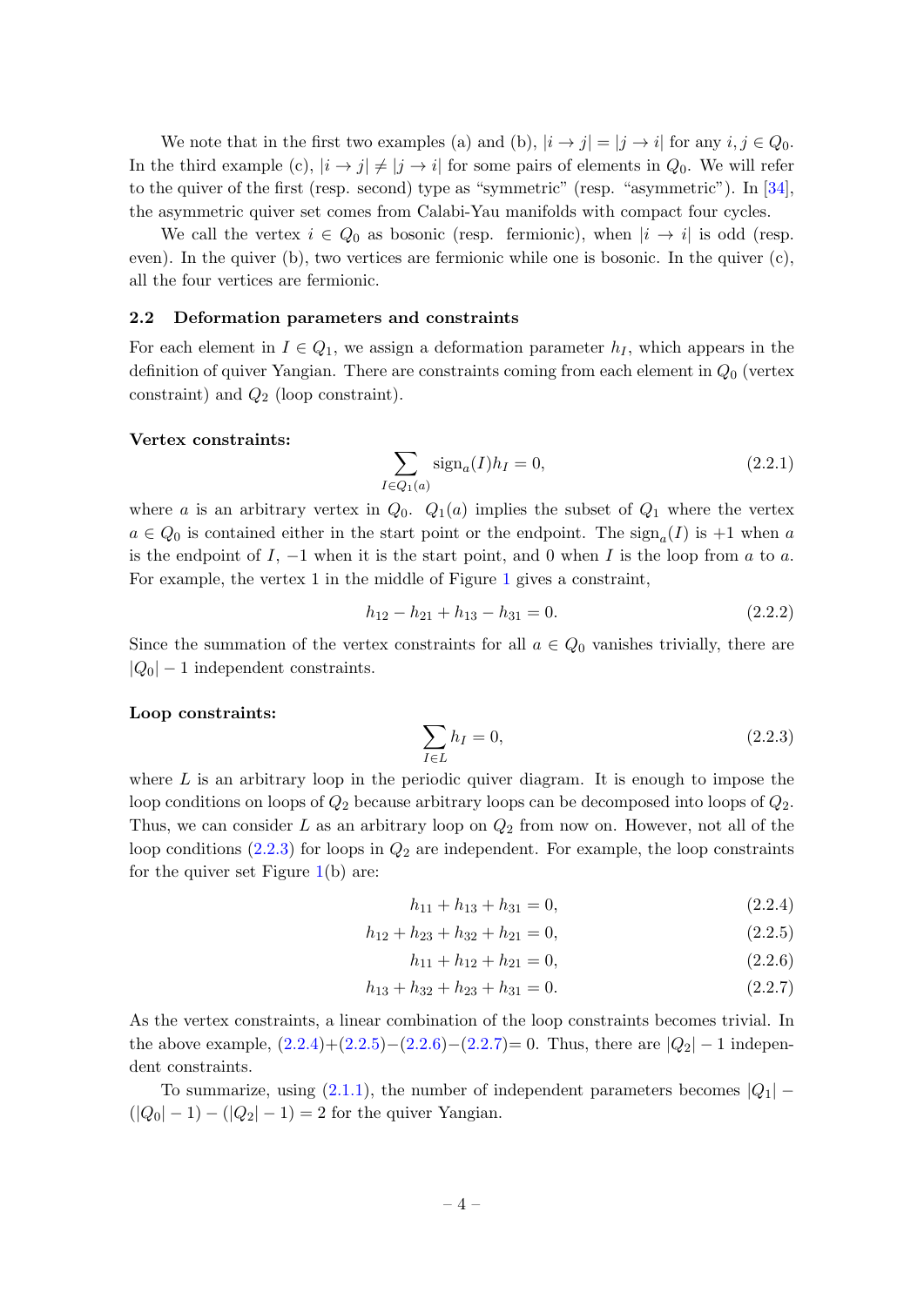We note that in the first two examples (a) and (b), $|i \to j| = |j \to i|$ for any $i, j \in Q_0$. In the third example (c), $|i \to j| \neq |j \to i|$ for some pairs of elements in $Q_0$. We will refer to the quiver of the first (resp. second) type as "symmetric" (resp. "asymmetric"). In [34], the asymmetric quiver set comes from Calabi-Yau manifolds with compact four cycles.

We call the vertex $i \in Q_0$ as bosonic (resp. fermionic), when $|i \to i|$ is odd (resp. even). In the quiver (b), two vertices are fermionic while one is bosonic. In the quiver (c), all the four vertices are fermionic.

### 2.2 Deformation parameters and constraints

For each element in $I \in Q_1$, we assign a deformation parameter $h_I$, which appears in the definition of quiver Yangian. There are constraints coming from each element in $Q_0$ (vertex constraint) and $Q_2$ (loop constraint).

**Vertex constraints:**

$$\sum_{I \in Q_1(a)} \mathrm{sign}_a(I) h_I = 0, \tag{2.2.1}$$

where $a$ is an arbitrary vertex in $Q_0$. $Q_1(a)$ implies the subset of $Q_1$ where the vertex $a \in Q_0$ is contained either in the start point or the endpoint. The $\mathrm{sign}_a(I)$ is $+1$ when $a$ is the endpoint of $I$, $-1$ when it is the start point, and 0 when $I$ is the loop from $a$ to $a$. For example, the vertex 1 in the middle of Figure 1 gives a constraint,

$$h_{12} - h_{21} + h_{13} - h_{31} = 0. \tag{2.2.2}$$

Since the summation of the vertex constraints for all $a \in Q_0$ vanishes trivially, there are $|Q_0| - 1$ independent constraints.

**Loop constraints:**

$$\sum_{I \in L} h_I = 0, \tag{2.2.3}$$

where $L$ is an arbitrary loop in the periodic quiver diagram. It is enough to impose the loop conditions on loops of $Q_2$ because arbitrary loops can be decomposed into loops of $Q_2$. Thus, we can consider $L$ as an arbitrary loop on $Q_2$ from now on. However, not all of the loop conditions (2.2.3) for loops in $Q_2$ are independent. For example, the loop constraints for the quiver set Figure 1(b) are:

$$h_{11} + h_{13} + h_{31} = 0, \tag{2.2.4}$$

$$h_{12} + h_{23} + h_{32} + h_{21} = 0, \tag{2.2.5}$$

$$h_{11} + h_{12} + h_{21} = 0, \tag{2.2.6}$$

$$h_{13} + h_{32} + h_{23} + h_{31} = 0. \tag{2.2.7}$$

As the vertex constraints, a linear combination of the loop constraints becomes trivial. In the above example, (2.2.4)+(2.2.5)−(2.2.6)−(2.2.7)= 0. Thus, there are $|Q_2| - 1$ independent constraints.

To summarize, using (2.1.1), the number of independent parameters becomes $|Q_1| - (|Q_0| - 1) - (|Q_2| - 1) = 2$ for the quiver Yangian.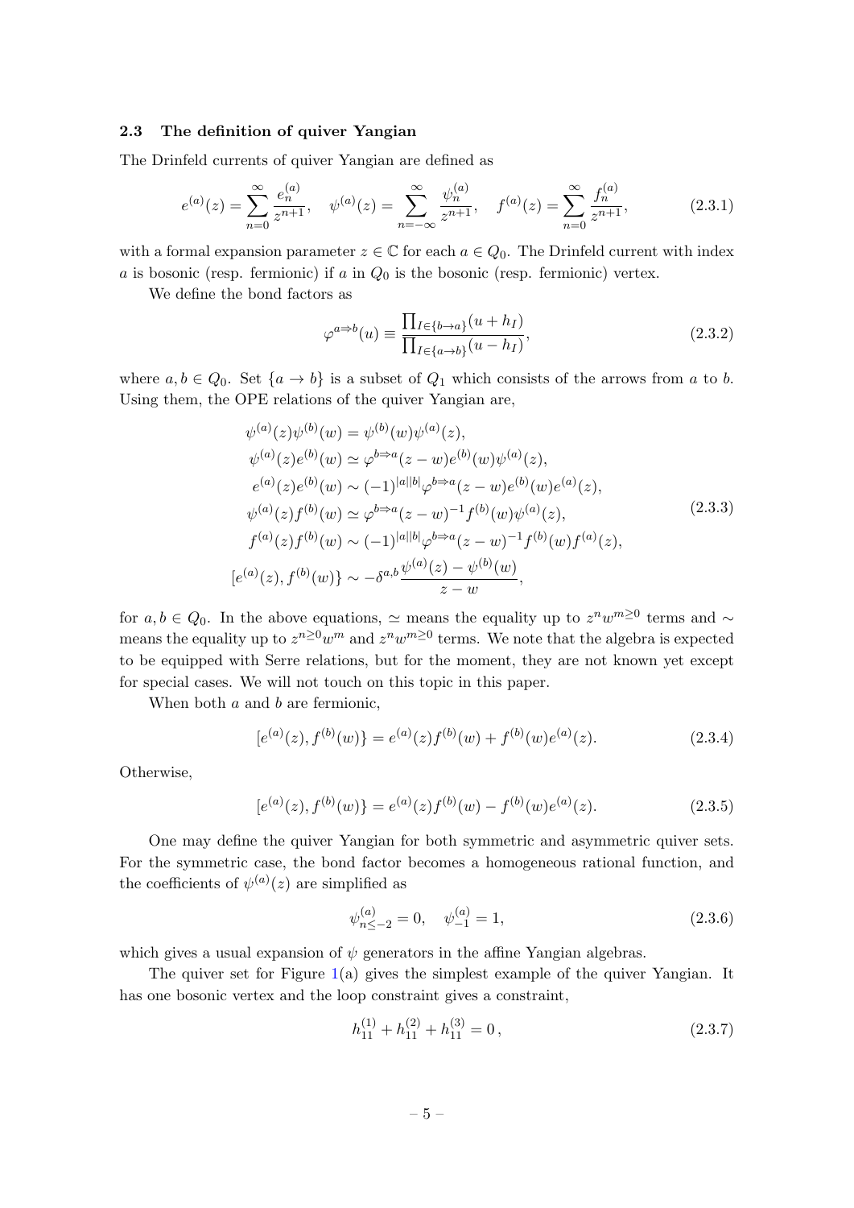### 2.3 The definition of quiver Yangian

The Drinfeld currents of quiver Yangian are defined as

$$e^{(a)}(z) = \sum_{n=0}^{\infty} \frac{e_n^{(a)}}{z^{n+1}}, \quad \psi^{(a)}(z) = \sum_{n=-\infty}^{\infty} \frac{\psi_n^{(a)}}{z^{n+1}}, \quad f^{(a)}(z) = \sum_{n=0}^{\infty} \frac{f_n^{(a)}}{z^{n+1}}, \tag{2.3.1}$$

with a formal expansion parameter $z \in \mathbb{C}$ for each $a \in Q_0$. The Drinfeld current with index $a$ is bosonic (resp. fermionic) if $a$ in $Q_0$ is the bosonic (resp. fermionic) vertex.

We define the bond factors as

$$\varphi^{a \Rightarrow b}(u) \equiv \frac{\prod_{I \in \{b \to a\}} (u + h_I)}{\prod_{I \in \{a \to b\}} (u - h_I)}, \tag{2.3.2}$$

where $a, b \in Q_0$. Set $\{a \to b\}$ is a subset of $Q_1$ which consists of the arrows from $a$ to $b$. Using them, the OPE relations of the quiver Yangian are,

$$\begin{aligned}
\psi^{(a)}(z)\psi^{(b)}(w) &= \psi^{(b)}(w)\psi^{(a)}(z), \\
\psi^{(a)}(z)e^{(b)}(w) &\simeq \varphi^{b \Rightarrow a}(z-w) e^{(b)}(w)\psi^{(a)}(z), \\
e^{(a)}(z)e^{(b)}(w) &\sim (-1)^{|a||b|} \varphi^{b \Rightarrow a}(z-w) e^{(b)}(w) e^{(a)}(z), \\
\psi^{(a)}(z)f^{(b)}(w) &\simeq \varphi^{b \Rightarrow a}(z-w)^{-1} f^{(b)}(w)\psi^{(a)}(z), \\
f^{(a)}(z)f^{(b)}(w) &\sim (-1)^{|a||b|} \varphi^{b \Rightarrow a}(z-w)^{-1} f^{(b)}(w) f^{(a)}(z), \\
[e^{(a)}(z), f^{(b)}(w)\} &\sim -\delta^{a,b} \frac{\psi^{(a)}(z) - \psi^{(b)}(w)}{z-w},
\end{aligned} \tag{2.3.3}$$

for $a, b \in Q_0$. In the above equations, $\simeq$ means the equality up to $z^n w^{m \geq 0}$ terms and $\sim$ means the equality up to $z^{n \geq 0} w^m$ and $z^n w^{m \geq 0}$ terms. We note that the algebra is expected to be equipped with Serre relations, but for the moment, they are not known yet except for special cases. We will not touch on this topic in this paper.

When both $a$ and $b$ are fermionic,

$$[e^{(a)}(z), f^{(b)}(w)\} = e^{(a)}(z)f^{(b)}(w) + f^{(b)}(w)e^{(a)}(z). \tag{2.3.4}$$

Otherwise,

$$[e^{(a)}(z), f^{(b)}(w)\} = e^{(a)}(z)f^{(b)}(w) - f^{(b)}(w)e^{(a)}(z). \tag{2.3.5}$$

One may define the quiver Yangian for both symmetric and asymmetric quiver sets. For the symmetric case, the bond factor becomes a homogeneous rational function, and the coefficients of $\psi^{(a)}(z)$ are simplified as

$$\psi_{n \leq -2}^{(a)} = 0, \quad \psi_{-1}^{(a)} = 1, \tag{2.3.6}$$

which gives a usual expansion of $\psi$ generators in the affine Yangian algebras.

The quiver set for Figure 1(a) gives the simplest example of the quiver Yangian. It has one bosonic vertex and the loop constraint gives a constraint,

$$h_{11}^{(1)} + h_{11}^{(2)} + h_{11}^{(3)} = 0\,, \tag{2.3.7}$$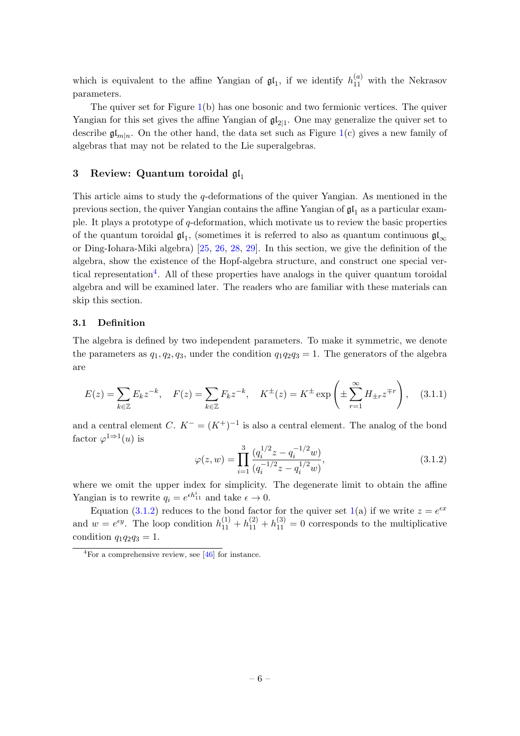which is equivalent to the affine Yangian of $\mathfrak{gl}_1$, if we identify $h_{11}^{(a)}$ with the Nekrasov parameters.

The quiver set for Figure 1(b) has one bosonic and two fermionic vertices. The quiver Yangian for this set gives the affine Yangian of $\mathfrak{gl}_{2|1}$. One may generalize the quiver set to describe $\mathfrak{gl}_{m|n}$. On the other hand, the data set such as Figure 1(c) gives a new family of algebras that may not be related to the Lie superalgebras.

## 3 Review: Quantum toroidal $\mathfrak{gl}_1$

This article aims to study the $q$-deformations of the quiver Yangian. As mentioned in the previous section, the quiver Yangian contains the affine Yangian of $\mathfrak{gl}_1$ as a particular example. It plays a prototype of $q$-deformation, which motivate us to review the basic properties of the quantum toroidal $\mathfrak{gl}_1$, (sometimes it is referred to also as quantum continuous $\mathfrak{gl}_\infty$ or Ding-Iohara-Miki algebra) [25, 26, 28, 29]. In this section, we give the definition of the algebra, show the existence of the Hopf-algebra structure, and construct one special vertical representation[4]. All of these properties have analogs in the quiver quantum toroidal algebra and will be examined later. The readers who are familiar with these materials can skip this section.

### 3.1 Definition

The algebra is defined by two independent parameters. To make it symmetric, we denote the parameters as $q_1, q_2, q_3$, under the condition $q_1q_2q_3 = 1$. The generators of the algebra are

$$E(z) = \sum_{k\in\mathbb{Z}} E_k z^{-k}, \quad F(z) = \sum_{k\in\mathbb{Z}} F_k z^{-k}, \quad K^{\pm}(z) = K^{\pm} \exp\left(\pm \sum_{r=1}^{\infty} H_{\pm r} z^{\mp r}\right), \tag{3.1.1}$$

and a central element $C$. $K^- = (K^+)^{-1}$ is also a central element. The analog of the bond factor $\varphi^{1\Rightarrow 1}(u)$ is

$$\varphi(z,w) = \prod_{i=1}^{3} \frac{(q_i^{1/2} z - q_i^{-1/2} w)}{(q_i^{-1/2} z - q_i^{1/2} w)}, \tag{3.1.2}$$

where we omit the upper index for simplicity. The degenerate limit to obtain the affine Yangian is to rewrite $q_i = e^{\epsilon h_{11}^i}$ and take $\epsilon \to 0$.

Equation (3.1.2) reduces to the bond factor for the quiver set 1(a) if we write $z = e^{\epsilon x}$ and $w = e^{\epsilon y}$. The loop condition $h_{11}^{(1)} + h_{11}^{(2)} + h_{11}^{(3)} = 0$ corresponds to the multiplicative condition $q_1q_2q_3 = 1$.

[4] For a comprehensive review, see [46] for instance.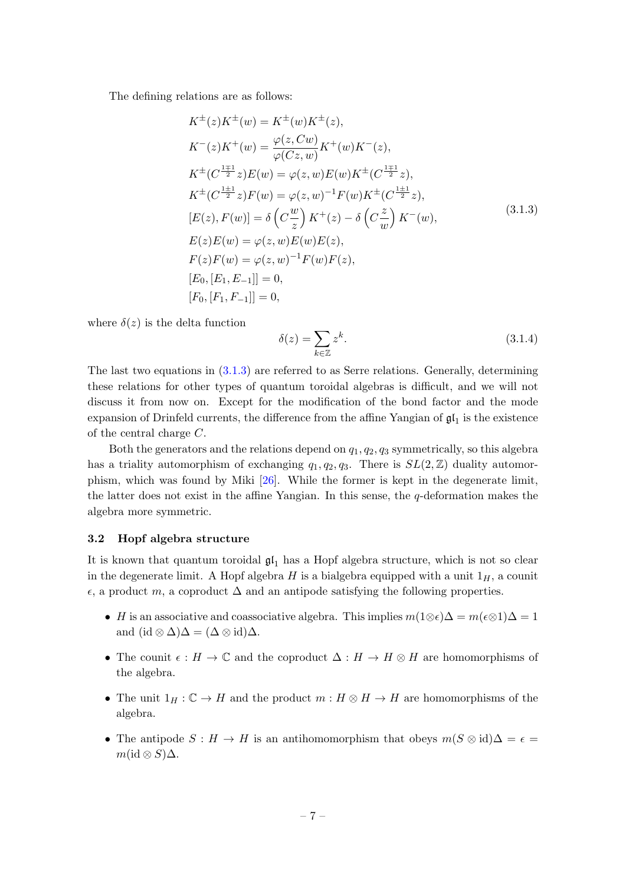The defining relations are as follows:

$$
\begin{aligned}
&K^{\pm}(z)K^{\pm}(w) = K^{\pm}(w)K^{\pm}(z),\\
&K^{-}(z)K^{+}(w) = \frac{\varphi(z,Cw)}{\varphi(Cz,w)}K^{+}(w)K^{-}(z),\\
&K^{\pm}(C^{\frac{1\mp1}{2}}z)E(w) = \varphi(z,w)E(w)K^{\pm}(C^{\frac{1\mp1}{2}}z),\\
&K^{\pm}(C^{\frac{1\pm1}{2}}z)F(w) = \varphi(z,w)^{-1}F(w)K^{\pm}(C^{\frac{1\pm1}{2}}z),\\
&[E(z),F(w)] = \delta\left(C\frac{w}{z}\right)K^{+}(z) - \delta\left(C\frac{z}{w}\right)K^{-}(w),\\
&E(z)E(w) = \varphi(z,w)E(w)E(z),\\
&F(z)F(w) = \varphi(z,w)^{-1}F(w)F(z),\\
&[E_0,[E_1,E_{-1}]] = 0,\\
&[F_0,[F_1,F_{-1}]] = 0,
\end{aligned}
\tag{3.1.3}
$$

where $\delta(z)$ is the delta function

$$
\delta(z) = \sum_{k\in\mathbb{Z}} z^k. \tag{3.1.4}
$$

The last two equations in (3.1.3) are referred to as Serre relations. Generally, determining these relations for other types of quantum toroidal algebras is difficult, and we will not discuss it from now on. Except for the modification of the bond factor and the mode expansion of Drinfeld currents, the difference from the affine Yangian of $\mathfrak{gl}_1$ is the existence of the central charge $C$.

Both the generators and the relations depend on $q_1,q_2,q_3$ symmetrically, so this algebra has a triality automorphism of exchanging $q_1,q_2,q_3$. There is $SL(2,\mathbb{Z})$ duality automorphism, which was found by Miki [26]. While the former is kept in the degenerate limit, the latter does not exist in the affine Yangian. In this sense, the $q$-deformation makes the algebra more symmetric.

### 3.2 Hopf algebra structure

It is known that quantum toroidal $\mathfrak{gl}_1$ has a Hopf algebra structure, which is not so clear in the degenerate limit. A Hopf algebra $H$ is a bialgebra equipped with a unit $1_H$, a counit $\epsilon$, a product $m$, a coproduct $\Delta$ and an antipode satisfying the following properties.

- $H$ is an associative and coassociative algebra. This implies $m(1\otimes\epsilon)\Delta = m(\epsilon\otimes 1)\Delta = 1$ and $(\mathrm{id}\otimes\Delta)\Delta = (\Delta\otimes\mathrm{id})\Delta$.
- The counit $\epsilon : H \to \mathbb{C}$ and the coproduct $\Delta : H \to H\otimes H$ are homomorphisms of the algebra.
- The unit $1_H : \mathbb{C} \to H$ and the product $m : H\otimes H \to H$ are homomorphisms of the algebra.
- The antipode $S : H \to H$ is an antihomomorphism that obeys $m(S\otimes\mathrm{id})\Delta = \epsilon = m(\mathrm{id}\otimes S)\Delta$.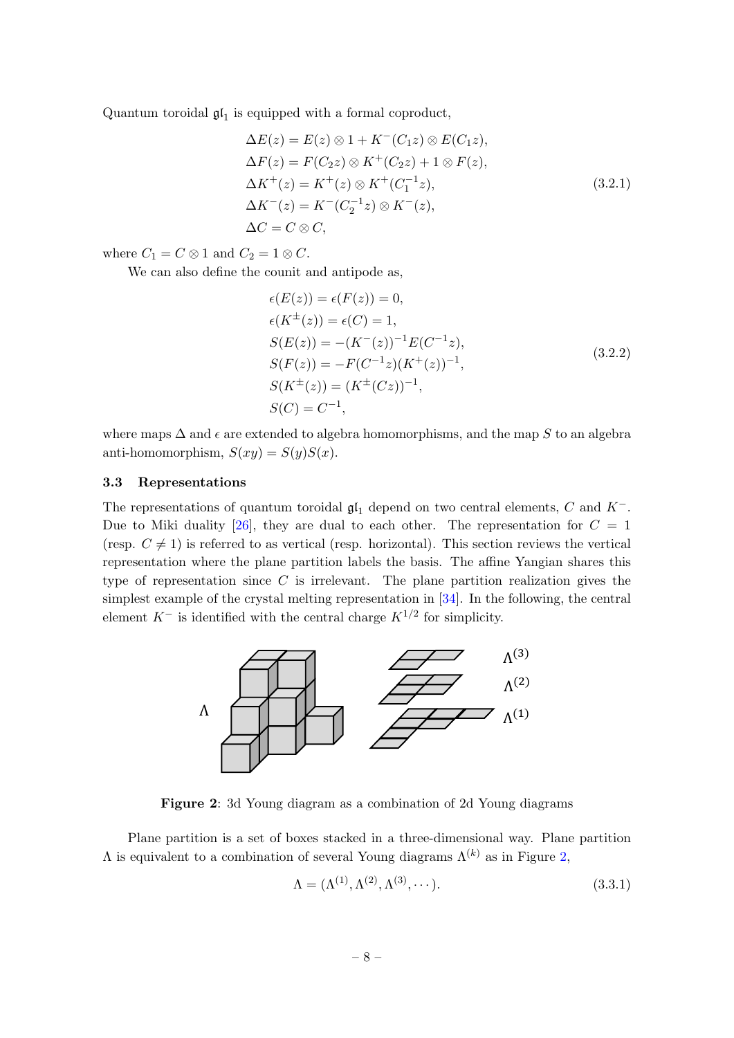Quantum toroidal $\mathfrak{gl}_1$ is equipped with a formal coproduct,

$$
\begin{aligned}
\Delta E(z) &= E(z) \otimes 1 + K^-(C_1 z) \otimes E(C_1 z), \\
\Delta F(z) &= F(C_2 z) \otimes K^+(C_2 z) + 1 \otimes F(z), \\
\Delta K^+(z) &= K^+(z) \otimes K^+(C_1^{-1} z), \\
\Delta K^-(z) &= K^-(C_2^{-1} z) \otimes K^-(z), \\
\Delta C &= C \otimes C,
\end{aligned}
\tag{3.2.1}
$$

where $C_1 = C \otimes 1$ and $C_2 = 1 \otimes C$.

We can also define the counit and antipode as,

$$
\begin{aligned}
\epsilon(E(z)) &= \epsilon(F(z)) = 0, \\
\epsilon(K^\pm(z)) &= \epsilon(C) = 1, \\
S(E(z)) &= -(K^-(z))^{-1} E(C^{-1} z), \\
S(F(z)) &= -F(C^{-1} z)(K^+(z))^{-1}, \\
S(K^\pm(z)) &= (K^\pm(Cz))^{-1}, \\
S(C) &= C^{-1},
\end{aligned}
\tag{3.2.2}
$$

where maps $\Delta$ and $\epsilon$ are extended to algebra homomorphisms, and the map $S$ to an algebra anti-homomorphism, $S(xy) = S(y)S(x)$.

### 3.3 Representations

The representations of quantum toroidal $\mathfrak{gl}_1$ depend on two central elements, $C$ and $K^-$. Due to Miki duality [26], they are dual to each other. The representation for $C = 1$ (resp. $C \neq 1$) is referred to as vertical (resp. horizontal). This section reviews the vertical representation where the plane partition labels the basis. The affine Yangian shares this type of representation since $C$ is irrelevant. The plane partition realization gives the simplest example of the crystal melting representation in [34]. In the following, the central element $K^-$ is identified with the central charge $K^{1/2}$ for simplicity.

$\Lambda$

$\Lambda^{(3)}$

$\Lambda^{(2)}$

$\Lambda^{(1)}$

**Figure 2**: 3d Young diagram as a combination of 2d Young diagrams

Plane partition is a set of boxes stacked in a three-dimensional way. Plane partition $\Lambda$ is equivalent to a combination of several Young diagrams $\Lambda^{(k)}$ as in Figure 2,

$$
\Lambda = (\Lambda^{(1)}, \Lambda^{(2)}, \Lambda^{(3)}, \cdots).
\tag{3.3.1}
$$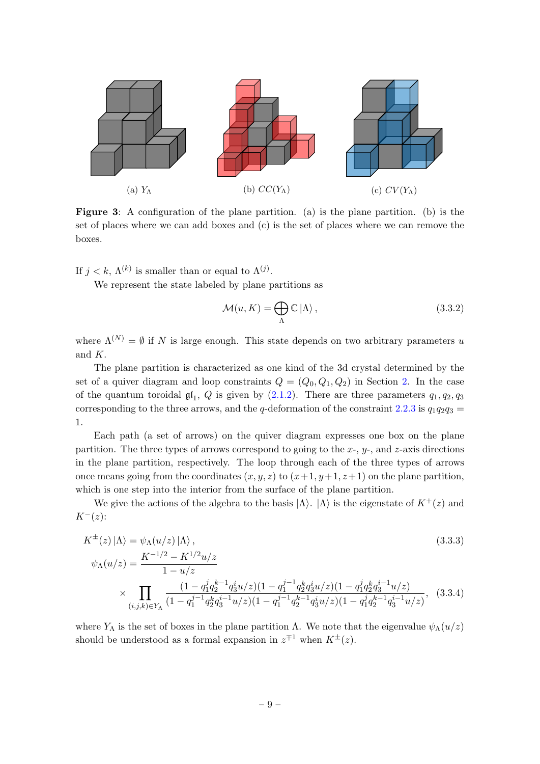(a) $Y_\Lambda$

(b) $CC(Y_\Lambda)$

(c) $CV(Y_\Lambda)$

**Figure 3**: A configuration of the plane partition. (a) is the plane partition. (b) is the set of places where we can add boxes and (c) is the set of places where we can remove the boxes.

If $j < k$, $\Lambda^{(k)}$ is smaller than or equal to $\Lambda^{(j)}$.

We represent the state labeled by plane partitions as

$$\mathcal{M}(u, K) = \bigoplus_{\Lambda} \mathbb{C} |\Lambda\rangle , \tag{3.3.2}$$

where $\Lambda^{(N)} = \emptyset$ if $N$ is large enough. This state depends on two arbitrary parameters $u$ and $K$.

The plane partition is characterized as one kind of the 3d crystal determined by the set of a quiver diagram and loop constraints $Q = (Q_0, Q_1, Q_2)$ in Section 2. In the case of the quantum toroidal $\mathfrak{gl}_1$, $Q$ is given by (2.1.2). There are three parameters $q_1, q_2, q_3$ corresponding to the three arrows, and the $q$-deformation of the constraint 2.2.3 is $q_1 q_2 q_3 = 1$.

Each path (a set of arrows) on the quiver diagram expresses one box on the plane partition. The three types of arrows correspond to going to the $x$-, $y$-, and $z$-axis directions in the plane partition, respectively. The loop through each of the three types of arrows once means going from the coordinates $(x, y, z)$ to $(x+1, y+1, z+1)$ on the plane partition, which is one step into the interior from the surface of the plane partition.

We give the actions of the algebra to the basis $|\Lambda\rangle$. $|\Lambda\rangle$ is the eigenstate of $K^+(z)$ and $K^-(z)$:

$$K^{\pm}(z) |\Lambda\rangle = \psi_\Lambda(u/z) |\Lambda\rangle , \tag{3.3.3}$$

$$\psi_\Lambda(u/z) = \frac{K^{-1/2} - K^{1/2} u/z}{1 - u/z}$$
$$\times \prod_{(i,j,k) \in Y_\Lambda} \frac{(1 - q_1^j q_2^{k-1} q_3^i u/z)(1 - q_1^{j-1} q_2^k q_3^i u/z)(1 - q_1^j q_2^k q_3^{i-1} u/z)}{(1 - q_1^{j-1} q_2^k q_3^{i-1} u/z)(1 - q_1^{j-1} q_2^{k-1} q_3^i u/z)(1 - q_1^j q_2^{k-1} q_3^{i-1} u/z)}, \tag{3.3.4}$$

where $Y_\Lambda$ is the set of boxes in the plane partition $\Lambda$. We note that the eigenvalue $\psi_\Lambda(u/z)$ should be understood as a formal expansion in $z^{\mp 1}$ when $K^{\pm}(z)$.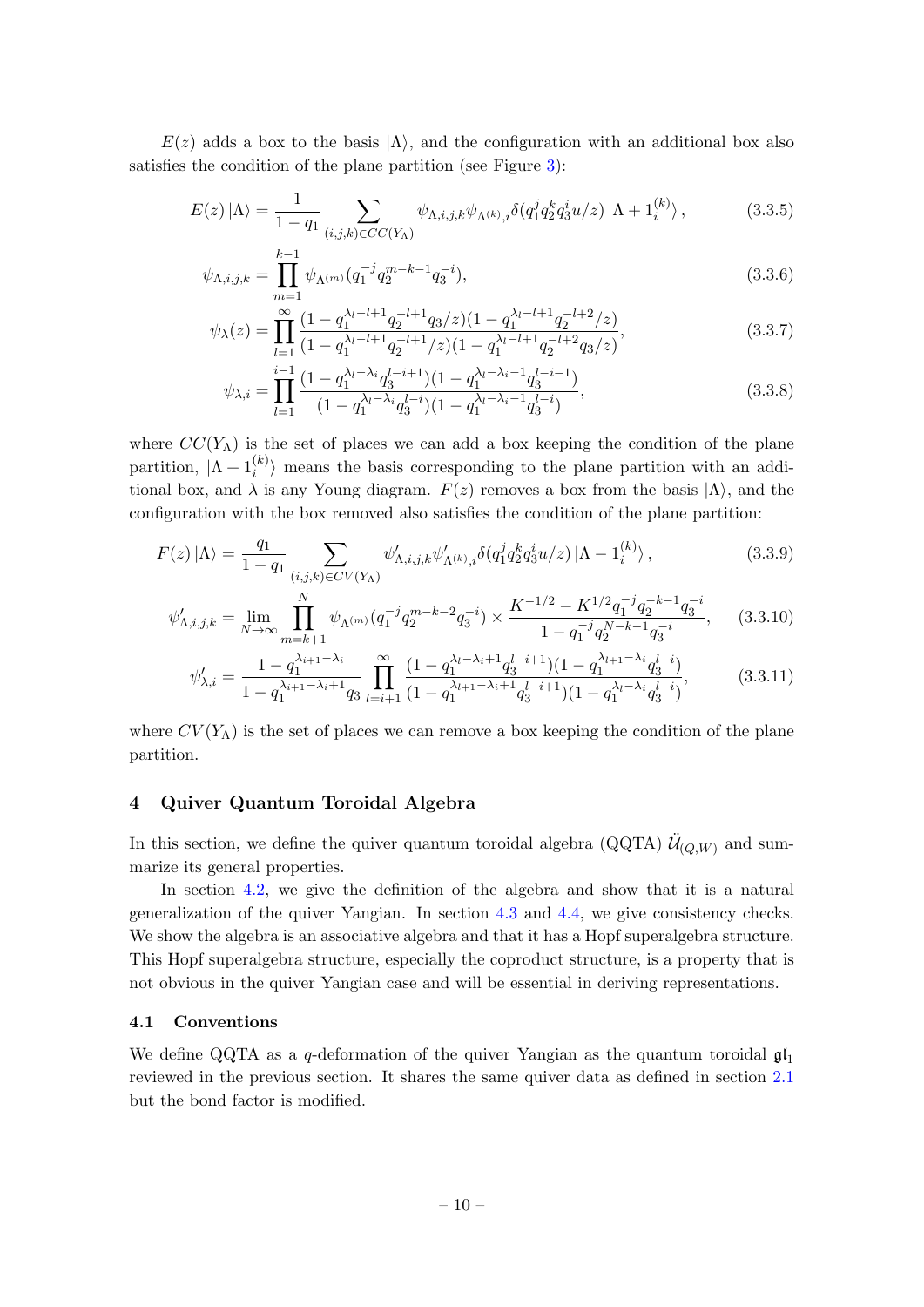$E(z)$ adds a box to the basis $|\Lambda\rangle$, and the configuration with an additional box also satisfies the condition of the plane partition (see Figure 3):

$$E(z)\,|\Lambda\rangle = \frac{1}{1-q_1}\sum_{(i,j,k)\in CC(Y_\Lambda)} \psi_{\Lambda,i,j,k}\psi_{\Lambda^{(k)},i}\delta(q_1^j q_2^k q_3^i u/z)\,|\Lambda + 1_i^{(k)}\rangle\,, \tag{3.3.5}$$

$$\psi_{\Lambda,i,j,k} = \prod_{m=1}^{k-1}\psi_{\Lambda^{(m)}}(q_1^{-j}q_2^{m-k-1}q_3^{-i}), \tag{3.3.6}$$

$$\psi_\lambda(z) = \prod_{l=1}^{\infty}\frac{(1-q_1^{\lambda_l-l+1}q_2^{-l+1}q_3/z)(1-q_1^{\lambda_l-l+1}q_2^{-l+2}/z)}{(1-q_1^{\lambda_l-l+1}q_2^{-l+1}/z)(1-q_1^{\lambda_l-l+1}q_2^{-l+2}q_3/z)}, \tag{3.3.7}$$

$$\psi_{\lambda,i} = \prod_{l=1}^{i-1}\frac{(1-q_1^{\lambda_l-\lambda_i}q_3^{l-i+1})(1-q_1^{\lambda_l-\lambda_i-1}q_3^{l-i-1})}{(1-q_1^{\lambda_l-\lambda_i}q_3^{l-i})(1-q_1^{\lambda_l-\lambda_i-1}q_3^{l-i})}, \tag{3.3.8}$$

where $CC(Y_\Lambda)$ is the set of places we can add a box keeping the condition of the plane partition, $|\Lambda + 1_i^{(k)}\rangle$ means the basis corresponding to the plane partition with an additional box, and $\lambda$ is any Young diagram. $F(z)$ removes a box from the basis $|\Lambda\rangle$, and the configuration with the box removed also satisfies the condition of the plane partition:

$$F(z)\,|\Lambda\rangle = \frac{q_1}{1-q_1}\sum_{(i,j,k)\in CV(Y_\Lambda)} \psi'_{\Lambda,i,j,k}\psi'_{\Lambda^{(k)},i}\delta(q_1^j q_2^k q_3^i u/z)\,|\Lambda - 1_i^{(k)}\rangle\,, \tag{3.3.9}$$

$$\psi'_{\Lambda,i,j,k} = \lim_{N\to\infty}\prod_{m=k+1}^{N}\psi_{\Lambda^{(m)}}(q_1^{-j}q_2^{m-k-2}q_3^{-i}) \times \frac{K^{-1/2}-K^{1/2}q_1^{-j}q_2^{-k-1}q_3^{-i}}{1-q_1^{-j}q_2^{N-k-1}q_3^{-i}}, \tag{3.3.10}$$

$$\psi'_{\lambda,i} = \frac{1-q_1^{\lambda_{i+1}-\lambda_i}}{1-q_1^{\lambda_{i+1}-\lambda_i+1}q_3}\prod_{l=i+1}^{\infty}\frac{(1-q_1^{\lambda_l-\lambda_i+1}q_3^{l-i+1})(1-q_1^{\lambda_{l+1}-\lambda_i}q_3^{l-i})}{(1-q_1^{\lambda_{l+1}-\lambda_i+1}q_3^{l-i+1})(1-q_1^{\lambda_l-\lambda_i}q_3^{l-i})}, \tag{3.3.11}$$

where $CV(Y_\Lambda)$ is the set of places we can remove a box keeping the condition of the plane partition.

# 4 Quiver Quantum Toroidal Algebra

In this section, we define the quiver quantum toroidal algebra (QQTA) $\ddot{\mathcal{U}}_{(Q,W)}$ and summarize its general properties.

In section 4.2, we give the definition of the algebra and show that it is a natural generalization of the quiver Yangian. In section 4.3 and 4.4, we give consistency checks. We show the algebra is an associative algebra and that it has a Hopf superalgebra structure. This Hopf superalgebra structure, especially the coproduct structure, is a property that is not obvious in the quiver Yangian case and will be essential in deriving representations.

## 4.1 Conventions

We define QQTA as a $q$-deformation of the quiver Yangian as the quantum toroidal $\mathfrak{gl}_1$ reviewed in the previous section. It shares the same quiver data as defined in section 2.1 but the bond factor is modified.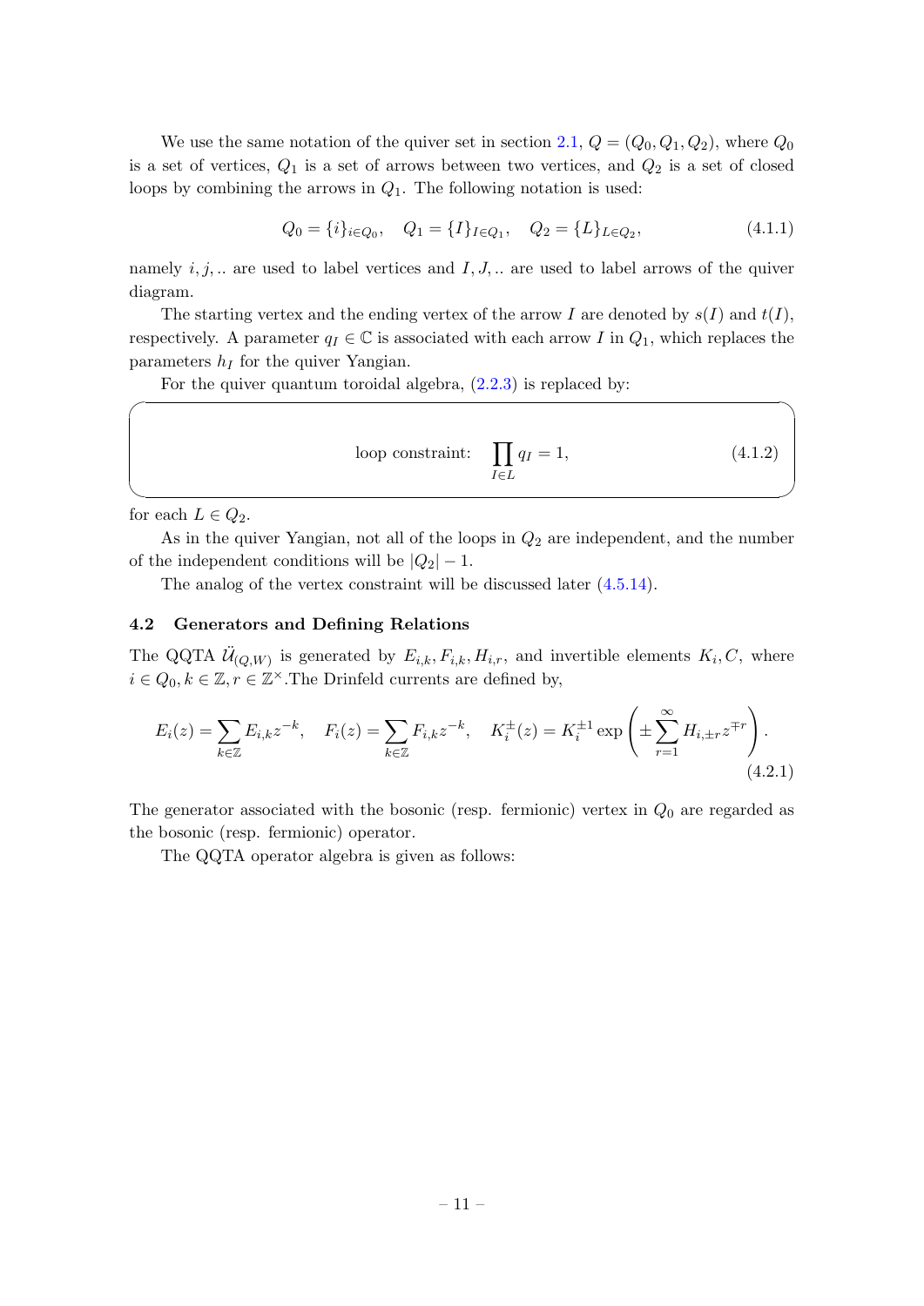We use the same notation of the quiver set in section 2.1, $Q = (Q_0, Q_1, Q_2)$, where $Q_0$ is a set of vertices, $Q_1$ is a set of arrows between two vertices, and $Q_2$ is a set of closed loops by combining the arrows in $Q_1$. The following notation is used:

$$Q_0 = \{i\}_{i \in Q_0}, \quad Q_1 = \{I\}_{I \in Q_1}, \quad Q_2 = \{L\}_{L \in Q_2}, \tag{4.1.1}$$

namely $i, j, ..$ are used to label vertices and $I, J, ..$ are used to label arrows of the quiver diagram.

The starting vertex and the ending vertex of the arrow $I$ are denoted by $s(I)$ and $t(I)$, respectively. A parameter $q_I \in \mathbb{C}$ is associated with each arrow $I$ in $Q_1$, which replaces the parameters $h_I$ for the quiver Yangian.

For the quiver quantum toroidal algebra, (2.2.3) is replaced by:

$$\text{loop constraint:} \quad \prod_{I \in L} q_I = 1, \tag{4.1.2}$$

for each $L \in Q_2$.

As in the quiver Yangian, not all of the loops in $Q_2$ are independent, and the number of the independent conditions will be $|Q_2| - 1$.

The analog of the vertex constraint will be discussed later (4.5.14).

### 4.2 Generators and Defining Relations

The QQTA $\ddot{\mathcal{U}}_{(Q,W)}$ is generated by $E_{i,k}, F_{i,k}, H_{i,r}$, and invertible elements $K_i, C$, where $i \in Q_0, k \in \mathbb{Z}, r \in \mathbb{Z}^{\times}$.The Drinfeld currents are defined by,

$$E_i(z) = \sum_{k \in \mathbb{Z}} E_{i,k} z^{-k}, \quad F_i(z) = \sum_{k \in \mathbb{Z}} F_{i,k} z^{-k}, \quad K_i^{\pm}(z) = K_i^{\pm 1} \exp\left( \pm \sum_{r=1}^{\infty} H_{i,\pm r} z^{\mp r} \right). \tag{4.2.1}$$

The generator associated with the bosonic (resp. fermionic) vertex in $Q_0$ are regarded as the bosonic (resp. fermionic) operator.

The QQTA operator algebra is given as follows: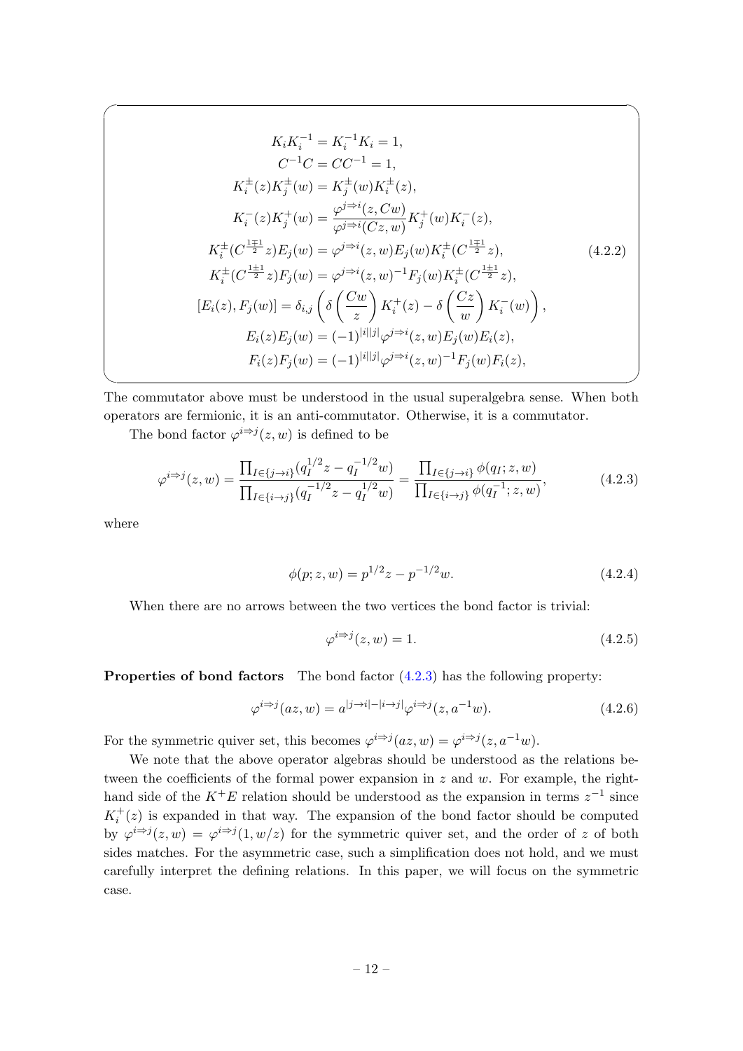$$
\begin{aligned}
K_i K_i^{-1} &= K_i^{-1} K_i = 1, \\
C^{-1} C &= C C^{-1} = 1, \\
K_i^{\pm}(z) K_j^{\pm}(w) &= K_j^{\pm}(w) K_i^{\pm}(z), \\
K_i^{-}(z) K_j^{+}(w) &= \frac{\varphi^{j\Rightarrow i}(z, Cw)}{\varphi^{j\Rightarrow i}(Cz, w)} K_j^{+}(w) K_i^{-}(z), \\
K_i^{\pm}(C^{\frac{1\mp 1}{2}} z) E_j(w) &= \varphi^{j\Rightarrow i}(z, w) E_j(w) K_i^{\pm}(C^{\frac{1\mp 1}{2}} z), \\
K_i^{\pm}(C^{\frac{1\pm 1}{2}} z) F_j(w) &= \varphi^{j\Rightarrow i}(z, w)^{-1} F_j(w) K_i^{\pm}(C^{\frac{1\pm 1}{2}} z), \\
[E_i(z), F_j(w)] &= \delta_{i,j} \left( \delta\left(\frac{Cw}{z}\right) K_i^{+}(z) - \delta\left(\frac{Cz}{w}\right) K_i^{-}(w) \right), \\
E_i(z) E_j(w) &= (-1)^{|i||j|} \varphi^{j\Rightarrow i}(z, w) E_j(w) E_i(z), \\
F_i(z) F_j(w) &= (-1)^{|i||j|} \varphi^{j\Rightarrow i}(z, w)^{-1} F_j(w) F_i(z),
\end{aligned}
\tag{4.2.2}
$$

The commutator above must be understood in the usual superalgebra sense. When both operators are fermionic, it is an anti-commutator. Otherwise, it is a commutator.

The bond factor $\varphi^{i\Rightarrow j}(z, w)$ is defined to be

$$
\varphi^{i\Rightarrow j}(z, w) = \frac{\prod_{I\in\{j\to i\}} (q_I^{1/2} z - q_I^{-1/2} w)}{\prod_{I\in\{i\to j\}} (q_I^{-1/2} z - q_I^{1/2} w)} = \frac{\prod_{I\in\{j\to i\}} \phi(q_I; z, w)}{\prod_{I\in\{i\to j\}} \phi(q_I^{-1}; z, w)},
\tag{4.2.3}
$$

where

$$
\phi(p; z, w) = p^{1/2} z - p^{-1/2} w.
\tag{4.2.4}
$$

When there are no arrows between the two vertices the bond factor is trivial:

$$
\varphi^{i\Rightarrow j}(z, w) = 1.
\tag{4.2.5}
$$

**Properties of bond factors** The bond factor (4.2.3) has the following property:

$$
\varphi^{i\Rightarrow j}(az, w) = a^{|j\to i| - |i\to j|} \varphi^{i\Rightarrow j}(z, a^{-1} w).
\tag{4.2.6}
$$

For the symmetric quiver set, this becomes $\varphi^{i\Rightarrow j}(az, w) = \varphi^{i\Rightarrow j}(z, a^{-1} w)$.

We note that the above operator algebras should be understood as the relations between the coefficients of the formal power expansion in $z$ and $w$. For example, the right-hand side of the $K^+E$ relation should be understood as the expansion in terms $z^{-1}$ since $K_i^+(z)$ is expanded in that way. The expansion of the bond factor should be computed by $\varphi^{i\Rightarrow j}(z, w) = \varphi^{i\Rightarrow j}(1, w/z)$ for the symmetric quiver set, and the order of $z$ of both sides matches. For the asymmetric case, such a simplification does not hold, and we must carefully interpret the defining relations. In this paper, we will focus on the symmetric case.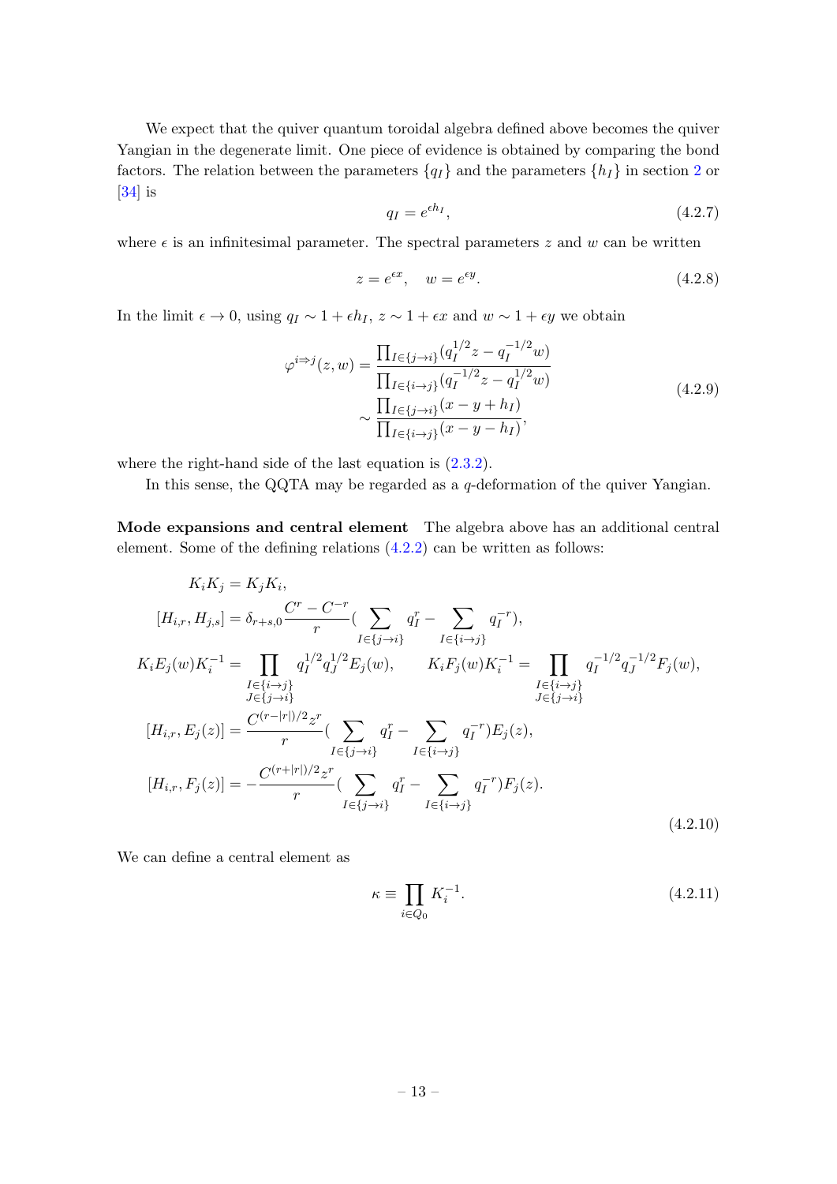We expect that the quiver quantum toroidal algebra defined above becomes the quiver Yangian in the degenerate limit. One piece of evidence is obtained by comparing the bond factors. The relation between the parameters $\{q_I\}$ and the parameters $\{h_I\}$ in section 2 or [34] is

$$q_I = e^{\epsilon h_I}, \tag{4.2.7}$$

where $\epsilon$ is an infinitesimal parameter. The spectral parameters $z$ and $w$ can be written

$$z = e^{\epsilon x}, \quad w = e^{\epsilon y}. \tag{4.2.8}$$

In the limit $\epsilon \to 0$, using $q_I \sim 1 + \epsilon h_I$, $z \sim 1 + \epsilon x$ and $w \sim 1 + \epsilon y$ we obtain

$$\begin{aligned}
\varphi^{i \Rightarrow j}(z, w) &= \frac{\prod_{I \in \{j \to i\}} (q_I^{1/2} z - q_I^{-1/2} w)}{\prod_{I \in \{i \to j\}} (q_I^{-1/2} z - q_I^{1/2} w)} \\
&\sim \frac{\prod_{I \in \{j \to i\}} (x - y + h_I)}{\prod_{I \in \{i \to j\}} (x - y - h_I)},
\end{aligned} \tag{4.2.9}$$

where the right-hand side of the last equation is (2.3.2).

In this sense, the QQTA may be regarded as a $q$-deformation of the quiver Yangian.

**Mode expansions and central element** The algebra above has an additional central element. Some of the defining relations (4.2.2) can be written as follows:

$$\begin{aligned}
K_i K_j &= K_j K_i, \\
[H_{i,r}, H_{j,s}] &= \delta_{r+s,0} \frac{C^r - C^{-r}}{r} \Big( \sum_{I \in \{j \to i\}} q_I^r - \sum_{I \in \{i \to j\}} q_I^{-r} \Big), \\
K_i E_j(w) K_i^{-1} &= \prod_{\substack{I \in \{i \to j\} \\ J \in \{j \to i\}}} q_I^{1/2} q_J^{1/2} E_j(w), \qquad K_i F_j(w) K_i^{-1} = \prod_{\substack{I \in \{i \to j\} \\ J \in \{j \to i\}}} q_I^{-1/2} q_J^{-1/2} F_j(w), \\
[H_{i,r}, E_j(z)] &= \frac{C^{(r-|r|)/2} z^r}{r} \Big( \sum_{I \in \{j \to i\}} q_I^r - \sum_{I \in \{i \to j\}} q_I^{-r} \Big) E_j(z), \\
[H_{i,r}, F_j(z)] &= -\frac{C^{(r+|r|)/2} z^r}{r} \Big( \sum_{I \in \{j \to i\}} q_I^r - \sum_{I \in \{i \to j\}} q_I^{-r} \Big) F_j(z).
\end{aligned} \tag{4.2.10}$$

We can define a central element as

$$\kappa \equiv \prod_{i \in Q_0} K_i^{-1}. \tag{4.2.11}$$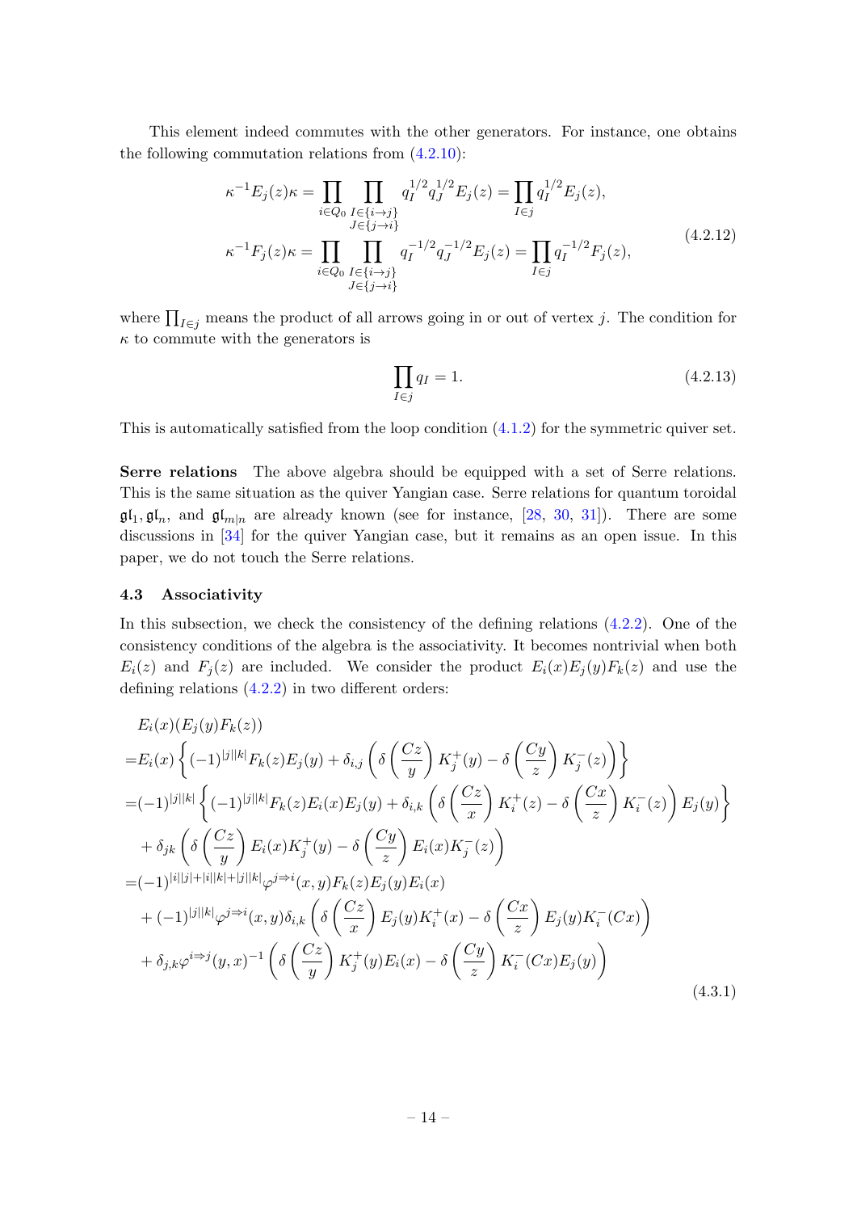This element indeed commutes with the other generators. For instance, one obtains the following commutation relations from (4.2.10):

$$
\begin{aligned}
\kappa^{-1}E_j(z)\kappa &= \prod_{i\in Q_0}\prod_{\substack{I\in\{i\to j\}\\ J\in\{j\to i\}}} q_I^{1/2}q_J^{1/2}E_j(z) = \prod_{I\in j} q_I^{1/2}E_j(z),\\
\kappa^{-1}F_j(z)\kappa &= \prod_{i\in Q_0}\prod_{\substack{I\in\{i\to j\}\\ J\in\{j\to i\}}} q_I^{-1/2}q_J^{-1/2}E_j(z) = \prod_{I\in j} q_I^{-1/2}F_j(z),
\end{aligned}
\tag{4.2.12}
$$

where $\prod_{I\in j}$ means the product of all arrows going in or out of vertex $j$. The condition for $\kappa$ to commute with the generators is

$$
\prod_{I\in j} q_I = 1. \tag{4.2.13}
$$

This is automatically satisfied from the loop condition (4.1.2) for the symmetric quiver set.

**Serre relations** The above algebra should be equipped with a set of Serre relations. This is the same situation as the quiver Yangian case. Serre relations for quantum toroidal $\mathfrak{gl}_1, \mathfrak{gl}_n$, and $\mathfrak{gl}_{m|n}$ are already known (see for instance, [28, 30, 31]). There are some discussions in [34] for the quiver Yangian case, but it remains as an open issue. In this paper, we do not touch the Serre relations.

### 4.3 Associativity

In this subsection, we check the consistency of the defining relations (4.2.2). One of the consistency conditions of the algebra is the associativity. It becomes nontrivial when both $E_i(z)$ and $F_j(z)$ are included. We consider the product $E_i(x)E_j(y)F_k(z)$ and use the defining relations (4.2.2) in two different orders:

$$
\begin{aligned}
&E_i(x)(E_j(y)F_k(z))\\
=&E_i(x)\left\{(-1)^{|j||k|}F_k(z)E_j(y) + \delta_{i,j}\left(\delta\left(\frac{Cz}{y}\right)K_j^+(y) - \delta\left(\frac{Cy}{z}\right)K_j^-(z)\right)\right\}\\
=&(-1)^{|j||k|}\left\{(-1)^{|j||k|}F_k(z)E_i(x)E_j(y) + \delta_{i,k}\left(\delta\left(\frac{Cz}{x}\right)K_i^+(z) - \delta\left(\frac{Cx}{z}\right)K_i^-(z)\right)E_j(y)\right\}\\
&+\delta_{jk}\left(\delta\left(\frac{Cz}{y}\right)E_i(x)K_j^+(y) - \delta\left(\frac{Cy}{z}\right)E_i(x)K_j^-(z)\right)\\
=&(-1)^{|i||j|+|i||k|+|j||k|}\varphi^{j\Rightarrow i}(x,y)F_k(z)E_j(y)E_i(x)\\
&+(-1)^{|j||k|}\varphi^{j\Rightarrow i}(x,y)\delta_{i,k}\left(\delta\left(\frac{Cz}{x}\right)E_j(y)K_i^+(x) - \delta\left(\frac{Cx}{z}\right)E_j(y)K_i^-(Cx)\right)\\
&+\delta_{j,k}\varphi^{i\Rightarrow j}(y,x)^{-1}\left(\delta\left(\frac{Cz}{y}\right)K_j^+(y)E_i(x) - \delta\left(\frac{Cy}{z}\right)K_i^-(Cx)E_j(y)\right)
\end{aligned}
\tag{4.3.1}
$$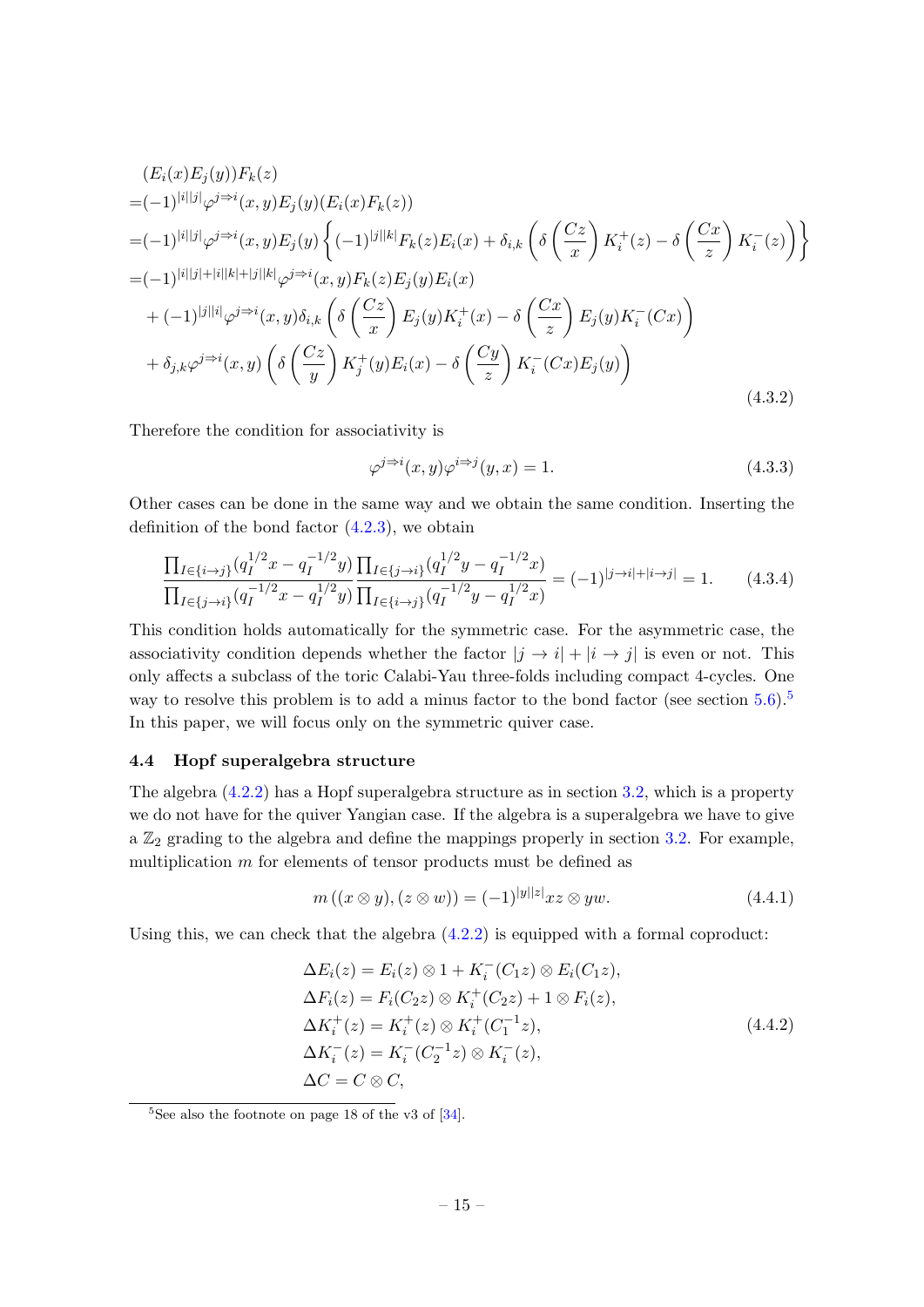$$
\begin{aligned}
&(E_i(x)E_j(y))F_k(z)\\
=&(-1)^{|i||j|}\varphi^{j\Rightarrow i}(x,y)E_j(y)(E_i(x)F_k(z))\\
=&(-1)^{|i||j|}\varphi^{j\Rightarrow i}(x,y)E_j(y)\left\{(-1)^{|j||k|}F_k(z)E_i(x)+\delta_{i,k}\left(\delta\left(\frac{Cz}{x}\right)K_i^+(z)-\delta\left(\frac{Cx}{z}\right)K_i^-(z)\right)\right\}\\
=&(-1)^{|i||j|+|i||k|+|j||k|}\varphi^{j\Rightarrow i}(x,y)F_k(z)E_j(y)E_i(x)\\
&+(-1)^{|j||i|}\varphi^{j\Rightarrow i}(x,y)\delta_{i,k}\left(\delta\left(\frac{Cz}{x}\right)E_j(y)K_i^+(x)-\delta\left(\frac{Cx}{z}\right)E_j(y)K_i^-(Cx)\right)\\
&+\delta_{j,k}\varphi^{j\Rightarrow i}(x,y)\left(\delta\left(\frac{Cz}{y}\right)K_j^+(y)E_i(x)-\delta\left(\frac{Cy}{z}\right)K_i^-(Cx)E_j(y)\right)
\end{aligned}
\tag{4.3.2}
$$

Therefore the condition for associativity is

$$
\varphi^{j\Rightarrow i}(x,y)\varphi^{i\Rightarrow j}(y,x)=1. \tag{4.3.3}
$$

Other cases can be done in the same way and we obtain the same condition. Inserting the definition of the bond factor (4.2.3), we obtain

$$
\frac{\prod_{I\in\{i\to j\}}(q_I^{1/2}x-q_I^{-1/2}y)}{\prod_{I\in\{j\to i\}}(q_I^{-1/2}x-q_I^{1/2}y)}\frac{\prod_{I\in\{j\to i\}}(q_I^{1/2}y-q_I^{-1/2}x)}{\prod_{I\in\{i\to j\}}(q_I^{-1/2}y-q_I^{1/2}x)}=(-1)^{|j\to i|+|i\to j|}=1. \tag{4.3.4}
$$

This condition holds automatically for the symmetric case. For the asymmetric case, the associativity condition depends whether the factor $|j\to i|+|i\to j|$ is even or not. This only affects a subclass of the toric Calabi-Yau three-folds including compact 4-cycles. One way to resolve this problem is to add a minus factor to the bond factor (see section 5.6).[5] In this paper, we will focus only on the symmetric quiver case.

### 4.4 Hopf superalgebra structure

The algebra (4.2.2) has a Hopf superalgebra structure as in section 3.2, which is a property we do not have for the quiver Yangian case. If the algebra is a superalgebra we have to give a $\mathbb{Z}_2$ grading to the algebra and define the mappings properly in section 3.2. For example, multiplication $m$ for elements of tensor products must be defined as

$$
m\left((x\otimes y),(z\otimes w)\right)=(-1)^{|y||z|}xz\otimes yw. \tag{4.4.1}
$$

Using this, we can check that the algebra (4.2.2) is equipped with a formal coproduct:

$$
\begin{aligned}
&\Delta E_i(z)=E_i(z)\otimes 1+K_i^-(C_1z)\otimes E_i(C_1z),\\
&\Delta F_i(z)=F_i(C_2z)\otimes K_i^+(C_2z)+1\otimes F_i(z),\\
&\Delta K_i^+(z)=K_i^+(z)\otimes K_i^+(C_1^{-1}z),\\
&\Delta K_i^-(z)=K_i^-(C_2^{-1}z)\otimes K_i^-(z),\\
&\Delta C=C\otimes C,
\end{aligned}
\tag{4.4.2}
$$

[5] See also the footnote on page 18 of the v3 of [34].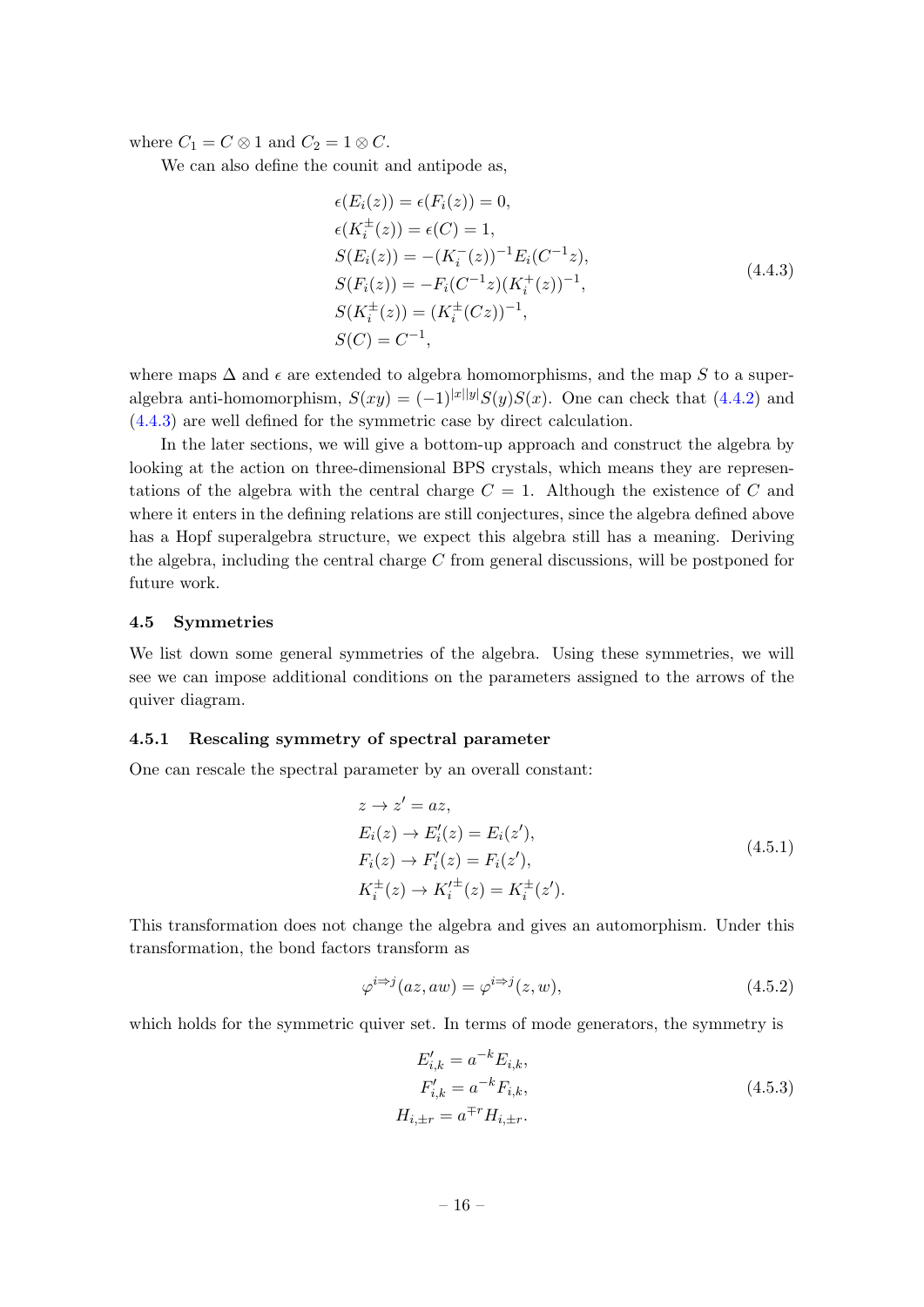where $C_1 = C \otimes 1$ and $C_2 = 1 \otimes C$.

We can also define the counit and antipode as,

$$
\begin{aligned}
&\epsilon(E_i(z)) = \epsilon(F_i(z)) = 0, \\
&\epsilon(K_i^{\pm}(z)) = \epsilon(C) = 1, \\
&S(E_i(z)) = -(K_i^-(z))^{-1} E_i(C^{-1}z), \\
&S(F_i(z)) = -F_i(C^{-1}z)(K_i^+(z))^{-1}, \\
&S(K_i^{\pm}(z)) = (K_i^{\pm}(Cz))^{-1}, \\
&S(C) = C^{-1},
\end{aligned}
\tag{4.4.3}
$$

where maps $\Delta$ and $\epsilon$ are extended to algebra homomorphisms, and the map $S$ to a superalgebra anti-homomorphism, $S(xy) = (-1)^{|x||y|} S(y) S(x)$. One can check that (4.4.2) and (4.4.3) are well defined for the symmetric case by direct calculation.

In the later sections, we will give a bottom-up approach and construct the algebra by looking at the action on three-dimensional BPS crystals, which means they are representations of the algebra with the central charge $C = 1$. Although the existence of $C$ and where it enters in the defining relations are still conjectures, since the algebra defined above has a Hopf superalgebra structure, we expect this algebra still has a meaning. Deriving the algebra, including the central charge $C$ from general discussions, will be postponed for future work.

### 4.5 Symmetries

We list down some general symmetries of the algebra. Using these symmetries, we will see we can impose additional conditions on the parameters assigned to the arrows of the quiver diagram.

#### 4.5.1 Rescaling symmetry of spectral parameter

One can rescale the spectral parameter by an overall constant:

$$
\begin{aligned}
&z \to z' = az, \\
&E_i(z) \to E_i'(z) = E_i(z'), \\
&F_i(z) \to F_i'(z) = F_i(z'), \\
&K_i^{\pm}(z) \to K_i'^{\pm}(z) = K_i^{\pm}(z').
\end{aligned}
\tag{4.5.1}
$$

This transformation does not change the algebra and gives an automorphism. Under this transformation, the bond factors transform as

$$
\varphi^{i \Rightarrow j}(az, aw) = \varphi^{i \Rightarrow j}(z, w), \tag{4.5.2}
$$

which holds for the symmetric quiver set. In terms of mode generators, the symmetry is

$$
\begin{aligned}
E_{i,k}' &= a^{-k} E_{i,k}, \\
F_{i,k}' &= a^{-k} F_{i,k}, \\
H_{i,\pm r} &= a^{\mp r} H_{i,\pm r}.
\end{aligned}
\tag{4.5.3}
$$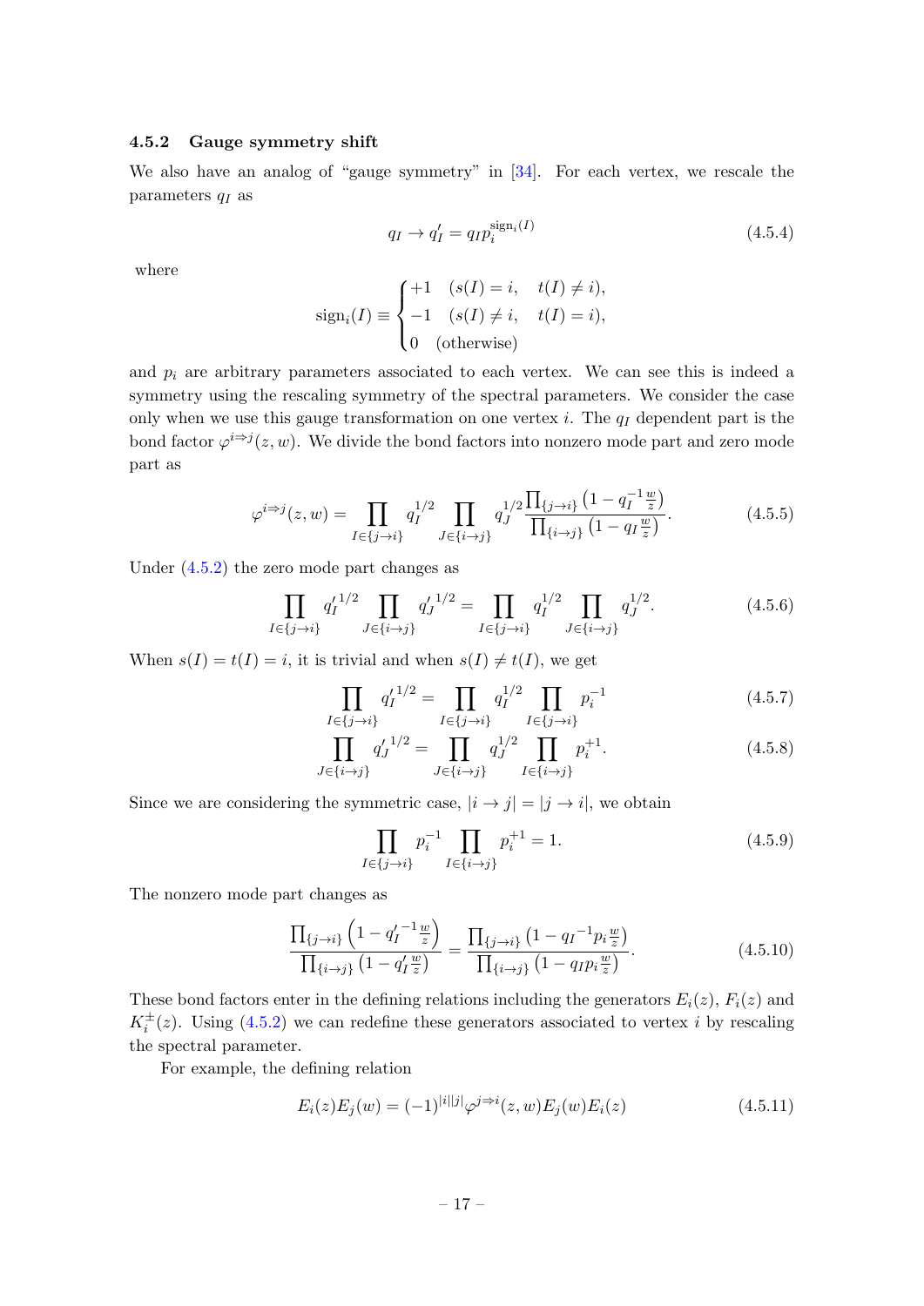### 4.5.2 Gauge symmetry shift

We also have an analog of "gauge symmetry" in [34]. For each vertex, we rescale the parameters $q_I$ as

$$q_I \to q'_I = q_I p_i^{\mathrm{sign}_i(I)} \tag{4.5.4}$$

where

$$\mathrm{sign}_i(I) \equiv \begin{cases} +1 & (s(I)=i, \quad t(I)\neq i), \\ -1 & (s(I)\neq i, \quad t(I)=i), \\ 0 & (\text{otherwise}) \end{cases}$$

and $p_i$ are arbitrary parameters associated to each vertex. We can see this is indeed a symmetry using the rescaling symmetry of the spectral parameters. We consider the case only when we use this gauge transformation on one vertex $i$. The $q_I$ dependent part is the bond factor $\varphi^{i\Rightarrow j}(z,w)$. We divide the bond factors into nonzero mode part and zero mode part as

$$\varphi^{i\Rightarrow j}(z,w) = \prod_{I\in\{j\to i\}} q_I^{1/2} \prod_{J\in\{i\to j\}} q_J^{1/2} \frac{\prod_{\{j\to i\}}\left(1-q_I^{-1}\frac{w}{z}\right)}{\prod_{\{i\to j\}}\left(1-q_I\frac{w}{z}\right)}. \tag{4.5.5}$$

Under (4.5.2) the zero mode part changes as

$$\prod_{I\in\{j\to i\}} {q'_I}^{1/2} \prod_{J\in\{i\to j\}} {q'_J}^{1/2} = \prod_{I\in\{j\to i\}} q_I^{1/2} \prod_{J\in\{i\to j\}} q_J^{1/2}. \tag{4.5.6}$$

When $s(I)=t(I)=i$, it is trivial and when $s(I)\neq t(I)$, we get

$$\prod_{I\in\{j\to i\}} {q'_I}^{1/2} = \prod_{I\in\{j\to i\}} q_I^{1/2} \prod_{I\in\{j\to i\}} p_i^{-1} \tag{4.5.7}$$

$$\prod_{J\in\{i\to j\}} {q'_J}^{1/2} = \prod_{J\in\{i\to j\}} q_J^{1/2} \prod_{I\in\{i\to j\}} p_i^{+1}. \tag{4.5.8}$$

Since we are considering the symmetric case, $|i\to j| = |j\to i|$, we obtain

$$\prod_{I\in\{j\to i\}} p_i^{-1} \prod_{I\in\{i\to j\}} p_i^{+1} = 1. \tag{4.5.9}$$

The nonzero mode part changes as

$$\frac{\prod_{\{j\to i\}}\left(1-{q'_I}^{-1}\frac{w}{z}\right)}{\prod_{\{i\to j\}}\left(1-q'_I\frac{w}{z}\right)} = \frac{\prod_{\{j\to i\}}\left(1-{q_I}^{-1}p_i\frac{w}{z}\right)}{\prod_{\{i\to j\}}\left(1-q_I p_i\frac{w}{z}\right)}. \tag{4.5.10}$$

These bond factors enter in the defining relations including the generators $E_i(z)$, $F_i(z)$ and $K_i^{\pm}(z)$. Using (4.5.2) we can redefine these generators associated to vertex $i$ by rescaling the spectral parameter.

For example, the defining relation

$$E_i(z)E_j(w) = (-1)^{|i||j|}\varphi^{j\Rightarrow i}(z,w)E_j(w)E_i(z) \tag{4.5.11}$$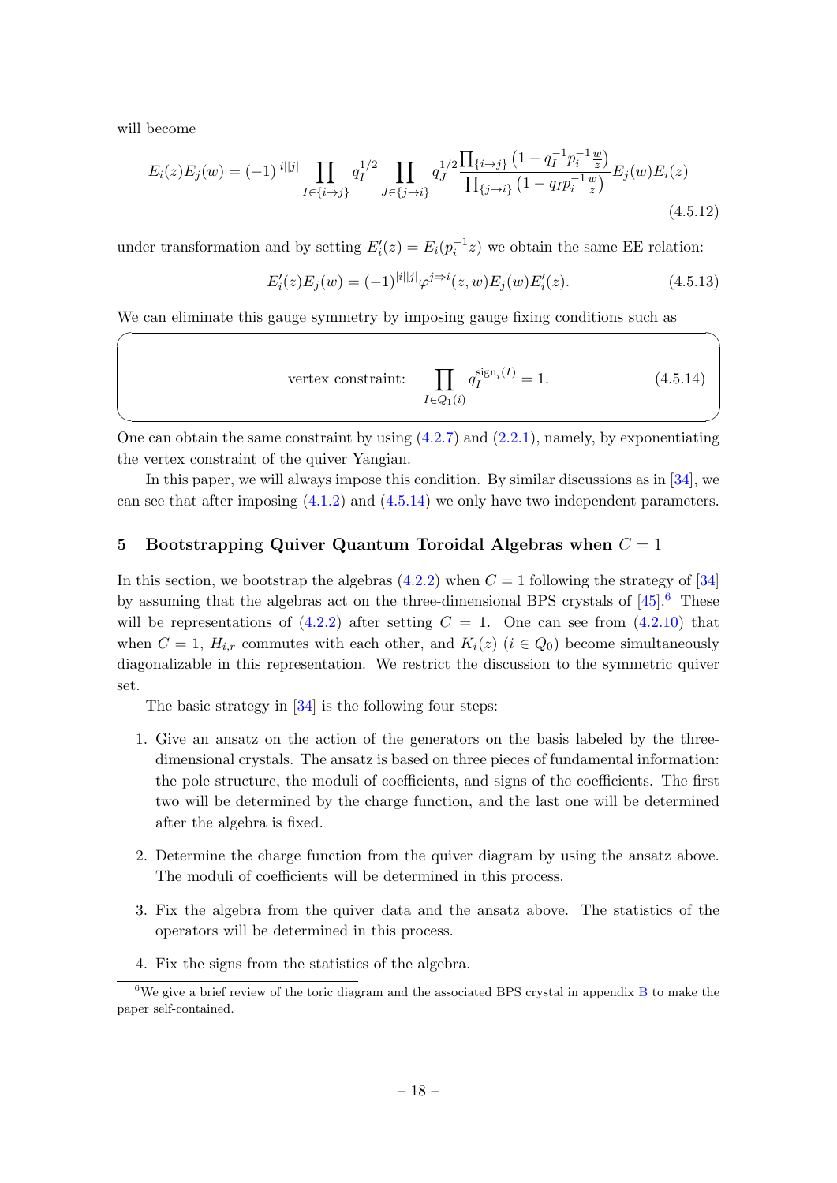will become

$$E_i(z)E_j(w) = (-1)^{|i||j|} \prod_{I\in\{i\to j\}} q_I^{1/2} \prod_{J\in\{j\to i\}} q_J^{1/2} \frac{\prod_{\{i\to j\}}\left(1-q_I^{-1}p_i^{-1}\frac{w}{z}\right)}{\prod_{\{j\to i\}}\left(1-q_I p_i^{-1}\frac{w}{z}\right)} E_j(w)E_i(z) \tag{4.5.12}$$

under transformation and by setting $E_i'(z) = E_i(p_i^{-1}z)$ we obtain the same EE relation:

$$E_i'(z)E_j(w) = (-1)^{|i||j|}\varphi^{j\Rightarrow i}(z,w)E_j(w)E_i'(z). \tag{4.5.13}$$

We can eliminate this gauge symmetry by imposing gauge fixing conditions such as

$$\text{vertex constraint:} \quad \prod_{I\in Q_1(i)} q_I^{\text{sign}_i(I)} = 1. \tag{4.5.14}$$

One can obtain the same constraint by using (4.2.7) and (2.2.1), namely, by exponentiating the vertex constraint of the quiver Yangian.

In this paper, we will always impose this condition. By similar discussions as in [34], we can see that after imposing (4.1.2) and (4.5.14) we only have two independent parameters.

## 5 Bootstrapping Quiver Quantum Toroidal Algebras when $C = 1$

In this section, we bootstrap the algebras (4.2.2) when $C = 1$ following the strategy of [34] by assuming that the algebras act on the three-dimensional BPS crystals of [45].[6] These will be representations of (4.2.2) after setting $C = 1$. One can see from (4.2.10) that when $C = 1$, $H_{i,r}$ commutes with each other, and $K_i(z)$ ($i \in Q_0$) become simultaneously diagonalizable in this representation. We restrict the discussion to the symmetric quiver set.

The basic strategy in [34] is the following four steps:

1. Give an ansatz on the action of the generators on the basis labeled by the three-dimensional crystals. The ansatz is based on three pieces of fundamental information: the pole structure, the moduli of coefficients, and signs of the coefficients. The first two will be determined by the charge function, and the last one will be determined after the algebra is fixed.

2. Determine the charge function from the quiver diagram by using the ansatz above. The moduli of coefficients will be determined in this process.

3. Fix the algebra from the quiver data and the ansatz above. The statistics of the operators will be determined in this process.

4. Fix the signs from the statistics of the algebra.

[6] We give a brief review of the toric diagram and the associated BPS crystal in appendix B to make the paper self-contained.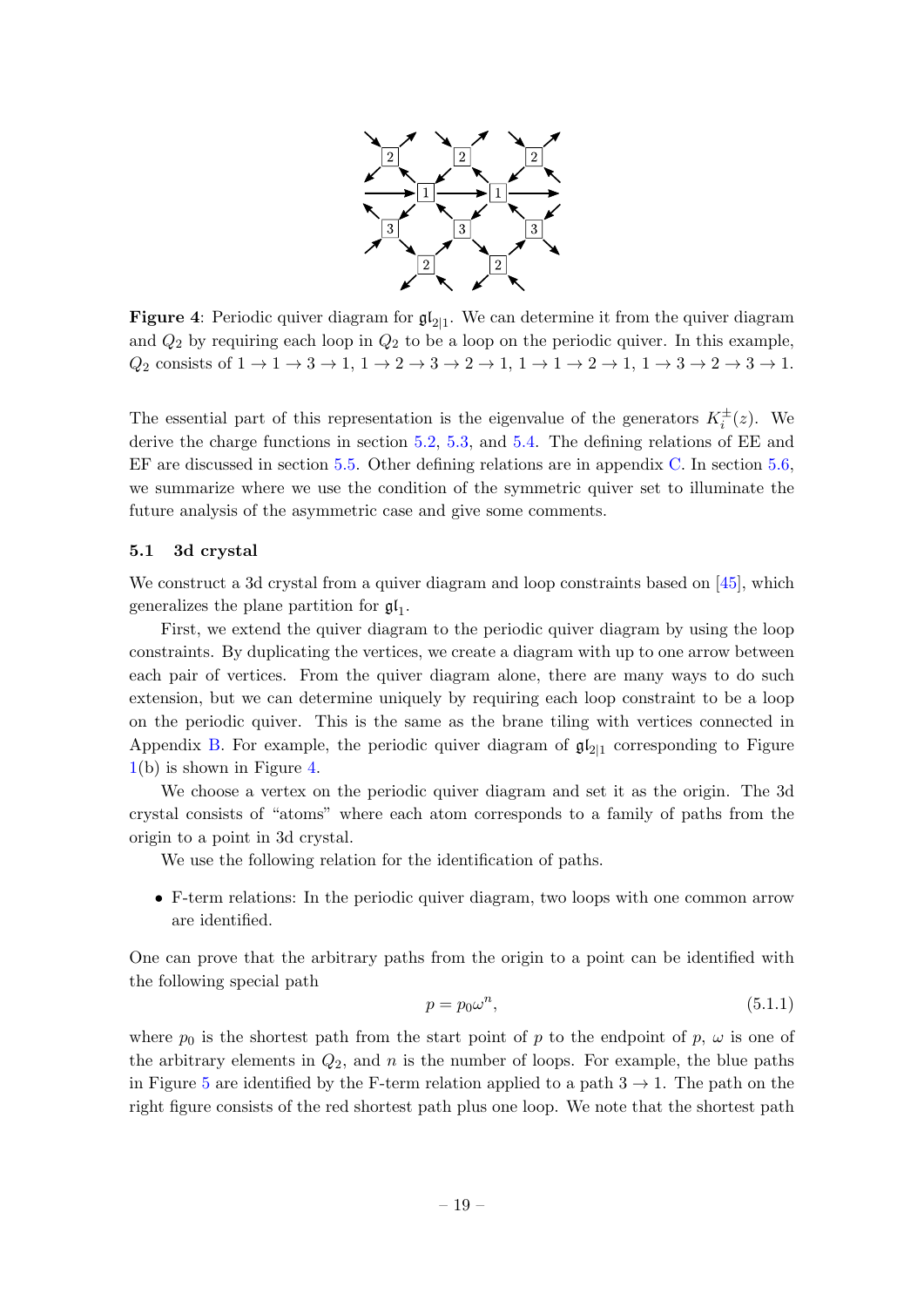2 2 2

1 1

3 3 3

2 2

**Figure 4**: Periodic quiver diagram for $\mathfrak{gl}_{2|1}$. We can determine it from the quiver diagram and $Q_2$ by requiring each loop in $Q_2$ to be a loop on the periodic quiver. In this example, $Q_2$ consists of $1 \to 1 \to 3 \to 1$, $1 \to 2 \to 3 \to 2 \to 1$, $1 \to 1 \to 2 \to 1$, $1 \to 3 \to 2 \to 3 \to 1$.

The essential part of this representation is the eigenvalue of the generators $K_i^{\pm}(z)$. We derive the charge functions in section 5.2, 5.3, and 5.4. The defining relations of EE and EF are discussed in section 5.5. Other defining relations are in appendix C. In section 5.6, we summarize where we use the condition of the symmetric quiver set to illuminate the future analysis of the asymmetric case and give some comments.

### 5.1 3d crystal

We construct a 3d crystal from a quiver diagram and loop constraints based on [45], which generalizes the plane partition for $\mathfrak{gl}_1$.

First, we extend the quiver diagram to the periodic quiver diagram by using the loop constraints. By duplicating the vertices, we create a diagram with up to one arrow between each pair of vertices. From the quiver diagram alone, there are many ways to do such extension, but we can determine uniquely by requiring each loop constraint to be a loop on the periodic quiver. This is the same as the brane tiling with vertices connected in Appendix B. For example, the periodic quiver diagram of $\mathfrak{gl}_{2|1}$ corresponding to Figure 1(b) is shown in Figure 4.

We choose a vertex on the periodic quiver diagram and set it as the origin. The 3d crystal consists of "atoms" where each atom corresponds to a family of paths from the origin to a point in 3d crystal.

We use the following relation for the identification of paths.

- F-term relations: In the periodic quiver diagram, two loops with one common arrow are identified.

One can prove that the arbitrary paths from the origin to a point can be identified with the following special path

$$p = p_0 \omega^n, \tag{5.1.1}$$

where $p_0$ is the shortest path from the start point of $p$ to the endpoint of $p$, $\omega$ is one of the arbitrary elements in $Q_2$, and $n$ is the number of loops. For example, the blue paths in Figure 5 are identified by the F-term relation applied to a path $3 \to 1$. The path on the right figure consists of the red shortest path plus one loop. We note that the shortest path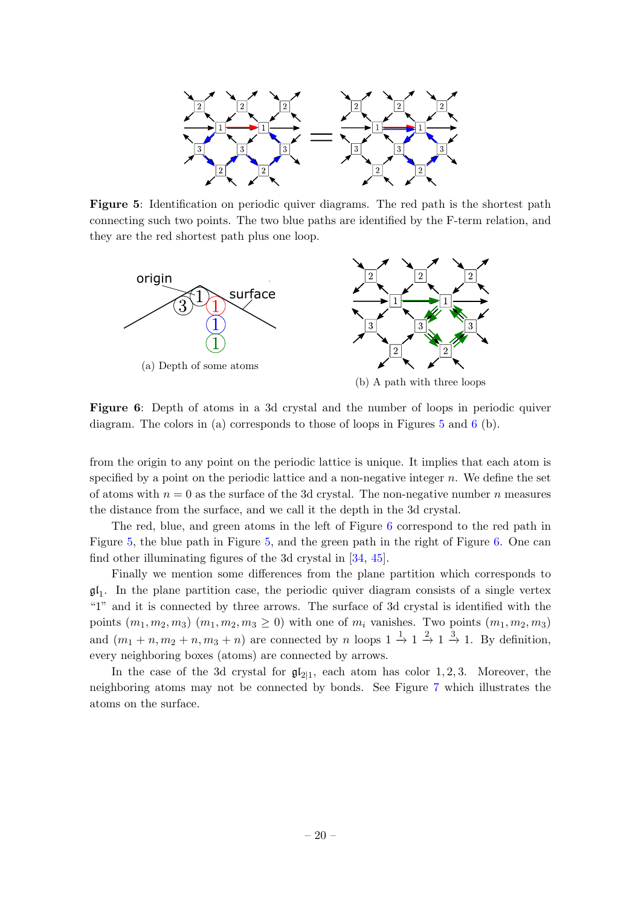**Figure 5**: Identification on periodic quiver diagrams. The red path is the shortest path connecting such two points. The two blue paths are identified by the F-term relation, and they are the red shortest path plus one loop.

origin

surface

(a) Depth of some atoms

(b) A path with three loops

**Figure 6**: Depth of atoms in a 3d crystal and the number of loops in periodic quiver diagram. The colors in (a) corresponds to those of loops in Figures 5 and 6 (b).

from the origin to any point on the periodic lattice is unique. It implies that each atom is specified by a point on the periodic lattice and a non-negative integer $n$. We define the set of atoms with $n = 0$ as the surface of the 3d crystal. The non-negative number $n$ measures the distance from the surface, and we call it the depth in the 3d crystal.

The red, blue, and green atoms in the left of Figure 6 correspond to the red path in Figure 5, the blue path in Figure 5, and the green path in the right of Figure 6. One can find other illuminating figures of the 3d crystal in [34, 45].

Finally we mention some differences from the plane partition which corresponds to $\mathfrak{gl}_1$. In the plane partition case, the periodic quiver diagram consists of a single vertex "1" and it is connected by three arrows. The surface of 3d crystal is identified with the points $(m_1, m_2, m_3)$ $(m_1, m_2, m_3 \geq 0)$ with one of $m_i$ vanishes. Two points $(m_1, m_2, m_3)$ and $(m_1 + n, m_2 + n, m_3 + n)$ are connected by $n$ loops $1 \xrightarrow{1} 1 \xrightarrow{2} 1 \xrightarrow{3} 1$. By definition, every neighboring boxes (atoms) are connected by arrows.

In the case of the 3d crystal for $\mathfrak{gl}_{2|1}$, each atom has color $1, 2, 3$. Moreover, the neighboring atoms may not be connected by bonds. See Figure 7 which illustrates the atoms on the surface.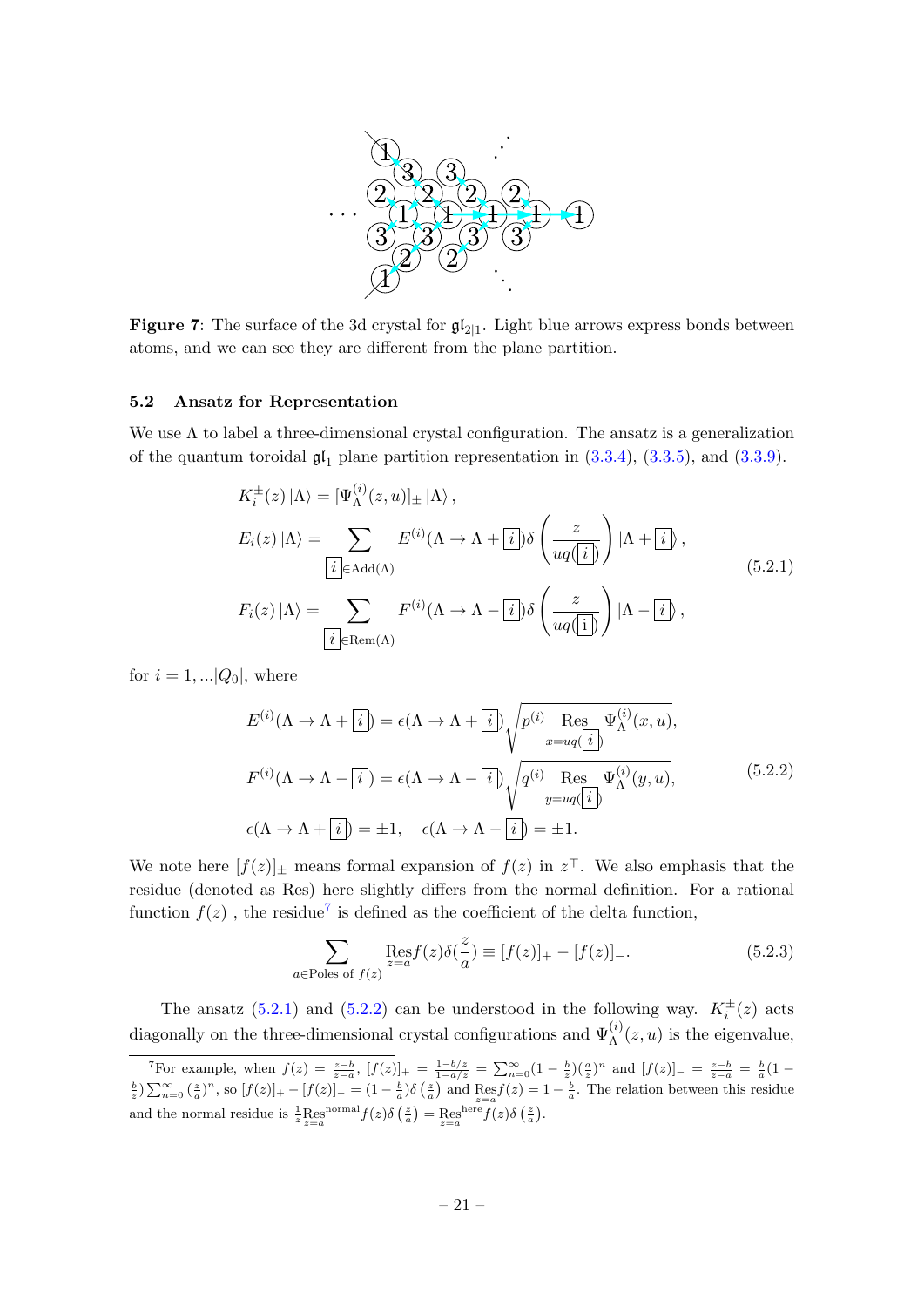Figure 7: The surface of the 3d crystal for $\mathfrak{gl}_{2|1}$. Light blue arrows express bonds between atoms, and we can see they are different from the plane partition.

### 5.2 Ansatz for Representation

We use $\Lambda$ to label a three-dimensional crystal configuration. The ansatz is a generalization of the quantum toroidal $\mathfrak{gl}_1$ plane partition representation in (3.3.4), (3.3.5), and (3.3.9).

$$
\begin{aligned}
K_i^{\pm}(z)\left|\Lambda\right\rangle &= [\Psi_\Lambda^{(i)}(z,u)]_{\pm}\left|\Lambda\right\rangle, \\
E_i(z)\left|\Lambda\right\rangle &= \sum_{\boxed{i}\in\mathrm{Add}(\Lambda)} E^{(i)}(\Lambda\to\Lambda+\boxed{i})\,\delta\left(\frac{z}{uq(\boxed{i})}\right)\left|\Lambda+\boxed{i}\right\rangle, \\
F_i(z)\left|\Lambda\right\rangle &= \sum_{\boxed{i}\in\mathrm{Rem}(\Lambda)} F^{(i)}(\Lambda\to\Lambda-\boxed{i})\,\delta\left(\frac{z}{uq(\boxed{i})}\right)\left|\Lambda-\boxed{i}\right\rangle,
\end{aligned}
\tag{5.2.1}
$$

for $i=1,\dots|Q_0|$, where

$$
\begin{aligned}
E^{(i)}(\Lambda\to\Lambda+\boxed{i}) &= \epsilon(\Lambda\to\Lambda+\boxed{i})\sqrt{p^{(i)}\operatorname*{Res}_{x=uq(\boxed{i})}\Psi_\Lambda^{(i)}(x,u)}, \\
F^{(i)}(\Lambda\to\Lambda-\boxed{i}) &= \epsilon(\Lambda\to\Lambda-\boxed{i})\sqrt{q^{(i)}\operatorname*{Res}_{y=uq(\boxed{i})}\Psi_\Lambda^{(i)}(y,u)}, \\
\epsilon(\Lambda\to\Lambda+\boxed{i}) &= \pm1, \quad \epsilon(\Lambda\to\Lambda-\boxed{i}) = \pm1.
\end{aligned}
\tag{5.2.2}
$$

We note here $[f(z)]_{\pm}$ means formal expansion of $f(z)$ in $z^{\mp}$. We also emphasis that the residue (denoted as Res) here slightly differs from the normal definition. For a rational function $f(z)$, the residue[7] is defined as the coefficient of the delta function,

$$
\sum_{a\in\text{Poles of } f(z)}\operatorname*{Res}_{z=a}f(z)\delta(\frac{z}{a}) \equiv [f(z)]_+ - [f(z)]_-. \tag{5.2.3}
$$

The ansatz (5.2.1) and (5.2.2) can be understood in the following way. $K_i^{\pm}(z)$ acts diagonally on the three-dimensional crystal configurations and $\Psi_\Lambda^{(i)}(z,u)$ is the eigenvalue,

[7] For example, when $f(z)=\frac{z-b}{z-a}$, $[f(z)]_+ = \frac{1-b/z}{1-a/z} = \sum_{n=0}^{\infty}(1-\frac{b}{z})(\frac{a}{z})^n$ and $[f(z)]_- = \frac{z-b}{z-a} = \frac{b}{a}(1-\frac{b}{z})\sum_{n=0}^{\infty}\left(\frac{z}{a}\right)^n$, so $[f(z)]_+ - [f(z)]_- = (1-\frac{b}{a})\delta\left(\frac{z}{a}\right)$ and $\operatorname*{Res}_{z=a}f(z) = 1-\frac{b}{a}$. The relation between this residue and the normal residue is $\frac{1}{z}\operatorname*{Res}^{\text{normal}}_{z=a}f(z)\delta\left(\frac{z}{a}\right) = \operatorname*{Res}^{\text{here}}_{z=a}f(z)\delta\left(\frac{z}{a}\right)$.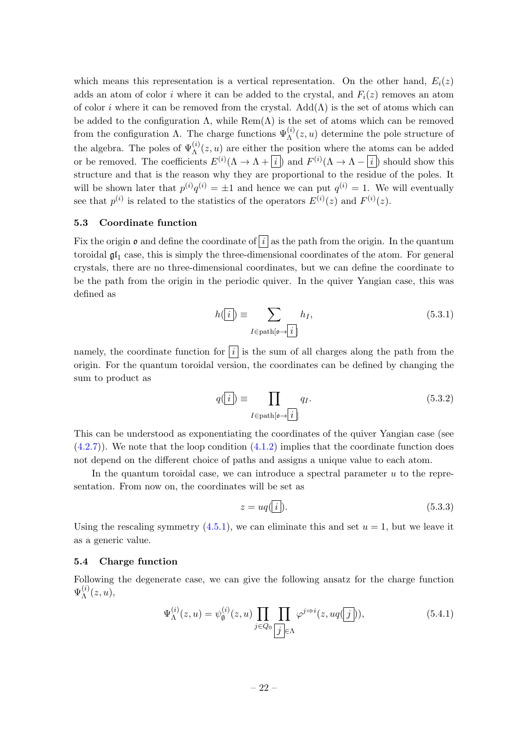which means this representation is a vertical representation. On the other hand, $E_i(z)$ adds an atom of color $i$ where it can be added to the crystal, and $F_i(z)$ removes an atom of color $i$ where it can be removed from the crystal. $\text{Add}(\Lambda)$ is the set of atoms which can be added to the configuration $\Lambda$, while $\text{Rem}(\Lambda)$ is the set of atoms which can be removed from the configuration $\Lambda$. The charge functions $\Psi^{(i)}_{\Lambda}(z,u)$ determine the pole structure of the algebra. The poles of $\Psi^{(i)}_{\Lambda}(z,u)$ are either the position where the atoms can be added or be removed. The coefficients $E^{(i)}(\Lambda \to \Lambda + \boxed{i})$ and $F^{(i)}(\Lambda \to \Lambda - \boxed{i})$ should show this structure and that is the reason why they are proportional to the residue of the poles. It will be shown later that $p^{(i)}q^{(i)} = \pm 1$ and hence we can put $q^{(i)} = 1$. We will eventually see that $p^{(i)}$ is related to the statistics of the operators $E^{(i)}(z)$ and $F^{(i)}(z)$.

### 5.3 Coordinate function

Fix the origin $\mathfrak{o}$ and define the coordinate of $\boxed{i}$ as the path from the origin. In the quantum toroidal $\mathfrak{gl}_1$ case, this is simply the three-dimensional coordinates of the atom. For general crystals, there are no three-dimensional coordinates, but we can define the coordinate to be the path from the origin in the periodic quiver. In the quiver Yangian case, this was defined as

$$h(\boxed{i}) \equiv \sum_{I \in \text{path}[\mathfrak{o} \to \boxed{i}]} h_I, \tag{5.3.1}$$

namely, the coordinate function for $\boxed{i}$ is the sum of all charges along the path from the origin. For the quantum toroidal version, the coordinates can be defined by changing the sum to product as

$$q(\boxed{i}) \equiv \prod_{I \in \text{path}[\mathfrak{o} \to \boxed{i}]} q_I. \tag{5.3.2}$$

This can be understood as exponentiating the coordinates of the quiver Yangian case (see (4.2.7)). We note that the loop condition (4.1.2) implies that the coordinate function does not depend on the different choice of paths and assigns a unique value to each atom.

In the quantum toroidal case, we can introduce a spectral parameter $u$ to the representation. From now on, the coordinates will be set as

$$z = uq(\boxed{i}). \tag{5.3.3}$$

Using the rescaling symmetry (4.5.1), we can eliminate this and set $u = 1$, but we leave it as a generic value.

### 5.4 Charge function

Following the degenerate case, we can give the following ansatz for the charge function $\Psi^{(i)}_{\Lambda}(z,u)$,

$$\Psi^{(i)}_{\Lambda}(z,u) = \psi^{(i)}_{\emptyset}(z,u) \prod_{j \in Q_0} \prod_{\boxed{j} \in \Lambda} \varphi^{j \Rightarrow i}(z, uq(\boxed{j})), \tag{5.4.1}$$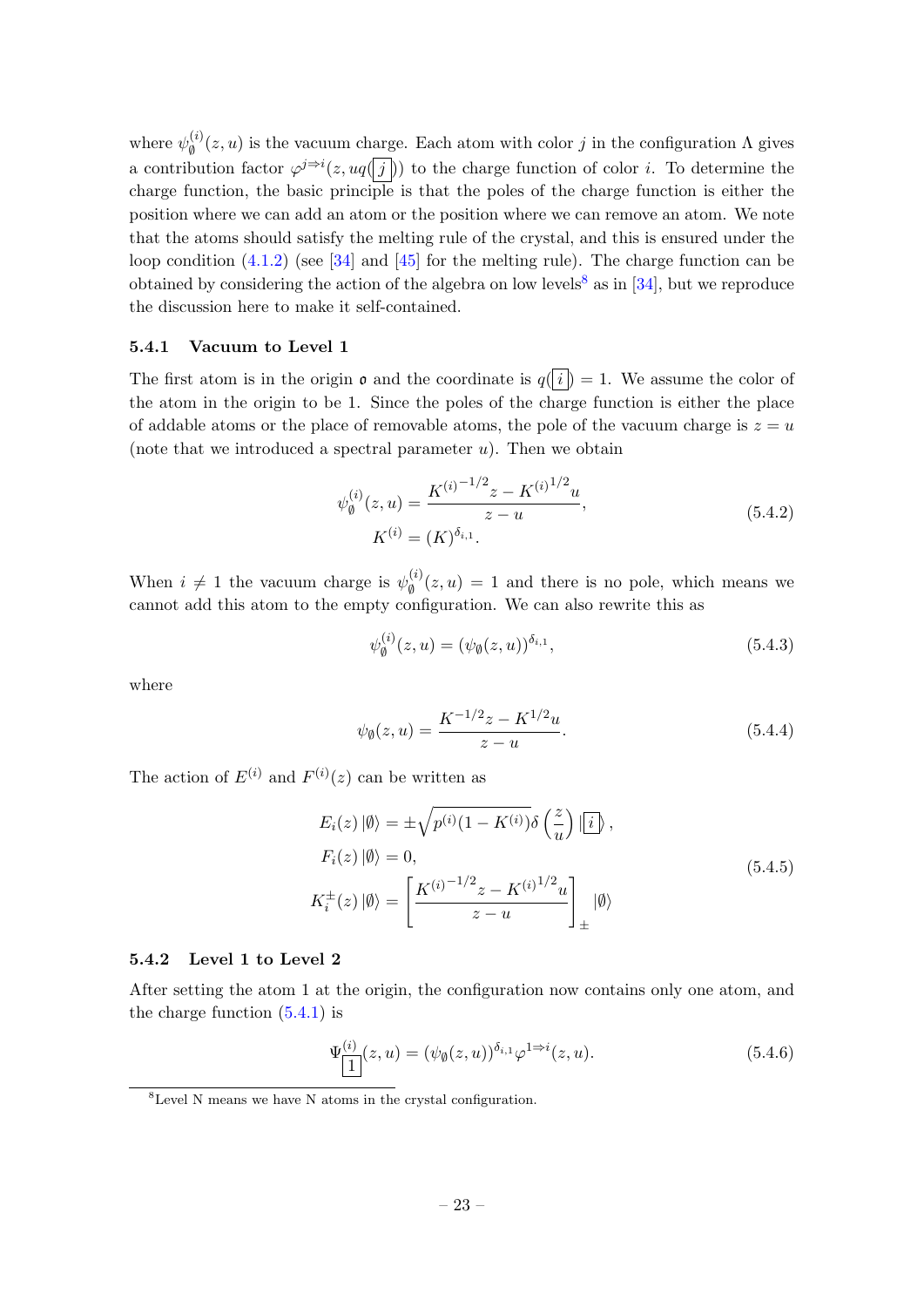where $\psi_{\emptyset}^{(i)}(z,u)$ is the vacuum charge. Each atom with color $j$ in the configuration $\Lambda$ gives a contribution factor $\varphi^{j\Rightarrow i}(z, uq(\boxed{j}))$ to the charge function of color $i$. To determine the charge function, the basic principle is that the poles of the charge function is either the position where we can add an atom or the position where we can remove an atom. We note that the atoms should satisfy the melting rule of the crystal, and this is ensured under the loop condition (4.1.2) (see [34] and [45] for the melting rule). The charge function can be obtained by considering the action of the algebra on low levels[8] as in [34], but we reproduce the discussion here to make it self-contained.

### 5.4.1 Vacuum to Level 1

The first atom is in the origin $\mathfrak{o}$ and the coordinate is $q(\boxed{i}) = 1$. We assume the color of the atom in the origin to be 1. Since the poles of the charge function is either the place of addable atoms or the place of removable atoms, the pole of the vacuum charge is $z = u$ (note that we introduced a spectral parameter $u$). Then we obtain

$$
\begin{aligned}
\psi_{\emptyset}^{(i)}(z,u) &= \frac{{K^{(i)}}^{-1/2}z - {K^{(i)}}^{1/2}u}{z-u}, \\
K^{(i)} &= (K)^{\delta_{i,1}}.
\end{aligned}
\tag{5.4.2}
$$

When $i \neq 1$ the vacuum charge is $\psi_{\emptyset}^{(i)}(z,u) = 1$ and there is no pole, which means we cannot add this atom to the empty configuration. We can also rewrite this as

$$
\psi_{\emptyset}^{(i)}(z,u) = (\psi_{\emptyset}(z,u))^{\delta_{i,1}},
\tag{5.4.3}
$$

where

$$
\psi_{\emptyset}(z,u) = \frac{K^{-1/2}z - K^{1/2}u}{z-u}.
\tag{5.4.4}
$$

The action of $E^{(i)}$ and $F^{(i)}(z)$ can be written as

$$
\begin{aligned}
E_i(z)\,|\emptyset\rangle &= \pm\sqrt{p^{(i)}(1-K^{(i)})}\,\delta\left(\frac{z}{u}\right)|\boxed{i}\rangle\,, \\
F_i(z)\,|\emptyset\rangle &= 0, \\
K_i^{\pm}(z)\,|\emptyset\rangle &= \left[\frac{{K^{(i)}}^{-1/2}z - {K^{(i)}}^{1/2}u}{z-u}\right]_{\pm}|\emptyset\rangle
\end{aligned}
\tag{5.4.5}
$$

### 5.4.2 Level 1 to Level 2

After setting the atom 1 at the origin, the configuration now contains only one atom, and the charge function (5.4.1) is

$$
\Psi_{\boxed{1}}^{(i)}(z,u) = (\psi_{\emptyset}(z,u))^{\delta_{i,1}}\varphi^{1\Rightarrow i}(z,u).
\tag{5.4.6}
$$

[8] Level N means we have N atoms in the crystal configuration.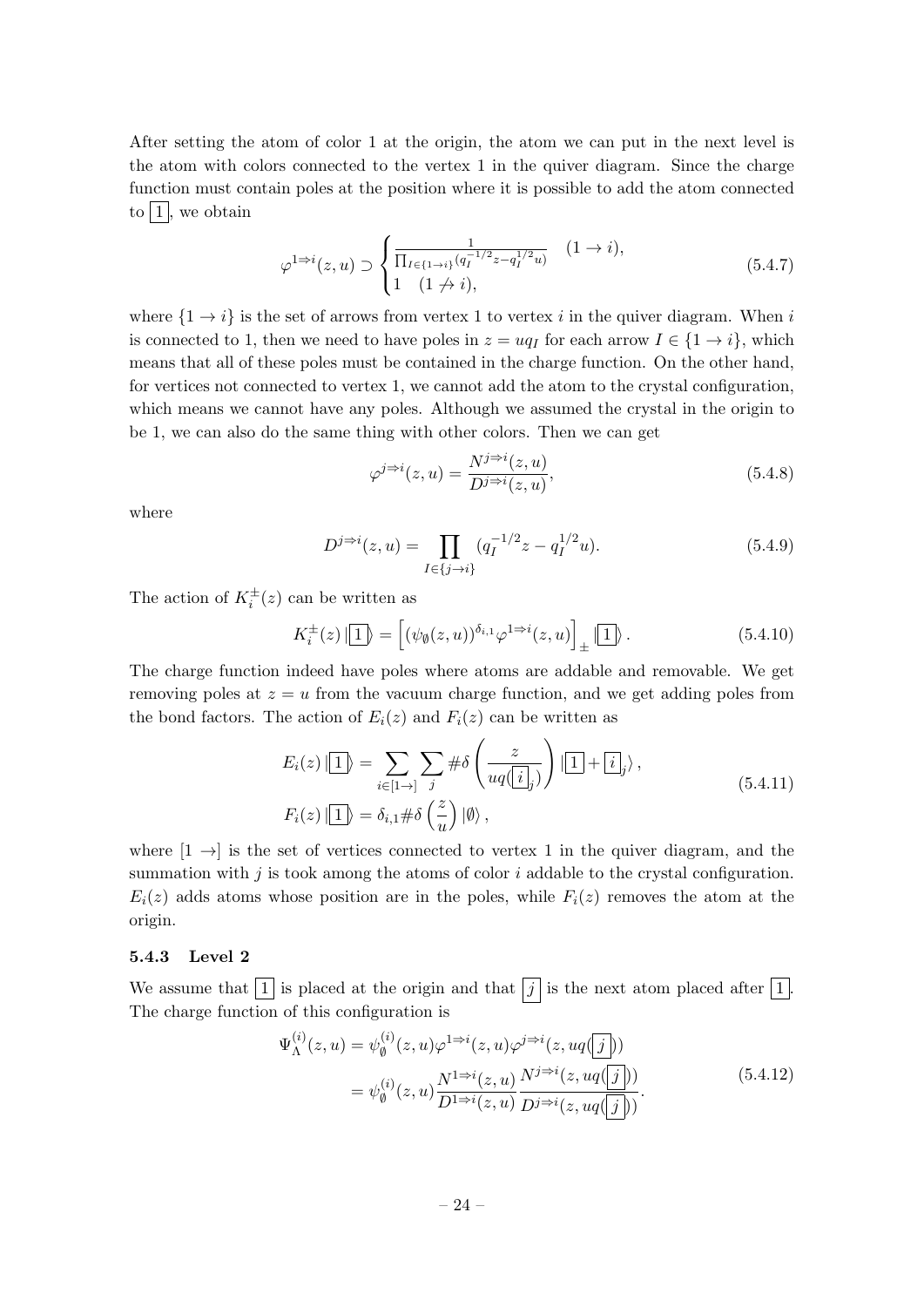After setting the atom of color 1 at the origin, the atom we can put in the next level is the atom with colors connected to the vertex 1 in the quiver diagram. Since the charge function must contain poles at the position where it is possible to add the atom connected to $\boxed{1}$, we obtain

$$\varphi^{1\Rightarrow i}(z,u) \supset \begin{cases} \frac{1}{\prod_{I\in\{1\to i\}}(q_I^{-1/2}z - q_I^{1/2}u)} & (1\to i), \\ 1 \quad (1 \not\to i), \end{cases} \tag{5.4.7}$$

where $\{1\to i\}$ is the set of arrows from vertex 1 to vertex $i$ in the quiver diagram. When $i$ is connected to 1, then we need to have poles in $z = uq_I$ for each arrow $I \in \{1 \to i\}$, which means that all of these poles must be contained in the charge function. On the other hand, for vertices not connected to vertex 1, we cannot add the atom to the crystal configuration, which means we cannot have any poles. Although we assumed the crystal in the origin to be 1, we can also do the same thing with other colors. Then we can get

$$\varphi^{j\Rightarrow i}(z,u) = \frac{N^{j\Rightarrow i}(z,u)}{D^{j\Rightarrow i}(z,u)}, \tag{5.4.8}$$

where

$$D^{j\Rightarrow i}(z,u) = \prod_{I\in\{j\to i\}} (q_I^{-1/2}z - q_I^{1/2}u). \tag{5.4.9}$$

The action of $K_i^{\pm}(z)$ can be written as

$$K_i^{\pm}(z)\,|\boxed{1}\rangle = \left[(\psi_\emptyset(z,u))^{\delta_{i,1}}\varphi^{1\Rightarrow i}(z,u)\right]_{\pm}|\boxed{1}\rangle\,. \tag{5.4.10}$$

The charge function indeed have poles where atoms are addable and removable. We get removing poles at $z = u$ from the vacuum charge function, and we get adding poles from the bond factors. The action of $E_i(z)$ and $F_i(z)$ can be written as

$$\begin{aligned} E_i(z)\,|\boxed{1}\rangle &= \sum_{i\in[1\to]}\sum_j \#\delta\left(\frac{z}{uq(\boxed{i}_j)}\right)|\boxed{1}+\boxed{i}_j\rangle\,, \\ F_i(z)\,|\boxed{1}\rangle &= \delta_{i,1}\#\delta\left(\frac{z}{u}\right)|\emptyset\rangle\,, \end{aligned} \tag{5.4.11}$$

where $[1\to]$ is the set of vertices connected to vertex 1 in the quiver diagram, and the summation with $j$ is took among the atoms of color $i$ addable to the crystal configuration. $E_i(z)$ adds atoms whose position are in the poles, while $F_i(z)$ removes the atom at the origin.

### 5.4.3 Level 2

We assume that $\boxed{1}$ is placed at the origin and that $\boxed{j}$ is the next atom placed after $\boxed{1}$. The charge function of this configuration is

$$\begin{aligned} \Psi_\Lambda^{(i)}(z,u) &= \psi_\emptyset^{(i)}(z,u)\varphi^{1\Rightarrow i}(z,u)\varphi^{j\Rightarrow i}(z,uq(\boxed{j})) \\ &= \psi_\emptyset^{(i)}(z,u)\frac{N^{1\Rightarrow i}(z,u)}{D^{1\Rightarrow i}(z,u)}\frac{N^{j\Rightarrow i}(z,uq(\boxed{j}))}{D^{j\Rightarrow i}(z,uq(\boxed{j}))}. \end{aligned} \tag{5.4.12}$$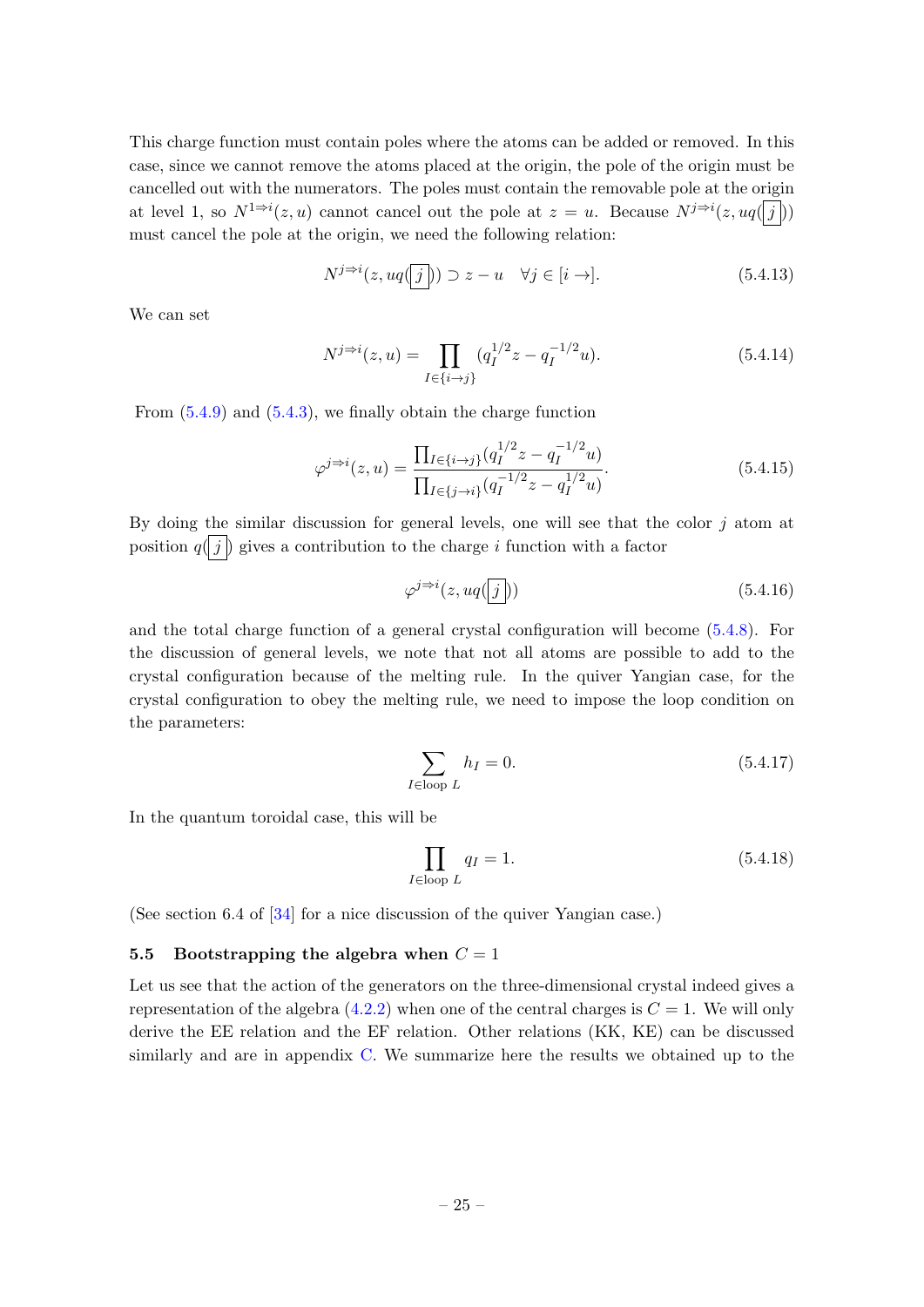This charge function must contain poles where the atoms can be added or removed. In this case, since we cannot remove the atoms placed at the origin, the pole of the origin must be cancelled out with the numerators. The poles must contain the removable pole at the origin at level 1, so $N^{1\Rightarrow i}(z,u)$ cannot cancel out the pole at $z=u$. Because $N^{j\Rightarrow i}(z,uq(\boxed{j}))$ must cancel the pole at the origin, we need the following relation:

$$N^{j\Rightarrow i}(z,uq(\boxed{j}))\supset z-u\quad\forall j\in[i\rightarrow]. \tag{5.4.13}$$

We can set

$$N^{j\Rightarrow i}(z,u)=\prod_{I\in\{i\rightarrow j\}}(q_I^{1/2}z-q_I^{-1/2}u). \tag{5.4.14}$$

From (5.4.9) and (5.4.3), we finally obtain the charge function

$$\varphi^{j\Rightarrow i}(z,u)=\frac{\prod_{I\in\{i\rightarrow j\}}(q_I^{1/2}z-q_I^{-1/2}u)}{\prod_{I\in\{j\rightarrow i\}}(q_I^{-1/2}z-q_I^{1/2}u)}. \tag{5.4.15}$$

By doing the similar discussion for general levels, one will see that the color $j$ atom at position $q(\boxed{j})$ gives a contribution to the charge $i$ function with a factor

$$\varphi^{j\Rightarrow i}(z,uq(\boxed{j})) \tag{5.4.16}$$

and the total charge function of a general crystal configuration will become (5.4.8). For the discussion of general levels, we note that not all atoms are possible to add to the crystal configuration because of the melting rule. In the quiver Yangian case, for the crystal configuration to obey the melting rule, we need to impose the loop condition on the parameters:

$$\sum_{I\in\text{loop }L}h_I=0. \tag{5.4.17}$$

In the quantum toroidal case, this will be

$$\prod_{I\in\text{loop }L}q_I=1. \tag{5.4.18}$$

(See section 6.4 of [34] for a nice discussion of the quiver Yangian case.)

## 5.5 Bootstrapping the algebra when $C=1$

Let us see that the action of the generators on the three-dimensional crystal indeed gives a representation of the algebra (4.2.2) when one of the central charges is $C=1$. We will only derive the EE relation and the EF relation. Other relations (KK, KE) can be discussed similarly and are in appendix C. We summarize here the results we obtained up to the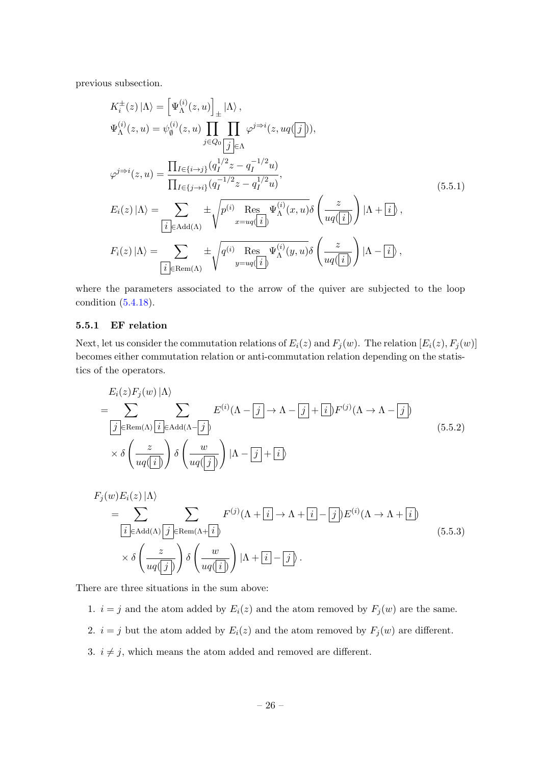previous subsection.

$$
\begin{aligned}
&K_i^{\pm}(z)\left|\Lambda\right\rangle = \left[\Psi_{\Lambda}^{(i)}(z,u)\right]_{\pm}\left|\Lambda\right\rangle, \\
&\Psi_{\Lambda}^{(i)}(z,u) = \psi_{\emptyset}^{(i)}(z,u)\prod_{j\in Q_0}\prod_{\boxed{j}\in\Lambda}\varphi^{j\Rightarrow i}(z,uq(\boxed{j})), \\
&\varphi^{j\Rightarrow i}(z,u) = \frac{\prod_{I\in\{i\to j\}}(q_I^{1/2}z - q_I^{-1/2}u)}{\prod_{I\in\{j\to i\}}(q_I^{-1/2}z - q_I^{1/2}u)}, \\
&E_i(z)\left|\Lambda\right\rangle = \sum_{\boxed{i}\in\mathrm{Add}(\Lambda)} \pm\sqrt{p^{(i)}\operatorname*{Res}_{x=uq(\boxed{i})}\Psi_{\Lambda}^{(i)}(x,u)}\,\delta\left(\frac{z}{uq(\boxed{i})}\right)\left|\Lambda+\boxed{i}\right\rangle, \\
&F_i(z)\left|\Lambda\right\rangle = \sum_{\boxed{i}\in\mathrm{Rem}(\Lambda)} \pm\sqrt{q^{(i)}\operatorname*{Res}_{y=uq(\boxed{i})}\Psi_{\Lambda}^{(i)}(y,u)}\,\delta\left(\frac{z}{uq(\boxed{i})}\right)\left|\Lambda-\boxed{i}\right\rangle,
\end{aligned}
\tag{5.5.1}
$$

where the parameters associated to the arrow of the quiver are subjected to the loop condition (5.4.18).

### 5.5.1 EF relation

Next, let us consider the commutation relations of $E_i(z)$ and $F_j(w)$. The relation $[E_i(z), F_j(w)]$ becomes either commutation relation or anti-commutation relation depending on the statistics of the operators.

$$
\begin{aligned}
&E_i(z)F_j(w)\left|\Lambda\right\rangle \\
&= \sum_{\boxed{j}\in\mathrm{Rem}(\Lambda)}\sum_{\boxed{i}\in\mathrm{Add}(\Lambda-\boxed{j})} E^{(i)}(\Lambda-\boxed{j}\to\Lambda-\boxed{j}+\boxed{i})F^{(j)}(\Lambda\to\Lambda-\boxed{j}) \\
&\quad\times\delta\left(\frac{z}{uq(\boxed{i})}\right)\delta\left(\frac{w}{uq(\boxed{j})}\right)\left|\Lambda-\boxed{j}+\boxed{i}\right\rangle
\end{aligned}
\tag{5.5.2}
$$

$$
\begin{aligned}
&F_j(w)E_i(z)\left|\Lambda\right\rangle \\
&= \sum_{\boxed{i}\in\mathrm{Add}(\Lambda)}\sum_{\boxed{j}\in\mathrm{Rem}(\Lambda+\boxed{i})} F^{(j)}(\Lambda+\boxed{i}\to\Lambda+\boxed{i}-\boxed{j})E^{(i)}(\Lambda\to\Lambda+\boxed{i}) \\
&\quad\times\delta\left(\frac{z}{uq(\boxed{j})}\right)\delta\left(\frac{w}{uq(\boxed{i})}\right)\left|\Lambda+\boxed{i}-\boxed{j}\right\rangle.
\end{aligned}
\tag{5.5.3}
$$

There are three situations in the sum above:

1. $i = j$ and the atom added by $E_i(z)$ and the atom removed by $F_j(w)$ are the same.
2. $i = j$ but the atom added by $E_i(z)$ and the atom removed by $F_j(w)$ are different.
3. $i \neq j$, which means the atom added and removed are different.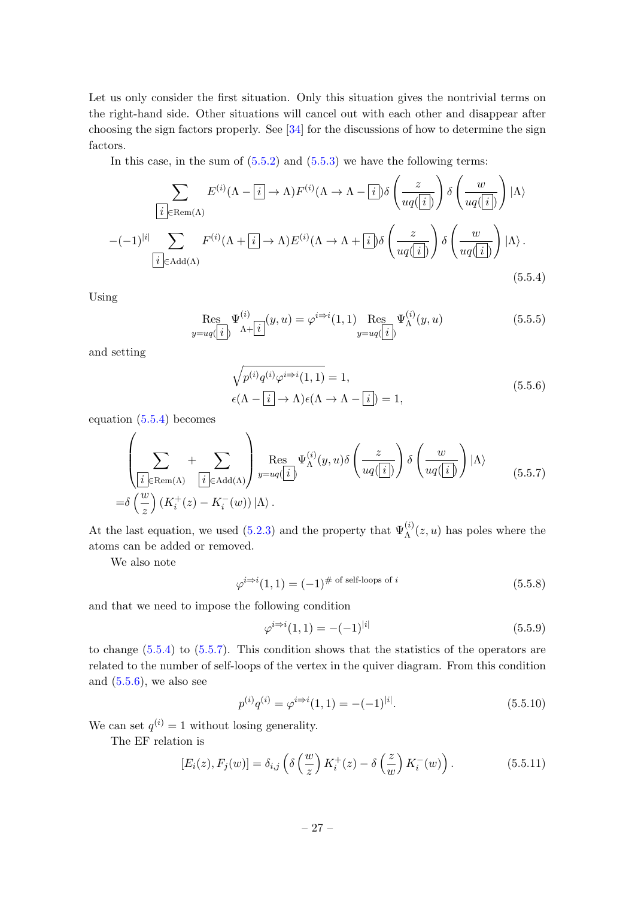Let us only consider the first situation. Only this situation gives the nontrivial terms on the right-hand side. Other situations will cancel out with each other and disappear after choosing the sign factors properly. See [34] for the discussions of how to determine the sign factors.

In this case, in the sum of (5.5.2) and (5.5.3) we have the following terms:

$$
\begin{aligned}
&\sum_{\boxed{i}\in\mathrm{Rem}(\Lambda)} E^{(i)}(\Lambda-\boxed{i}\to\Lambda)F^{(i)}(\Lambda\to\Lambda-\boxed{i})\delta\left(\frac{z}{uq(\boxed{i})}\right)\delta\left(\frac{w}{uq(\boxed{i})}\right)|\Lambda\rangle \\
-(-1)^{|i|}&\sum_{\boxed{i}\in\mathrm{Add}(\Lambda)} F^{(i)}(\Lambda+\boxed{i}\to\Lambda)E^{(i)}(\Lambda\to\Lambda+\boxed{i})\delta\left(\frac{z}{uq(\boxed{i})}\right)\delta\left(\frac{w}{uq(\boxed{i})}\right)|\Lambda\rangle\,.
\end{aligned}
\tag{5.5.4}
$$

Using

$$
\operatorname*{Res}_{y=uq(\boxed{i})}\Psi^{(i)}_{\Lambda+\boxed{i}}(y,u)=\varphi^{i\Rightarrow i}(1,1)\operatorname*{Res}_{y=uq(\boxed{i})}\Psi^{(i)}_{\Lambda}(y,u)
\tag{5.5.5}
$$

and setting

$$
\begin{aligned}
&\sqrt{p^{(i)}q^{(i)}\varphi^{i\Rightarrow i}(1,1)}=1,\\
&\epsilon(\Lambda-\boxed{i}\to\Lambda)\epsilon(\Lambda\to\Lambda-\boxed{i})=1,
\end{aligned}
\tag{5.5.6}
$$

equation (5.5.4) becomes

$$
\begin{aligned}
&\left(\sum_{\boxed{i}\in\mathrm{Rem}(\Lambda)}+\sum_{\boxed{i}\in\mathrm{Add}(\Lambda)}\right)\operatorname*{Res}_{y=uq(\boxed{i})}\Psi^{(i)}_{\Lambda}(y,u)\delta\left(\frac{z}{uq(\boxed{i})}\right)\delta\left(\frac{w}{uq(\boxed{i})}\right)|\Lambda\rangle\\
=&\delta\left(\frac{w}{z}\right)\left(K_i^+(z)-K_i^-(w)\right)|\Lambda\rangle\,.
\end{aligned}
\tag{5.5.7}
$$

At the last equation, we used (5.2.3) and the property that $\Psi^{(i)}_{\Lambda}(z,u)$ has poles where the atoms can be added or removed.

We also note

$$
\varphi^{i\Rightarrow i}(1,1)=(-1)^{\#\text{ of self-loops of }i}
\tag{5.5.8}
$$

and that we need to impose the following condition

$$
\varphi^{i\Rightarrow i}(1,1)=-(-1)^{|i|}
\tag{5.5.9}
$$

to change (5.5.4) to (5.5.7). This condition shows that the statistics of the operators are related to the number of self-loops of the vertex in the quiver diagram. From this condition and (5.5.6), we also see

$$
p^{(i)}q^{(i)}=\varphi^{i\Rightarrow i}(1,1)=-(-1)^{|i|}.
\tag{5.5.10}
$$

We can set $q^{(i)}=1$ without losing generality.

The EF relation is

$$
[E_i(z),F_j(w)]=\delta_{i,j}\left(\delta\left(\frac{w}{z}\right)K_i^+(z)-\delta\left(\frac{z}{w}\right)K_i^-(w)\right).
\tag{5.5.11}
$$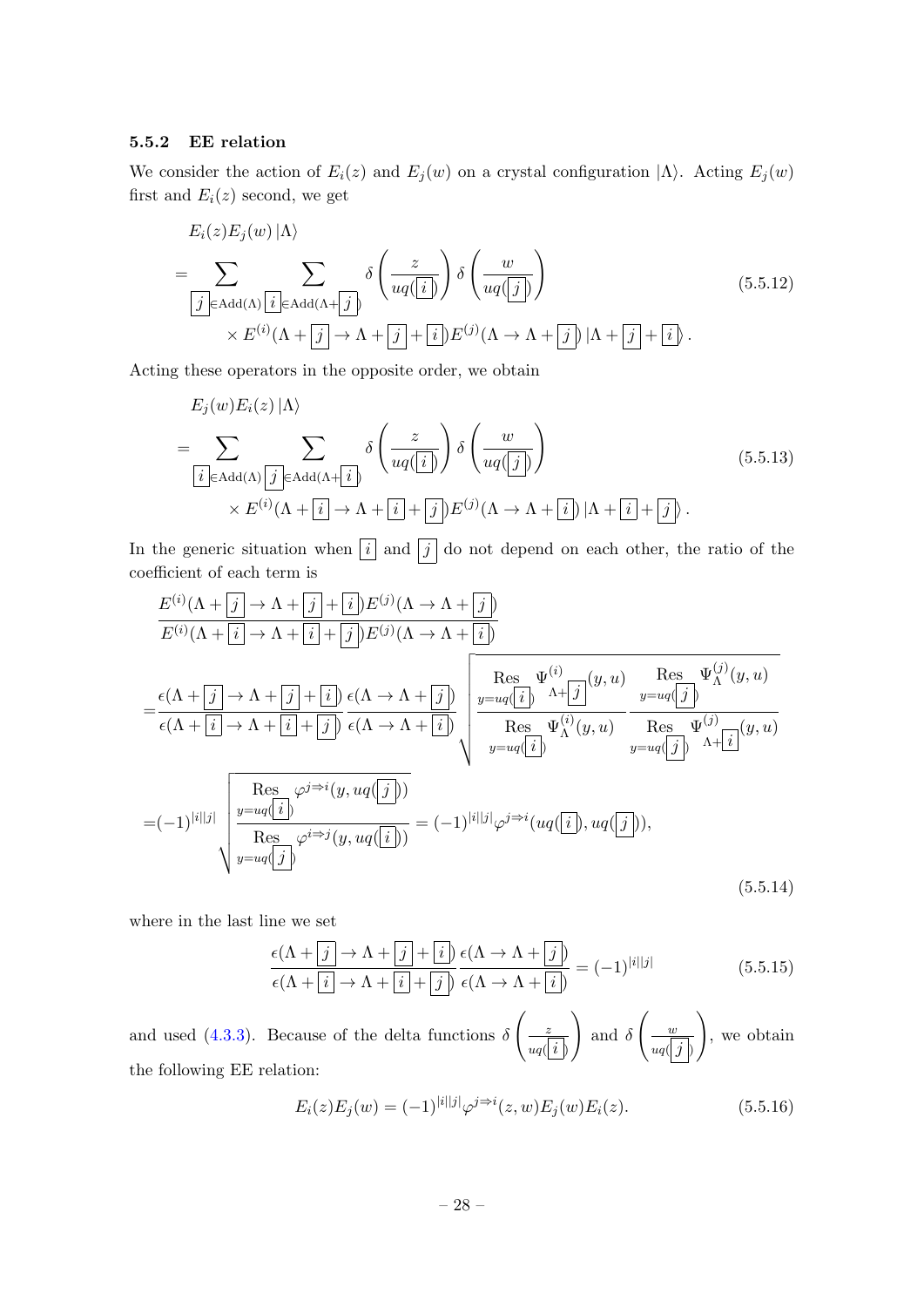### 5.5.2 EE relation

We consider the action of $E_i(z)$ and $E_j(w)$ on a crystal configuration $|\Lambda\rangle$. Acting $E_j(w)$ first and $E_i(z)$ second, we get

$$
\begin{aligned}
&E_i(z)E_j(w)\,|\Lambda\rangle \\
&= \sum_{\boxed{j}\in\mathrm{Add}(\Lambda)}\ \sum_{\boxed{i}\in\mathrm{Add}(\Lambda+\boxed{j})} \delta\left(\frac{z}{uq(\boxed{i})}\right)\delta\left(\frac{w}{uq(\boxed{j})}\right) \\
&\qquad \times E^{(i)}(\Lambda+\boxed{j}\to\Lambda+\boxed{j}+\boxed{i})E^{(j)}(\Lambda\to\Lambda+\boxed{j})\,|\Lambda+\boxed{j}+\boxed{i}\rangle .
\end{aligned}
\tag{5.5.12}
$$

Acting these operators in the opposite order, we obtain

$$
\begin{aligned}
&E_j(w)E_i(z)\,|\Lambda\rangle \\
&= \sum_{\boxed{i}\in\mathrm{Add}(\Lambda)}\ \sum_{\boxed{j}\in\mathrm{Add}(\Lambda+\boxed{i})} \delta\left(\frac{z}{uq(\boxed{i})}\right)\delta\left(\frac{w}{uq(\boxed{j})}\right) \\
&\qquad \times E^{(i)}(\Lambda+\boxed{i}\to\Lambda+\boxed{i}+\boxed{j})E^{(j)}(\Lambda\to\Lambda+\boxed{i})\,|\Lambda+\boxed{i}+\boxed{j}\rangle .
\end{aligned}
\tag{5.5.13}
$$

In the generic situation when $\boxed{i}$ and $\boxed{j}$ do not depend on each other, the ratio of the coefficient of each term is

$$
\begin{aligned}
&\frac{E^{(i)}(\Lambda+\boxed{j}\to\Lambda+\boxed{j}+\boxed{i})E^{(j)}(\Lambda\to\Lambda+\boxed{j})}{E^{(i)}(\Lambda+\boxed{i}\to\Lambda+\boxed{i}+\boxed{j})E^{(j)}(\Lambda\to\Lambda+\boxed{i})} \\
&=\frac{\epsilon(\Lambda+\boxed{j}\to\Lambda+\boxed{j}+\boxed{i})}{\epsilon(\Lambda+\boxed{i}\to\Lambda+\boxed{i}+\boxed{j})}\frac{\epsilon(\Lambda\to\Lambda+\boxed{j})}{\epsilon(\Lambda\to\Lambda+\boxed{i})}\sqrt{\frac{\operatorname*{Res}_{y=uq(\boxed{i})}\Psi^{(i)}_{\Lambda+\boxed{j}}(y,u)}{\operatorname*{Res}_{y=uq(\boxed{i})}\Psi^{(i)}_{\Lambda}(y,u)}\frac{\operatorname*{Res}_{y=uq(\boxed{j})}\Psi^{(j)}_{\Lambda}(y,u)}{\operatorname*{Res}_{y=uq(\boxed{j})}\Psi^{(j)}_{\Lambda+\boxed{i}}(y,u)}} \\
&=(-1)^{|i||j|}\sqrt{\frac{\operatorname*{Res}_{y=uq(\boxed{i})}\varphi^{j\Rightarrow i}(y,uq(\boxed{j}))}{\operatorname*{Res}_{y=uq(\boxed{j})}\varphi^{i\Rightarrow j}(y,uq(\boxed{i}))}} = (-1)^{|i||j|}\varphi^{j\Rightarrow i}(uq(\boxed{i}),uq(\boxed{j})),
\end{aligned}
\tag{5.5.14}
$$

where in the last line we set

$$
\frac{\epsilon(\Lambda+\boxed{j}\to\Lambda+\boxed{j}+\boxed{i})}{\epsilon(\Lambda+\boxed{i}\to\Lambda+\boxed{i}+\boxed{j})}\frac{\epsilon(\Lambda\to\Lambda+\boxed{j})}{\epsilon(\Lambda\to\Lambda+\boxed{i})} = (-1)^{|i||j|}
\tag{5.5.15}
$$

and used (4.3.3). Because of the delta functions $\delta\left(\frac{z}{uq(\boxed{i})}\right)$ and $\delta\left(\frac{w}{uq(\boxed{j})}\right)$, we obtain the following EE relation:

$$
E_i(z)E_j(w) = (-1)^{|i||j|}\varphi^{j\Rightarrow i}(z,w)E_j(w)E_i(z).
\tag{5.5.16}
$$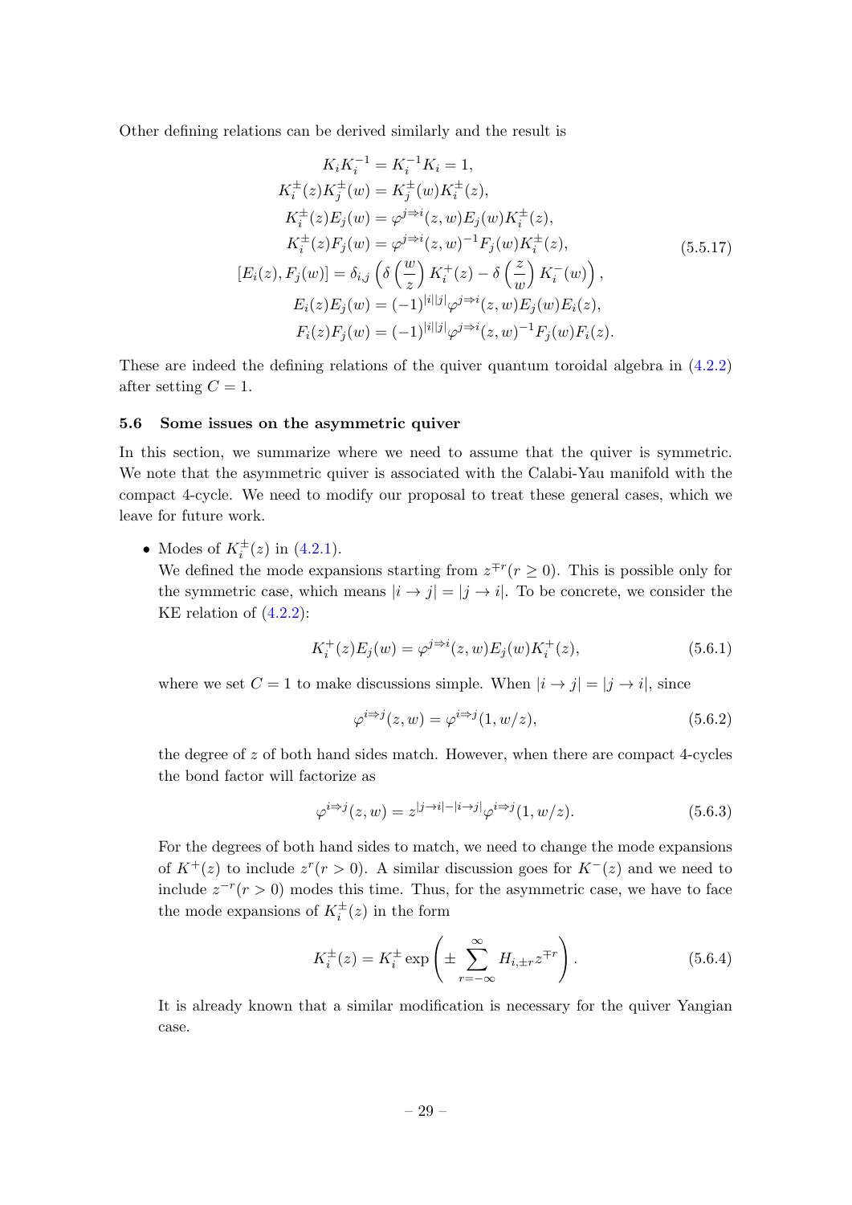Other defining relations can be derived similarly and the result is

$$
\begin{aligned}
K_i K_i^{-1} &= K_i^{-1} K_i = 1, \\
K_i^{\pm}(z) K_j^{\pm}(w) &= K_j^{\pm}(w) K_i^{\pm}(z), \\
K_i^{\pm}(z) E_j(w) &= \varphi^{j \Rightarrow i}(z,w) E_j(w) K_i^{\pm}(z), \\
K_i^{\pm}(z) F_j(w) &= \varphi^{j \Rightarrow i}(z,w)^{-1} F_j(w) K_i^{\pm}(z), \\
[E_i(z), F_j(w)] &= \delta_{i,j} \left( \delta\left(\frac{w}{z}\right) K_i^{+}(z) - \delta\left(\frac{z}{w}\right) K_i^{-}(w) \right), \\
E_i(z) E_j(w) &= (-1)^{|i||j|} \varphi^{j \Rightarrow i}(z,w) E_j(w) E_i(z), \\
F_i(z) F_j(w) &= (-1)^{|i||j|} \varphi^{j \Rightarrow i}(z,w)^{-1} F_j(w) F_i(z).
\end{aligned}
\tag{5.5.17}
$$

These are indeed the defining relations of the quiver quantum toroidal algebra in (4.2.2) after setting $C = 1$.

### 5.6 Some issues on the asymmetric quiver

In this section, we summarize where we need to assume that the quiver is symmetric. We note that the asymmetric quiver is associated with the Calabi-Yau manifold with the compact 4-cycle. We need to modify our proposal to treat these general cases, which we leave for future work.

- Modes of $K_i^{\pm}(z)$ in (4.2.1).

  We defined the mode expansions starting from $z^{\mp r} (r \geq 0)$. This is possible only for the symmetric case, which means $|i \to j| = |j \to i|$. To be concrete, we consider the KE relation of (4.2.2):

$$
K_i^{+}(z) E_j(w) = \varphi^{j \Rightarrow i}(z,w) E_j(w) K_i^{+}(z),
\tag{5.6.1}
$$

  where we set $C = 1$ to make discussions simple. When $|i \to j| = |j \to i|$, since

$$
\varphi^{i \Rightarrow j}(z,w) = \varphi^{i \Rightarrow j}(1, w/z),
\tag{5.6.2}
$$

  the degree of $z$ of both hand sides match. However, when there are compact 4-cycles the bond factor will factorize as

$$
\varphi^{i \Rightarrow j}(z,w) = z^{|j \to i| - |i \to j|} \varphi^{i \Rightarrow j}(1, w/z).
\tag{5.6.3}
$$

  For the degrees of both hand sides to match, we need to change the mode expansions of $K^{+}(z)$ to include $z^{r} (r > 0)$. A similar discussion goes for $K^{-}(z)$ and we need to include $z^{-r} (r > 0)$ modes this time. Thus, for the asymmetric case, we have to face the mode expansions of $K_i^{\pm}(z)$ in the form

$$
K_i^{\pm}(z) = K_i^{\pm} \exp\left( \pm \sum_{r=-\infty}^{\infty} H_{i,\pm r} z^{\mp r} \right).
\tag{5.6.4}
$$

  It is already known that a similar modification is necessary for the quiver Yangian case.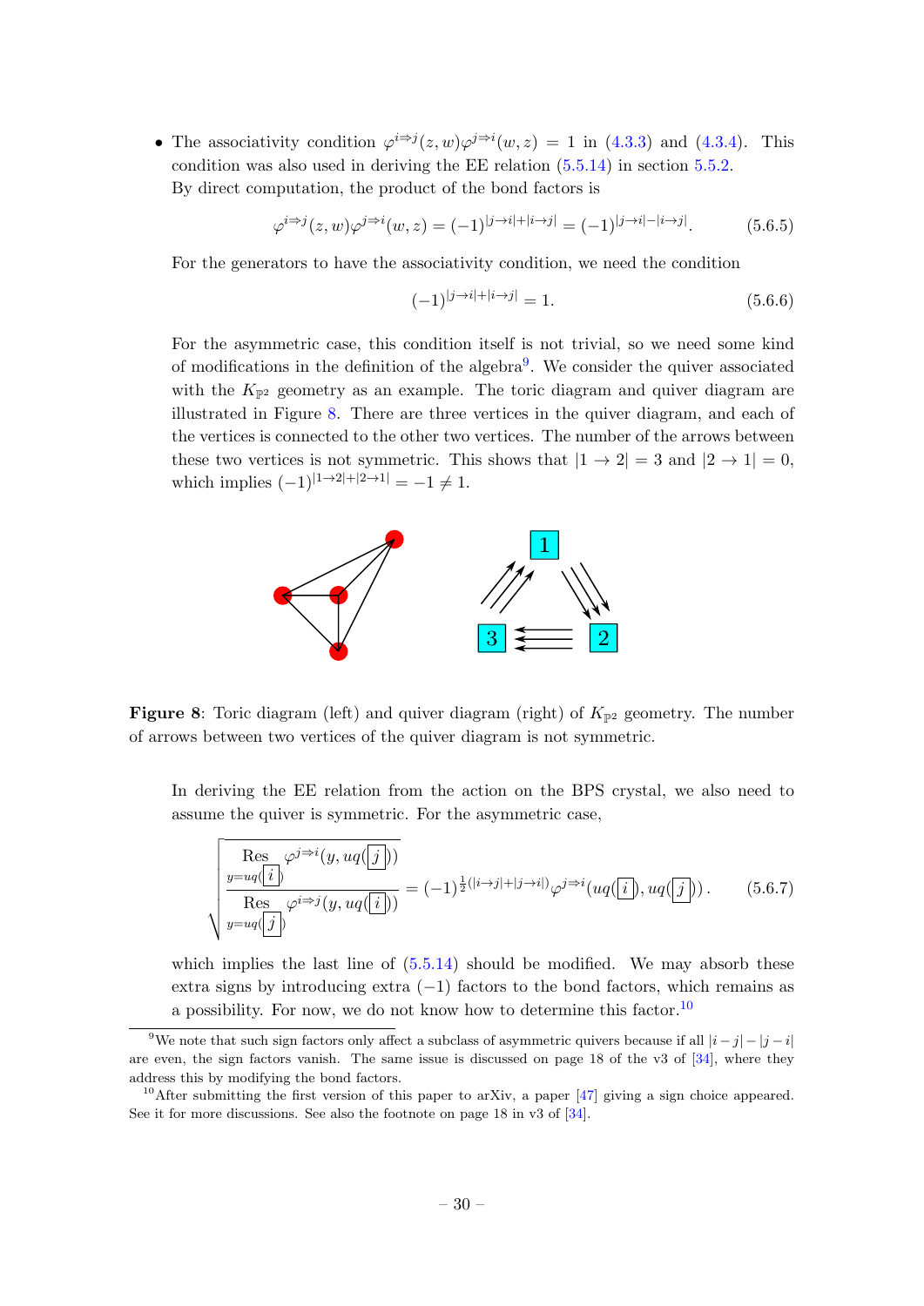- The associativity condition $\varphi^{i\Rightarrow j}(z,w)\varphi^{j\Rightarrow i}(w,z) = 1$ in (4.3.3) and (4.3.4). This condition was also used in deriving the EE relation (5.5.14) in section 5.5.2.
  By direct computation, the product of the bond factors is

$$\varphi^{i\Rightarrow j}(z,w)\varphi^{j\Rightarrow i}(w,z) = (-1)^{|j\to i|+|i\to j|} = (-1)^{|j\to i|-|i\to j|}. \tag{5.6.5}$$

  For the generators to have the associativity condition, we need the condition

$$(-1)^{|j\to i|+|i\to j|} = 1. \tag{5.6.6}$$

  For the asymmetric case, this condition itself is not trivial, so we need some kind of modifications in the definition of the algebra[9]. We consider the quiver associated with the $K_{\mathbb{P}^2}$ geometry as an example. The toric diagram and quiver diagram are illustrated in Figure 8. There are three vertices in the quiver diagram, and each of the vertices is connected to the other two vertices. The number of the arrows between these two vertices is not symmetric. This shows that $|1\to 2| = 3$ and $|2\to 1| = 0$, which implies $(-1)^{|1\to 2|+|2\to 1|} = -1 \neq 1$.

1

3

2

**Figure 8**: Toric diagram (left) and quiver diagram (right) of $K_{\mathbb{P}^2}$ geometry. The number of arrows between two vertices of the quiver diagram is not symmetric.

  In deriving the EE relation from the action on the BPS crystal, we also need to assume the quiver is symmetric. For the asymmetric case,

$$\sqrt{\frac{\operatorname*{Res}_{y=uq(\boxed{i})}\varphi^{j\Rightarrow i}(y,uq(\boxed{j}))}{\operatorname*{Res}_{y=uq(\boxed{j})}\varphi^{i\Rightarrow j}(y,uq(\boxed{i}))}} = (-1)^{\frac{1}{2}(|i\to j|+|j\to i|)}\varphi^{j\Rightarrow i}(uq(\boxed{i}),uq(\boxed{j}))\,. \tag{5.6.7}$$

  which implies the last line of (5.5.14) should be modified. We may absorb these extra signs by introducing extra $(-1)$ factors to the bond factors, which remains as a possibility. For now, we do not know how to determine this factor.[10]

[9] We note that such sign factors only affect a subclass of asymmetric quivers because if all $|i-j|-|j-i|$ are even, the sign factors vanish. The same issue is discussed on page 18 of the v3 of [34], where they address this by modifying the bond factors.

[10] After submitting the first version of this paper to arXiv, a paper [47] giving a sign choice appeared. See it for more discussions. See also the footnote on page 18 in v3 of [34].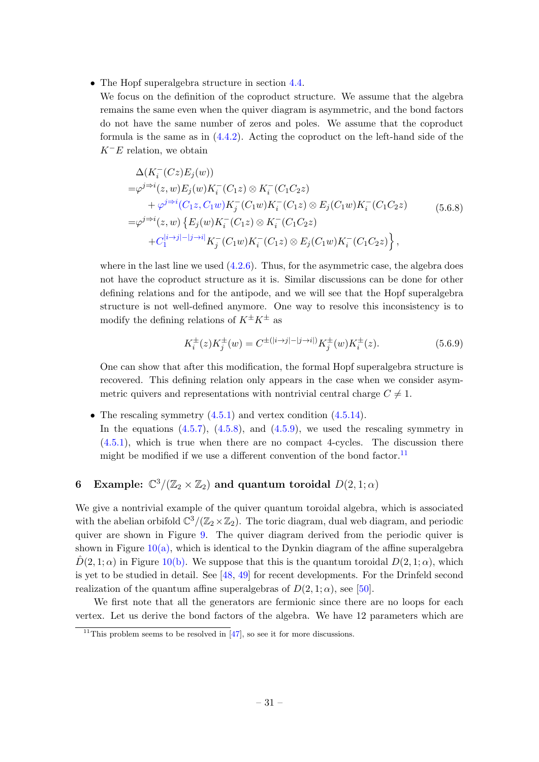- The Hopf superalgebra structure in section 4.4.

  We focus on the definition of the coproduct structure. We assume that the algebra remains the same even when the quiver diagram is asymmetric, and the bond factors do not have the same number of zeros and poles. We assume that the coproduct formula is the same as in (4.4.2). Acting the coproduct on the left-hand side of the $K^{-}E$ relation, we obtain

$$
\begin{aligned}
&\Delta(K_i^-(Cz)E_j(w))\\
=&\varphi^{j\Rightarrow i}(z,w)E_j(w)K_i^-(C_1z)\otimes K_i^-(C_1C_2z)\\
&\quad+\varphi^{j\Rightarrow i}(C_1z,C_1w)K_j^-(C_1w)K_i^-(C_1z)\otimes E_j(C_1w)K_i^-(C_1C_2z)\\
=&\varphi^{j\Rightarrow i}(z,w)\left\{E_j(w)K_i^-(C_1z)\otimes K_i^-(C_1C_2z)\right.\\
&\quad\left.+C_1^{|i\to j|-|j\to i|}K_j^-(C_1w)K_i^-(C_1z)\otimes E_j(C_1w)K_i^-(C_1C_2z)\right\},
\end{aligned}
\tag{5.6.8}
$$

  where in the last line we used (4.2.6). Thus, for the asymmetric case, the algebra does not have the coproduct structure as it is. Similar discussions can be done for other defining relations and for the antipode, and we will see that the Hopf superalgebra structure is not well-defined anymore. One way to resolve this inconsistency is to modify the defining relations of $K^{\pm}K^{\pm}$ as

$$
K_i^{\pm}(z)K_j^{\pm}(w)=C^{\pm(|i\to j|-|j\to i|)}K_j^{\pm}(w)K_i^{\pm}(z).
\tag{5.6.9}
$$

  One can show that after this modification, the formal Hopf superalgebra structure is recovered. This defining relation only appears in the case when we consider asymmetric quivers and representations with nontrivial central charge $C\neq 1$.

- The rescaling symmetry (4.5.1) and vertex condition (4.5.14).

  In the equations (4.5.7), (4.5.8), and (4.5.9), we used the rescaling symmetry in (4.5.1), which is true when there are no compact 4-cycles. The discussion there might be modified if we use a different convention of the bond factor.[11]

## 6 Example: $\mathbb{C}^3/(\mathbb{Z}_2\times\mathbb{Z}_2)$ and quantum toroidal $D(2,1;\alpha)$

We give a nontrivial example of the quiver quantum toroidal algebra, which is associated with the abelian orbifold $\mathbb{C}^3/(\mathbb{Z}_2\times\mathbb{Z}_2)$. The toric diagram, dual web diagram, and periodic quiver are shown in Figure 9. The quiver diagram derived from the periodic quiver is shown in Figure 10(a), which is identical to the Dynkin diagram of the affine superalgebra $\hat{D}(2,1;\alpha)$ in Figure 10(b). We suppose that this is the quantum toroidal $D(2,1;\alpha)$, which is yet to be studied in detail. See [48, 49] for recent developments. For the Drinfeld second realization of the quantum affine superalgebras of $D(2,1;\alpha)$, see [50].

We first note that all the generators are fermionic since there are no loops for each vertex. Let us derive the bond factors of the algebra. We have 12 parameters which are

[11] This problem seems to be resolved in [47], so see it for more discussions.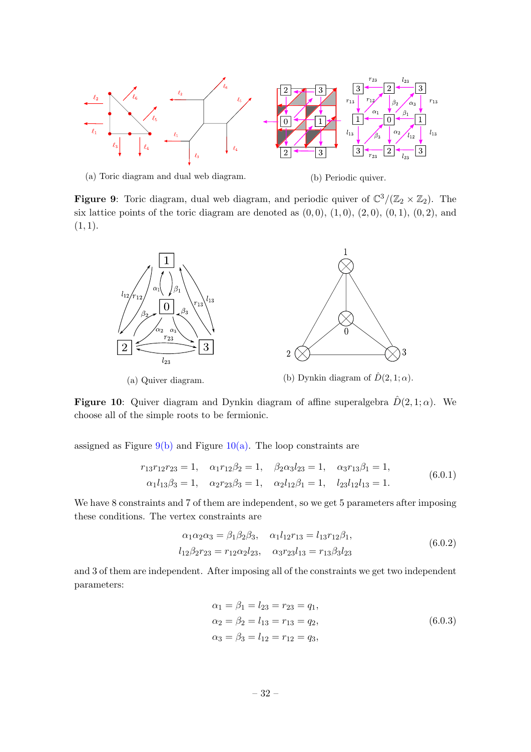(a) Toric diagram and dual web diagram.

(b) Periodic quiver.

**Figure 9**: Toric diagram, dual web diagram, and periodic quiver of $\mathbb{C}^3/(\mathbb{Z}_2 \times \mathbb{Z}_2)$. The six lattice points of the toric diagram are denoted as $(0,0)$, $(1,0)$, $(2,0)$, $(0,1)$, $(0,2)$, and $(1,1)$.

(a) Quiver diagram.

(b) Dynkin diagram of $\hat{D}(2,1;\alpha)$.

**Figure 10**: Quiver diagram and Dynkin diagram of affine superalgebra $\hat{D}(2,1;\alpha)$. We choose all of the simple roots to be fermionic.

assigned as Figure 9(b) and Figure 10(a). The loop constraints are

$$
\begin{aligned}
r_{13}r_{12}r_{23} = 1, \quad \alpha_1 r_{12}\beta_2 = 1, \quad \beta_2\alpha_3 l_{23} = 1, \quad \alpha_3 r_{13}\beta_1 = 1, \\
\alpha_1 l_{13}\beta_3 = 1, \quad \alpha_2 r_{23}\beta_3 = 1, \quad \alpha_2 l_{12}\beta_1 = 1, \quad l_{23}l_{12}l_{13} = 1.
\end{aligned}
\tag{6.0.1}
$$

We have 8 constraints and 7 of them are independent, so we get 5 parameters after imposing these conditions. The vertex constraints are

$$
\begin{aligned}
\alpha_1\alpha_2\alpha_3 = \beta_1\beta_2\beta_3, \quad \alpha_1 l_{12} r_{13} = l_{13} r_{12}\beta_1, \\
l_{12}\beta_2 r_{23} = r_{12}\alpha_2 l_{23}, \quad \alpha_3 r_{23} l_{13} = r_{13}\beta_3 l_{23}
\end{aligned}
\tag{6.0.2}
$$

and 3 of them are independent. After imposing all of the constraints we get two independent parameters:

$$
\begin{aligned}
\alpha_1 = \beta_1 = l_{23} = r_{23} = q_1, \\
\alpha_2 = \beta_2 = l_{13} = r_{13} = q_2, \\
\alpha_3 = \beta_3 = l_{12} = r_{12} = q_3,
\end{aligned}
\tag{6.0.3}
$$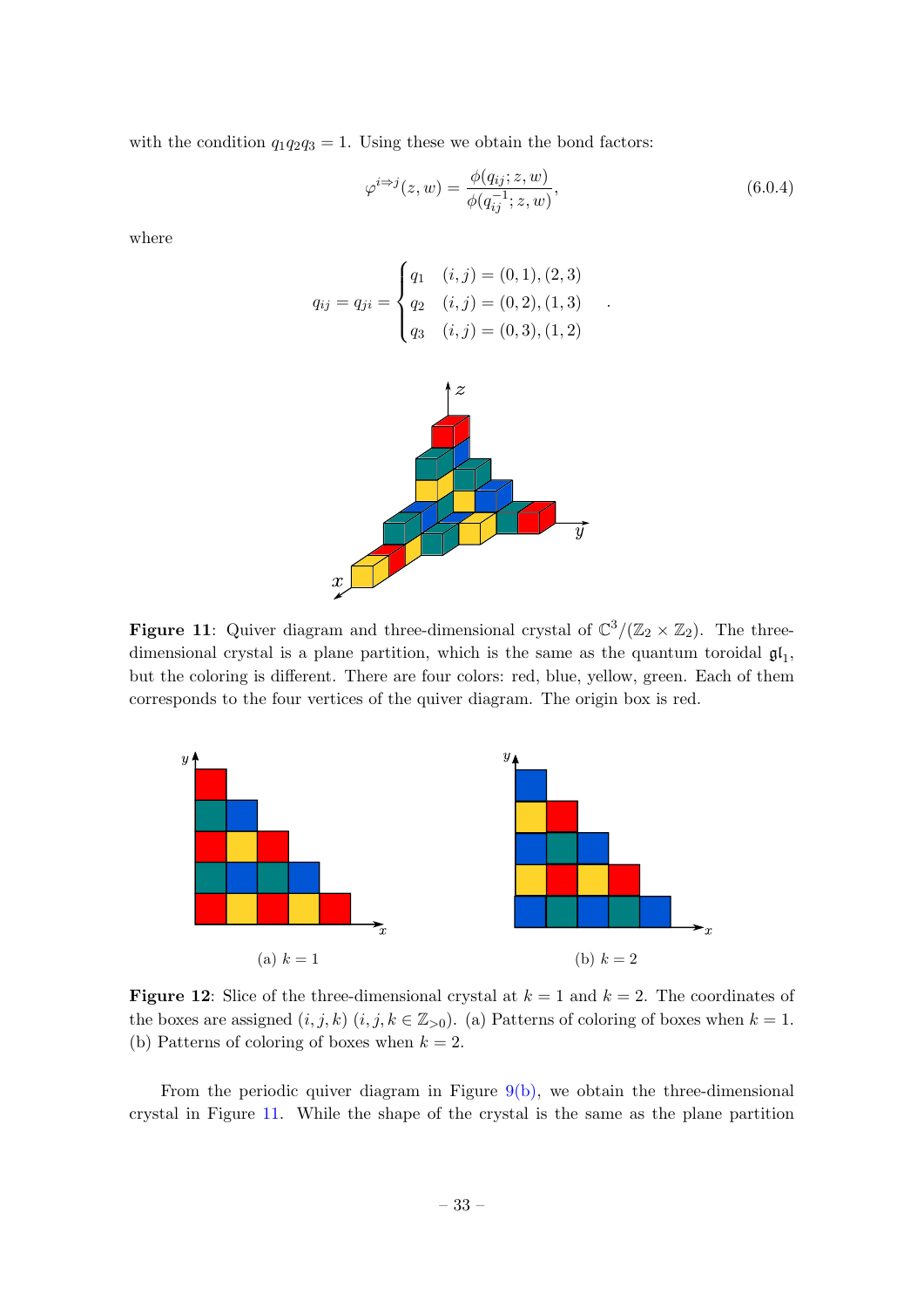with the condition $q_1q_2q_3 = 1$. Using these we obtain the bond factors:

$$\varphi^{i\Rightarrow j}(z,w) = \frac{\phi(q_{ij};z,w)}{\phi(q_{ij}^{-1};z,w)}, \tag{6.0.4}$$

where

$$q_{ij} = q_{ji} = \begin{cases} q_1 & (i,j) = (0,1),(2,3) \\ q_2 & (i,j) = (0,2),(1,3) \\ q_3 & (i,j) = (0,3),(1,2) \end{cases} .$$

z
y
x

**Figure 11**: Quiver diagram and three-dimensional crystal of $\mathbb{C}^3/(\mathbb{Z}_2 \times \mathbb{Z}_2)$. The three-dimensional crystal is a plane partition, which is the same as the quantum toroidal $\mathfrak{gl}_1$, but the coloring is different. There are four colors: red, blue, yellow, green. Each of them corresponds to the four vertices of the quiver diagram. The origin box is red.

y
x

(a) $k = 1$

y
x

(b) $k = 2$

**Figure 12**: Slice of the three-dimensional crystal at $k = 1$ and $k = 2$. The coordinates of the boxes are assigned $(i,j,k)$ $(i,j,k \in \mathbb{Z}_{>0})$. (a) Patterns of coloring of boxes when $k = 1$. (b) Patterns of coloring of boxes when $k = 2$.

From the periodic quiver diagram in Figure 9(b), we obtain the three-dimensional crystal in Figure 11. While the shape of the crystal is the same as the plane partition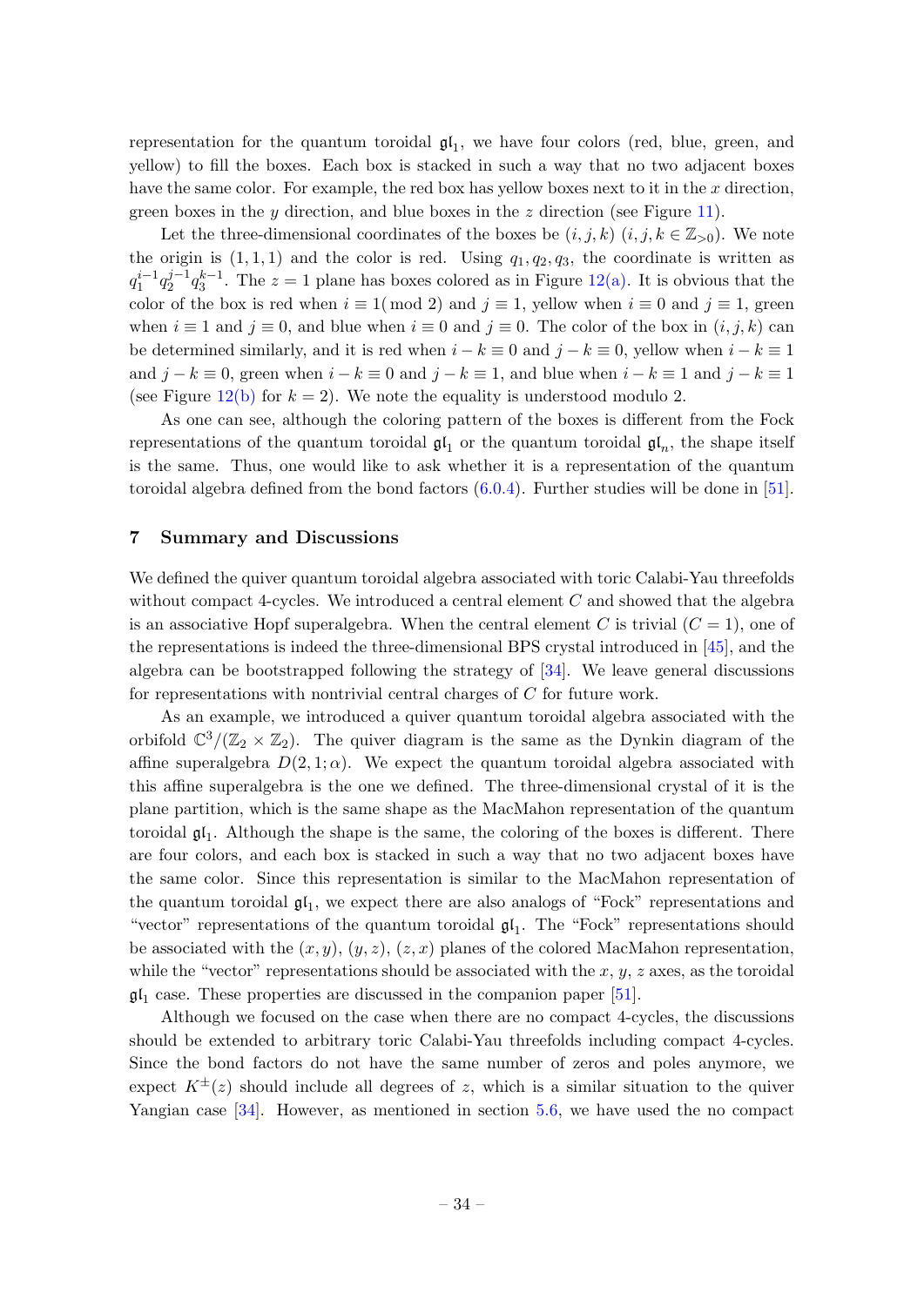representation for the quantum toroidal $\mathfrak{gl}_1$, we have four colors (red, blue, green, and yellow) to fill the boxes. Each box is stacked in such a way that no two adjacent boxes have the same color. For example, the red box has yellow boxes next to it in the $x$ direction, green boxes in the $y$ direction, and blue boxes in the $z$ direction (see Figure 11).

Let the three-dimensional coordinates of the boxes be $(i,j,k)$ $(i,j,k \in \mathbb{Z}_{>0})$. We note the origin is $(1,1,1)$ and the color is red. Using $q_1, q_2, q_3$, the coordinate is written as $q_1^{i-1}q_2^{j-1}q_3^{k-1}$. The $z=1$ plane has boxes colored as in Figure 12(a). It is obvious that the color of the box is red when $i \equiv 1 (\text{mod } 2)$ and $j \equiv 1$, yellow when $i \equiv 0$ and $j \equiv 1$, green when $i \equiv 1$ and $j \equiv 0$, and blue when $i \equiv 0$ and $j \equiv 0$. The color of the box in $(i,j,k)$ can be determined similarly, and it is red when $i-k \equiv 0$ and $j-k \equiv 0$, yellow when $i-k \equiv 1$ and $j-k \equiv 0$, green when $i-k \equiv 0$ and $j-k \equiv 1$, and blue when $i-k \equiv 1$ and $j-k \equiv 1$ (see Figure 12(b) for $k=2$). We note the equality is understood modulo 2.

As one can see, although the coloring pattern of the boxes is different from the Fock representations of the quantum toroidal $\mathfrak{gl}_1$ or the quantum toroidal $\mathfrak{gl}_n$, the shape itself is the same. Thus, one would like to ask whether it is a representation of the quantum toroidal algebra defined from the bond factors (6.0.4). Further studies will be done in [51].

## 7 Summary and Discussions

We defined the quiver quantum toroidal algebra associated with toric Calabi-Yau threefolds without compact 4-cycles. We introduced a central element $C$ and showed that the algebra is an associative Hopf superalgebra. When the central element $C$ is trivial $(C=1)$, one of the representations is indeed the three-dimensional BPS crystal introduced in [45], and the algebra can be bootstrapped following the strategy of [34]. We leave general discussions for representations with nontrivial central charges of $C$ for future work.

As an example, we introduced a quiver quantum toroidal algebra associated with the orbifold $\mathbb{C}^3/(\mathbb{Z}_2 \times \mathbb{Z}_2)$. The quiver diagram is the same as the Dynkin diagram of the affine superalgebra $D(2,1;\alpha)$. We expect the quantum toroidal algebra associated with this affine superalgebra is the one we defined. The three-dimensional crystal of it is the plane partition, which is the same shape as the MacMahon representation of the quantum toroidal $\mathfrak{gl}_1$. Although the shape is the same, the coloring of the boxes is different. There are four colors, and each box is stacked in such a way that no two adjacent boxes have the same color. Since this representation is similar to the MacMahon representation of the quantum toroidal $\mathfrak{gl}_1$, we expect there are also analogs of "Fock" representations and "vector" representations of the quantum toroidal $\mathfrak{gl}_1$. The "Fock" representations should be associated with the $(x,y)$, $(y,z)$, $(z,x)$ planes of the colored MacMahon representation, while the "vector" representations should be associated with the $x$, $y$, $z$ axes, as the toroidal $\mathfrak{gl}_1$ case. These properties are discussed in the companion paper [51].

Although we focused on the case when there are no compact 4-cycles, the discussions should be extended to arbitrary toric Calabi-Yau threefolds including compact 4-cycles. Since the bond factors do not have the same number of zeros and poles anymore, we expect $K^{\pm}(z)$ should include all degrees of $z$, which is a similar situation to the quiver Yangian case [34]. However, as mentioned in section 5.6, we have used the no compact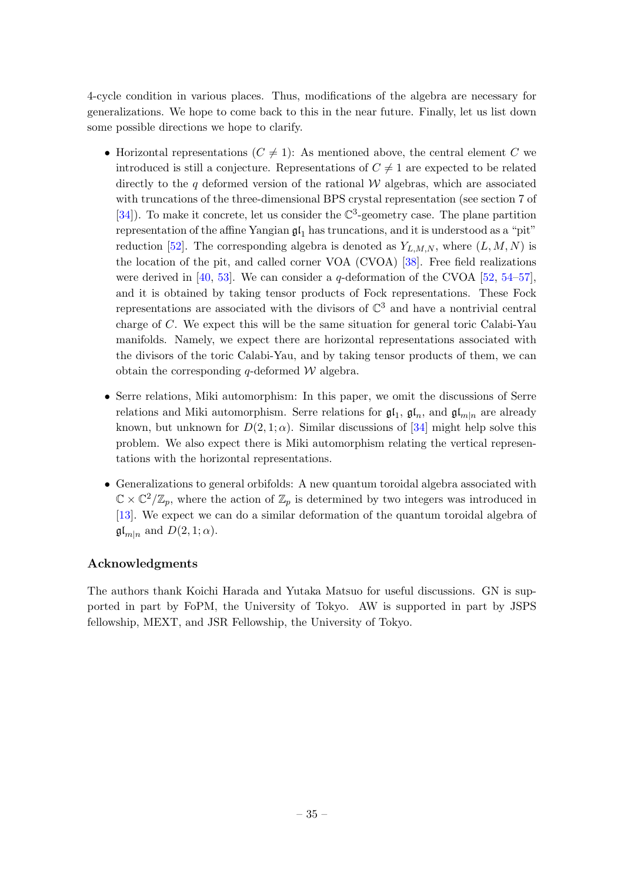4-cycle condition in various places. Thus, modifications of the algebra are necessary for generalizations. We hope to come back to this in the near future. Finally, let us list down some possible directions we hope to clarify.

- Horizontal representations ($C \neq 1$): As mentioned above, the central element $C$ we introduced is still a conjecture. Representations of $C \neq 1$ are expected to be related directly to the $q$ deformed version of the rational $\mathcal{W}$ algebras, which are associated with truncations of the three-dimensional BPS crystal representation (see section 7 of [34]). To make it concrete, let us consider the $\mathbb{C}^3$-geometry case. The plane partition representation of the affine Yangian $\mathfrak{gl}_1$ has truncations, and it is understood as a "pit" reduction [52]. The corresponding algebra is denoted as $Y_{L,M,N}$, where $(L, M, N)$ is the location of the pit, and called corner VOA (CVOA) [38]. Free field realizations were derived in [40, 53]. We can consider a $q$-deformation of the CVOA [52, 54–57], and it is obtained by taking tensor products of Fock representations. These Fock representations are associated with the divisors of $\mathbb{C}^3$ and have a nontrivial central charge of $C$. We expect this will be the same situation for general toric Calabi-Yau manifolds. Namely, we expect there are horizontal representations associated with the divisors of the toric Calabi-Yau, and by taking tensor products of them, we can obtain the corresponding $q$-deformed $\mathcal{W}$ algebra.

- Serre relations, Miki automorphism: In this paper, we omit the discussions of Serre relations and Miki automorphism. Serre relations for $\mathfrak{gl}_1$, $\mathfrak{gl}_n$, and $\mathfrak{gl}_{m|n}$ are already known, but unknown for $D(2, 1; \alpha)$. Similar discussions of [34] might help solve this problem. We also expect there is Miki automorphism relating the vertical representations with the horizontal representations.

- Generalizations to general orbifolds: A new quantum toroidal algebra associated with $\mathbb{C} \times \mathbb{C}^2/\mathbb{Z}_p$, where the action of $\mathbb{Z}_p$ is determined by two integers was introduced in [13]. We expect we can do a similar deformation of the quantum toroidal algebra of $\mathfrak{gl}_{m|n}$ and $D(2, 1; \alpha)$.

## Acknowledgments

The authors thank Koichi Harada and Yutaka Matsuo for useful discussions. GN is supported in part by FoPM, the University of Tokyo. AW is supported in part by JSPS fellowship, MEXT, and JSR Fellowship, the University of Tokyo.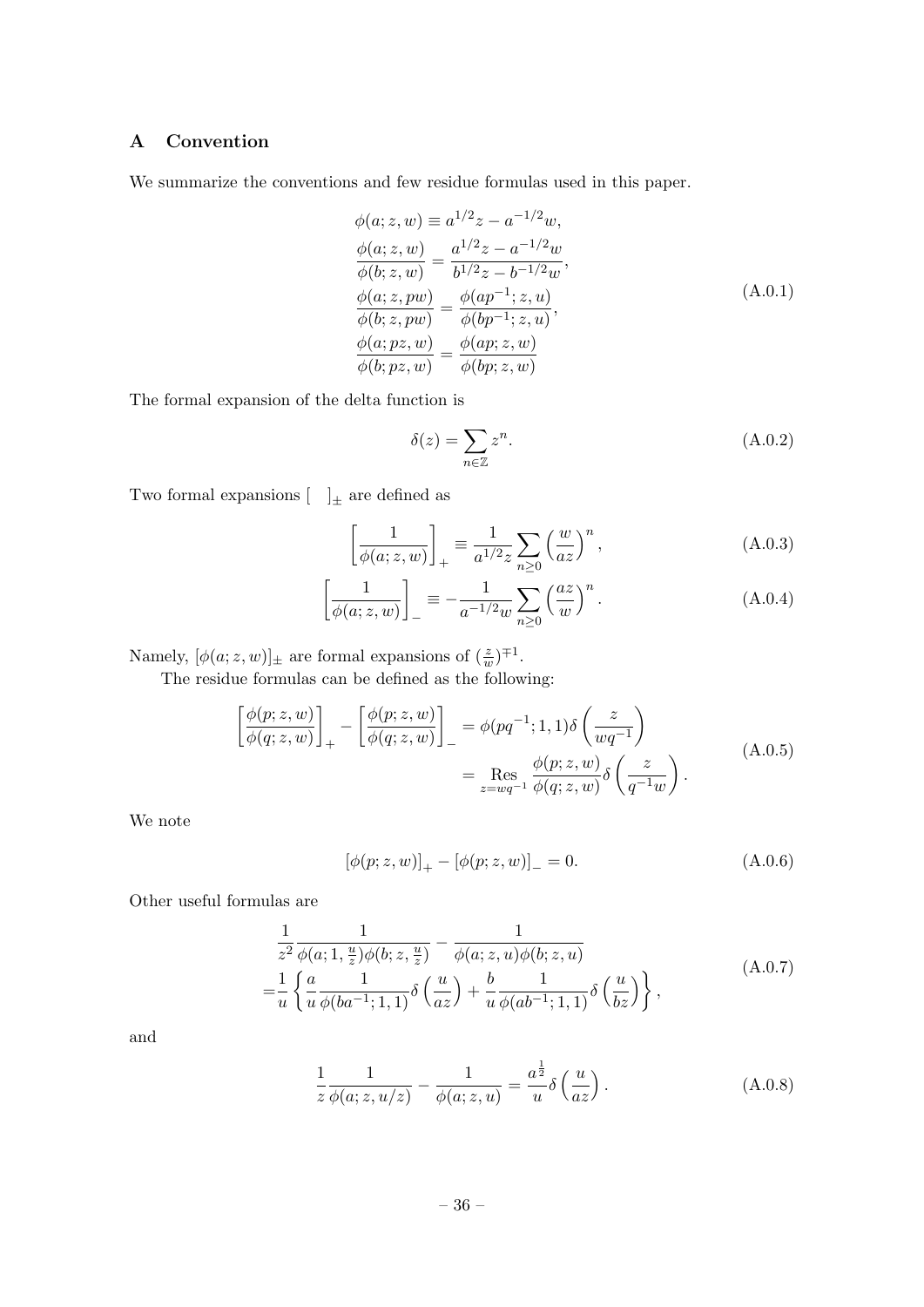## A Convention

We summarize the conventions and few residue formulas used in this paper.

$$
\begin{aligned}
&\phi(a;z,w) \equiv a^{1/2}z - a^{-1/2}w, \\
&\frac{\phi(a;z,w)}{\phi(b;z,w)} = \frac{a^{1/2}z - a^{-1/2}w}{b^{1/2}z - b^{-1/2}w}, \\
&\frac{\phi(a;z,pw)}{\phi(b;z,pw)} = \frac{\phi(ap^{-1};z,u)}{\phi(bp^{-1};z,u)}, \\
&\frac{\phi(a;pz,w)}{\phi(b;pz,w)} = \frac{\phi(ap;z,w)}{\phi(bp;z,w)}
\end{aligned}
\tag{A.0.1}
$$

The formal expansion of the delta function is

$$
\delta(z) = \sum_{n\in\mathbb{Z}} z^n. \tag{A.0.2}
$$

Two formal expansions $[\quad]_\pm$ are defined as

$$
\left[\frac{1}{\phi(a;z,w)}\right]_+ \equiv \frac{1}{a^{1/2}z}\sum_{n\geq 0}\left(\frac{w}{az}\right)^n, \tag{A.0.3}
$$

$$
\left[\frac{1}{\phi(a;z,w)}\right]_- \equiv -\frac{1}{a^{-1/2}w}\sum_{n\geq 0}\left(\frac{az}{w}\right)^n. \tag{A.0.4}
$$

Namely, $[\phi(a;z,w)]_\pm$ are formal expansions of $(\frac{z}{w})^{\mp 1}$.

The residue formulas can be defined as the following:

$$
\begin{aligned}
\left[\frac{\phi(p;z,w)}{\phi(q;z,w)}\right]_+ - \left[\frac{\phi(p;z,w)}{\phi(q;z,w)}\right]_- &= \phi(pq^{-1};1,1)\delta\left(\frac{z}{wq^{-1}}\right) \\
&= \operatorname*{Res}_{z=wq^{-1}} \frac{\phi(p;z,w)}{\phi(q;z,w)}\delta\left(\frac{z}{q^{-1}w}\right).
\end{aligned}
\tag{A.0.5}
$$

We note

$$
[\phi(p;z,w)]_+ - [\phi(p;z,w)]_- = 0. \tag{A.0.6}
$$

Other useful formulas are

$$
\begin{aligned}
&\frac{1}{z^2}\frac{1}{\phi(a;1,\frac{u}{z})\phi(b;z,\frac{u}{z})} - \frac{1}{\phi(a;z,u)\phi(b;z,u)} \\
=&\frac{1}{u}\left\{\frac{a}{u}\frac{1}{\phi(ba^{-1};1,1)}\delta\left(\frac{u}{az}\right) + \frac{b}{u}\frac{1}{\phi(ab^{-1};1,1)}\delta\left(\frac{u}{bz}\right)\right\},
\end{aligned}
\tag{A.0.7}
$$

and

$$
\frac{1}{z}\frac{1}{\phi(a;z,u/z)} - \frac{1}{\phi(a;z,u)} = \frac{a^{\frac{1}{2}}}{u}\delta\left(\frac{u}{az}\right). \tag{A.0.8}
$$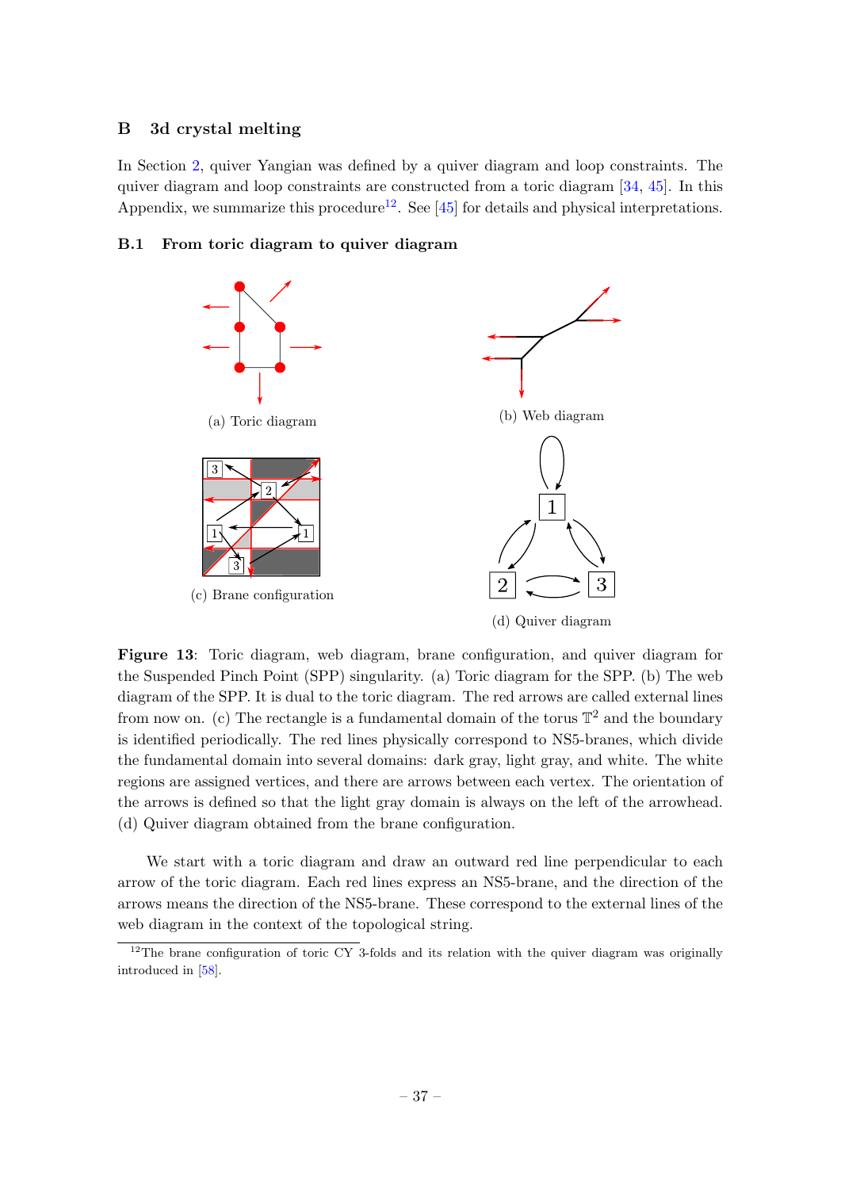## B 3d crystal melting

In Section 2, quiver Yangian was defined by a quiver diagram and loop constraints. The quiver diagram and loop constraints are constructed from a toric diagram [34, 45]. In this Appendix, we summarize this procedure[12]. See [45] for details and physical interpretations.

### B.1 From toric diagram to quiver diagram

(a) Toric diagram

(b) Web diagram

(c) Brane configuration

(d) Quiver diagram

**Figure 13**: Toric diagram, web diagram, brane configuration, and quiver diagram for the Suspended Pinch Point (SPP) singularity. (a) Toric diagram for the SPP. (b) The web diagram of the SPP. It is dual to the toric diagram. The red arrows are called external lines from now on. (c) The rectangle is a fundamental domain of the torus $\mathbb{T}^2$ and the boundary is identified periodically. The red lines physically correspond to NS5-branes, which divide the fundamental domain into several domains: dark gray, light gray, and white. The white regions are assigned vertices, and there are arrows between each vertex. The orientation of the arrows is defined so that the light gray domain is always on the left of the arrowhead. (d) Quiver diagram obtained from the brane configuration.

We start with a toric diagram and draw an outward red line perpendicular to each arrow of the toric diagram. Each red lines express an NS5-brane, and the direction of the arrows means the direction of the NS5-brane. These correspond to the external lines of the web diagram in the context of the topological string.

[12] The brane configuration of toric CY 3-folds and its relation with the quiver diagram was originally introduced in [58].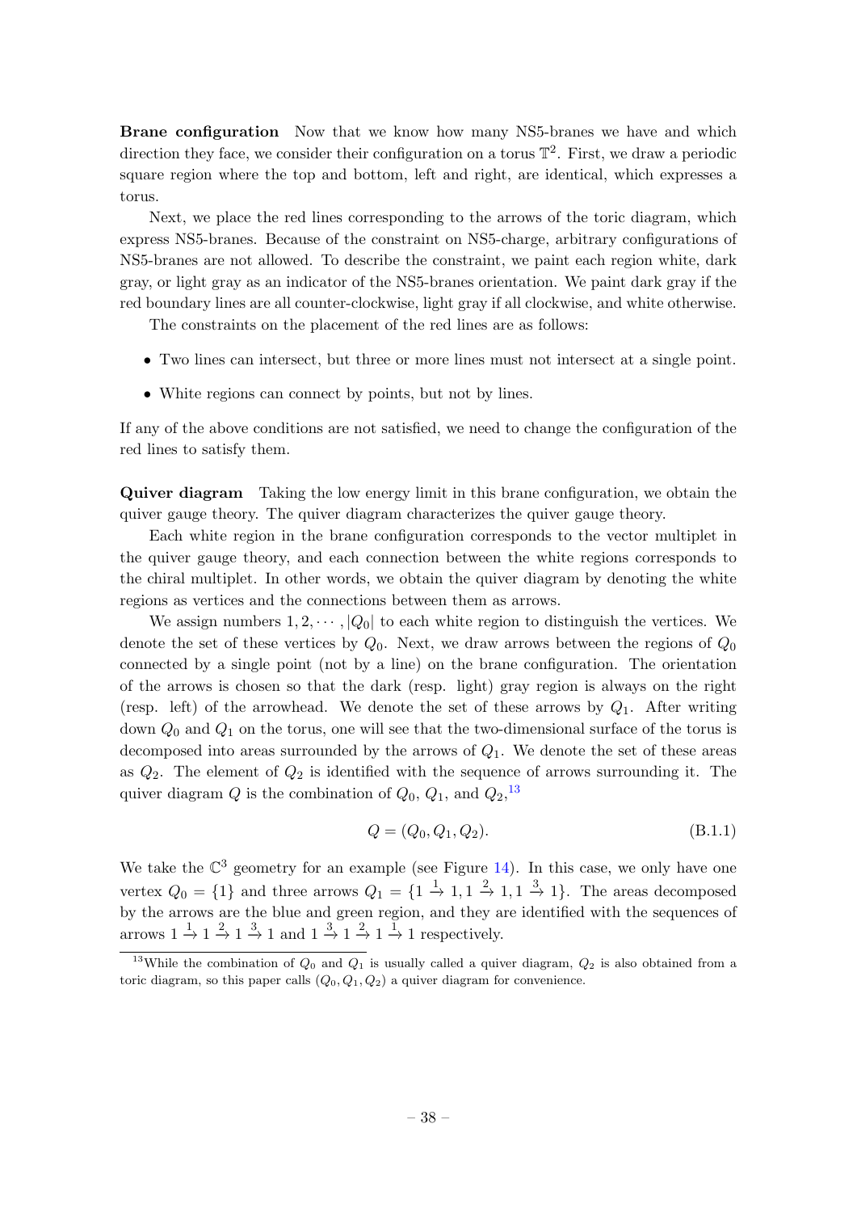**Brane configuration** Now that we know how many NS5-branes we have and which direction they face, we consider their configuration on a torus $\mathbb{T}^2$. First, we draw a periodic square region where the top and bottom, left and right, are identical, which expresses a torus.

Next, we place the red lines corresponding to the arrows of the toric diagram, which express NS5-branes. Because of the constraint on NS5-charge, arbitrary configurations of NS5-branes are not allowed. To describe the constraint, we paint each region white, dark gray, or light gray as an indicator of the NS5-branes orientation. We paint dark gray if the red boundary lines are all counter-clockwise, light gray if all clockwise, and white otherwise.

The constraints on the placement of the red lines are as follows:

- Two lines can intersect, but three or more lines must not intersect at a single point.
- White regions can connect by points, but not by lines.

If any of the above conditions are not satisfied, we need to change the configuration of the red lines to satisfy them.

**Quiver diagram** Taking the low energy limit in this brane configuration, we obtain the quiver gauge theory. The quiver diagram characterizes the quiver gauge theory.

Each white region in the brane configuration corresponds to the vector multiplet in the quiver gauge theory, and each connection between the white regions corresponds to the chiral multiplet. In other words, we obtain the quiver diagram by denoting the white regions as vertices and the connections between them as arrows.

We assign numbers $1, 2, \cdots, |Q_0|$ to each white region to distinguish the vertices. We denote the set of these vertices by $Q_0$. Next, we draw arrows between the regions of $Q_0$ connected by a single point (not by a line) on the brane configuration. The orientation of the arrows is chosen so that the dark (resp. light) gray region is always on the right (resp. left) of the arrowhead. We denote the set of these arrows by $Q_1$. After writing down $Q_0$ and $Q_1$ on the torus, one will see that the two-dimensional surface of the torus is decomposed into areas surrounded by the arrows of $Q_1$. We denote the set of these areas as $Q_2$. The element of $Q_2$ is identified with the sequence of arrows surrounding it. The quiver diagram $Q$ is the combination of $Q_0$, $Q_1$, and $Q_2$,[13]

$$Q = (Q_0, Q_1, Q_2). \tag{B.1.1}$$

We take the $\mathbb{C}^3$ geometry for an example (see Figure 14). In this case, we only have one vertex $Q_0 = \{1\}$ and three arrows $Q_1 = \{1 \xrightarrow{1} 1, 1 \xrightarrow{2} 1, 1 \xrightarrow{3} 1\}$. The areas decomposed by the arrows are the blue and green region, and they are identified with the sequences of arrows $1 \xrightarrow{1} 1 \xrightarrow{2} 1 \xrightarrow{3} 1$ and $1 \xrightarrow{3} 1 \xrightarrow{2} 1 \xrightarrow{1} 1$ respectively.

[13] While the combination of $Q_0$ and $Q_1$ is usually called a quiver diagram, $Q_2$ is also obtained from a toric diagram, so this paper calls $(Q_0, Q_1, Q_2)$ a quiver diagram for convenience.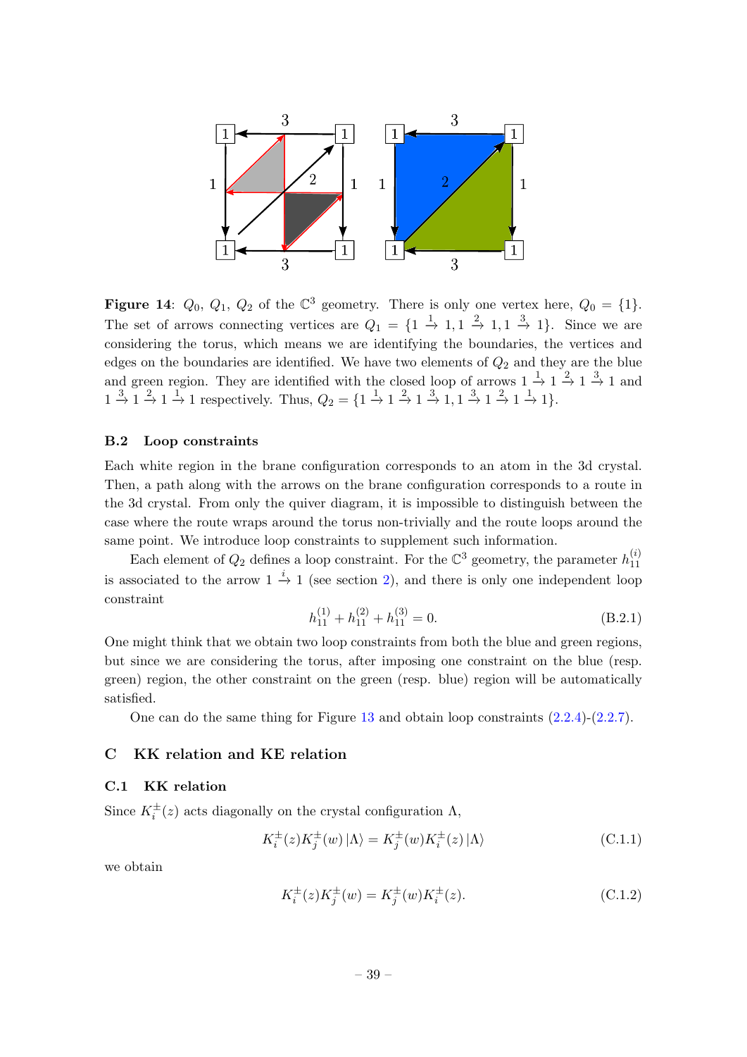3

1 1

1 2 1

1 1

3

3

1 1

1 2 1

1 1

3

**Figure 14**: $Q_0$, $Q_1$, $Q_2$ of the $\mathbb{C}^3$ geometry. There is only one vertex here, $Q_0 = \{1\}$. The set of arrows connecting vertices are $Q_1 = \{1 \xrightarrow{1} 1, 1 \xrightarrow{2} 1, 1 \xrightarrow{3} 1\}$. Since we are considering the torus, which means we are identifying the boundaries, the vertices and edges on the boundaries are identified. We have two elements of $Q_2$ and they are the blue and green region. They are identified with the closed loop of arrows $1 \xrightarrow{1} 1 \xrightarrow{2} 1 \xrightarrow{3} 1$ and $1 \xrightarrow{3} 1 \xrightarrow{2} 1 \xrightarrow{1} 1$ respectively. Thus, $Q_2 = \{1 \xrightarrow{1} 1 \xrightarrow{2} 1 \xrightarrow{3} 1, 1 \xrightarrow{3} 1 \xrightarrow{2} 1 \xrightarrow{1} 1\}$.

### B.2 Loop constraints

Each white region in the brane configuration corresponds to an atom in the 3d crystal. Then, a path along with the arrows on the brane configuration corresponds to a route in the 3d crystal. From only the quiver diagram, it is impossible to distinguish between the case where the route wraps around the torus non-trivially and the route loops around the same point. We introduce loop constraints to supplement such information.

Each element of $Q_2$ defines a loop constraint. For the $\mathbb{C}^3$ geometry, the parameter $h_{11}^{(i)}$ is associated to the arrow $1 \xrightarrow{i} 1$ (see section 2), and there is only one independent loop constraint

$$h_{11}^{(1)} + h_{11}^{(2)} + h_{11}^{(3)} = 0. \tag{B.2.1}$$

One might think that we obtain two loop constraints from both the blue and green regions, but since we are considering the torus, after imposing one constraint on the blue (resp. green) region, the other constraint on the green (resp. blue) region will be automatically satisfied.

One can do the same thing for Figure 13 and obtain loop constraints (2.2.4)-(2.2.7).

## C KK relation and KE relation

### C.1 KK relation

Since $K_i^{\pm}(z)$ acts diagonally on the crystal configuration $\Lambda$,

$$K_i^{\pm}(z)K_j^{\pm}(w)\,|\Lambda\rangle = K_j^{\pm}(w)K_i^{\pm}(z)\,|\Lambda\rangle \tag{C.1.1}$$

we obtain

$$K_i^{\pm}(z)K_j^{\pm}(w) = K_j^{\pm}(w)K_i^{\pm}(z). \tag{C.1.2}$$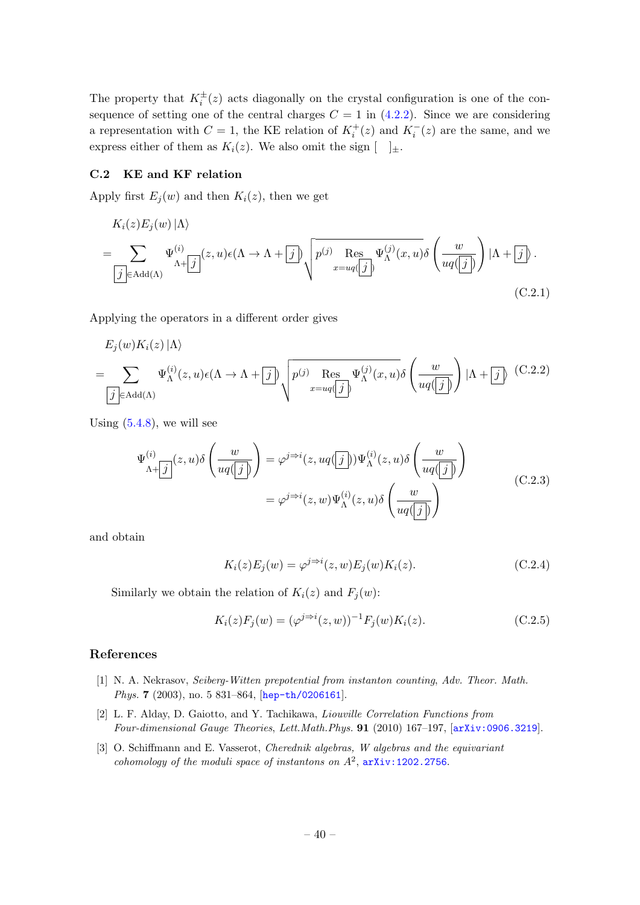The property that $K_i^{\pm}(z)$ acts diagonally on the crystal configuration is one of the consequence of setting one of the central charges $C = 1$ in (4.2.2). Since we are considering a representation with $C = 1$, the KE relation of $K_i^+(z)$ and $K_i^-(z)$ are the same, and we express either of them as $K_i(z)$. We also omit the sign $[\quad]_{\pm}$.

### C.2 KE and KF relation

Apply first $E_j(w)$ and then $K_i(z)$, then we get

$$
\begin{aligned}
&K_i(z)E_j(w)\,|\Lambda\rangle \\
&= \sum_{\boxed{j}\in\mathrm{Add}(\Lambda)} \Psi^{(i)}_{\Lambda+\boxed{j}}(z,u)\epsilon(\Lambda\to\Lambda+\boxed{j})\sqrt{p^{(j)}\operatorname*{Res}_{x=uq(\boxed{j})}\Psi^{(j)}_{\Lambda}(x,u)}\,\delta\left(\frac{w}{uq(\boxed{j})}\right)|\Lambda+\boxed{j}\rangle\,.
\end{aligned}
\tag{C.2.1}
$$

Applying the operators in a different order gives

$$
\begin{aligned}
&E_j(w)K_i(z)\,|\Lambda\rangle \\
&= \sum_{\boxed{j}\in\mathrm{Add}(\Lambda)} \Psi^{(i)}_{\Lambda}(z,u)\epsilon(\Lambda\to\Lambda+\boxed{j})\sqrt{p^{(j)}\operatorname*{Res}_{x=uq(\boxed{j})}\Psi^{(j)}_{\Lambda}(x,u)}\,\delta\left(\frac{w}{uq(\boxed{j})}\right)|\Lambda+\boxed{j}\rangle
\end{aligned}
\tag{C.2.2}
$$

Using (5.4.8), we will see

$$
\begin{aligned}
\Psi^{(i)}_{\Lambda+\boxed{j}}(z,u)\delta\left(\frac{w}{uq(\boxed{j})}\right) &= \varphi^{j\Rightarrow i}(z,uq(\boxed{j}))\Psi^{(i)}_{\Lambda}(z,u)\delta\left(\frac{w}{uq(\boxed{j})}\right) \\
&= \varphi^{j\Rightarrow i}(z,w)\Psi^{(i)}_{\Lambda}(z,u)\delta\left(\frac{w}{uq(\boxed{j})}\right)
\end{aligned}
\tag{C.2.3}
$$

and obtain

$$
K_i(z)E_j(w) = \varphi^{j\Rightarrow i}(z,w)E_j(w)K_i(z). \tag{C.2.4}
$$

Similarly we obtain the relation of $K_i(z)$ and $F_j(w)$:

$$
K_i(z)F_j(w) = (\varphi^{j\Rightarrow i}(z,w))^{-1}F_j(w)K_i(z). \tag{C.2.5}
$$

## References

[1] N. A. Nekrasov, *Seiberg-Witten prepotential from instanton counting*, *Adv. Theor. Math. Phys.* **7** (2003), no. 5 831–864, [hep-th/0206161].

[2] L. F. Alday, D. Gaiotto, and Y. Tachikawa, *Liouville Correlation Functions from Four-dimensional Gauge Theories*, *Lett.Math.Phys.* **91** (2010) 167–197, [arXiv:0906.3219].

[3] O. Schiffmann and E. Vasserot, *Cherednik algebras, W algebras and the equivariant cohomology of the moduli space of instantons on $A^2$*, arXiv:1202.2756.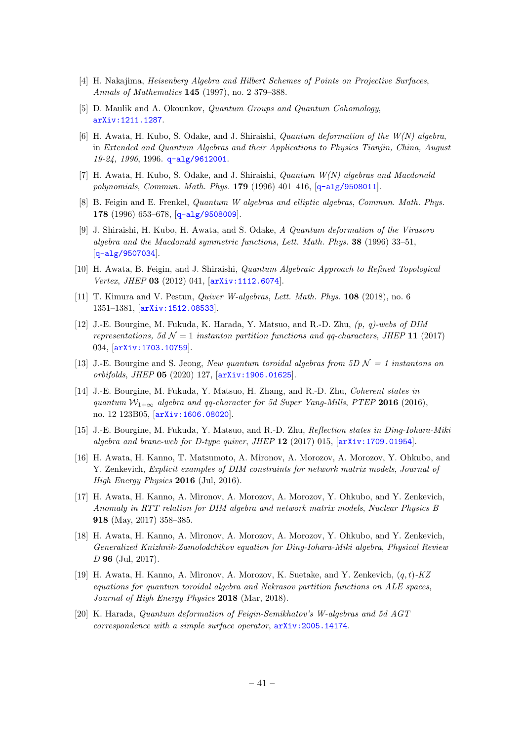[4] H. Nakajima, *Heisenberg Algebra and Hilbert Schemes of Points on Projective Surfaces*, *Annals of Mathematics* **145** (1997), no. 2 379–388.

[5] D. Maulik and A. Okounkov, *Quantum Groups and Quantum Cohomology*, arXiv:1211.1287.

[6] H. Awata, H. Kubo, S. Odake, and J. Shiraishi, *Quantum deformation of the W(N) algebra*, in *Extended and Quantum Algebras and their Applications to Physics Tianjin, China, August 19-24, 1996*, 1996. q-alg/9612001.

[7] H. Awata, H. Kubo, S. Odake, and J. Shiraishi, *Quantum W(N) algebras and Macdonald polynomials*, *Commun. Math. Phys.* **179** (1996) 401–416, [q-alg/9508011].

[8] B. Feigin and E. Frenkel, *Quantum W algebras and elliptic algebras*, *Commun. Math. Phys.* **178** (1996) 653–678, [q-alg/9508009].

[9] J. Shiraishi, H. Kubo, H. Awata, and S. Odake, *A Quantum deformation of the Virasoro algebra and the Macdonald symmetric functions*, *Lett. Math. Phys.* **38** (1996) 33–51, [q-alg/9507034].

[10] H. Awata, B. Feigin, and J. Shiraishi, *Quantum Algebraic Approach to Refined Topological Vertex*, *JHEP* **03** (2012) 041, [arXiv:1112.6074].

[11] T. Kimura and V. Pestun, *Quiver W-algebras*, *Lett. Math. Phys.* **108** (2018), no. 6 1351–1381, [arXiv:1512.08533].

[12] J.-E. Bourgine, M. Fukuda, K. Harada, Y. Matsuo, and R.-D. Zhu, *(p, q)-webs of DIM representations, 5d $\mathcal{N}=1$ instanton partition functions and qq-characters*, *JHEP* **11** (2017) 034, [arXiv:1703.10759].

[13] J.-E. Bourgine and S. Jeong, *New quantum toroidal algebras from 5D $\mathcal{N}=1$ instantons on orbifolds*, *JHEP* **05** (2020) 127, [arXiv:1906.01625].

[14] J.-E. Bourgine, M. Fukuda, Y. Matsuo, H. Zhang, and R.-D. Zhu, *Coherent states in quantum $\mathcal{W}_{1+\infty}$ algebra and qq-character for 5d Super Yang-Mills*, *PTEP* **2016** (2016), no. 12 123B05, [arXiv:1606.08020].

[15] J.-E. Bourgine, M. Fukuda, Y. Matsuo, and R.-D. Zhu, *Reflection states in Ding-Iohara-Miki algebra and brane-web for D-type quiver*, *JHEP* **12** (2017) 015, [arXiv:1709.01954].

[16] H. Awata, H. Kanno, T. Matsumoto, A. Mironov, A. Morozov, A. Morozov, Y. Ohkubo, and Y. Zenkevich, *Explicit examples of DIM constraints for network matrix models*, *Journal of High Energy Physics* **2016** (Jul, 2016).

[17] H. Awata, H. Kanno, A. Mironov, A. Morozov, A. Morozov, Y. Ohkubo, and Y. Zenkevich, *Anomaly in RTT relation for DIM algebra and network matrix models*, *Nuclear Physics B* **918** (May, 2017) 358–385.

[18] H. Awata, H. Kanno, A. Mironov, A. Morozov, A. Morozov, Y. Ohkubo, and Y. Zenkevich, *Generalized Knizhnik-Zamolodchikov equation for Ding-Iohara-Miki algebra*, *Physical Review D* **96** (Jul, 2017).

[19] H. Awata, H. Kanno, A. Mironov, A. Morozov, K. Suetake, and Y. Zenkevich, *$(q,t)$-KZ equations for quantum toroidal algebra and Nekrasov partition functions on ALE spaces*, *Journal of High Energy Physics* **2018** (Mar, 2018).

[20] K. Harada, *Quantum deformation of Feigin-Semikhatov's W-algebras and 5d AGT correspondence with a simple surface operator*, arXiv:2005.14174.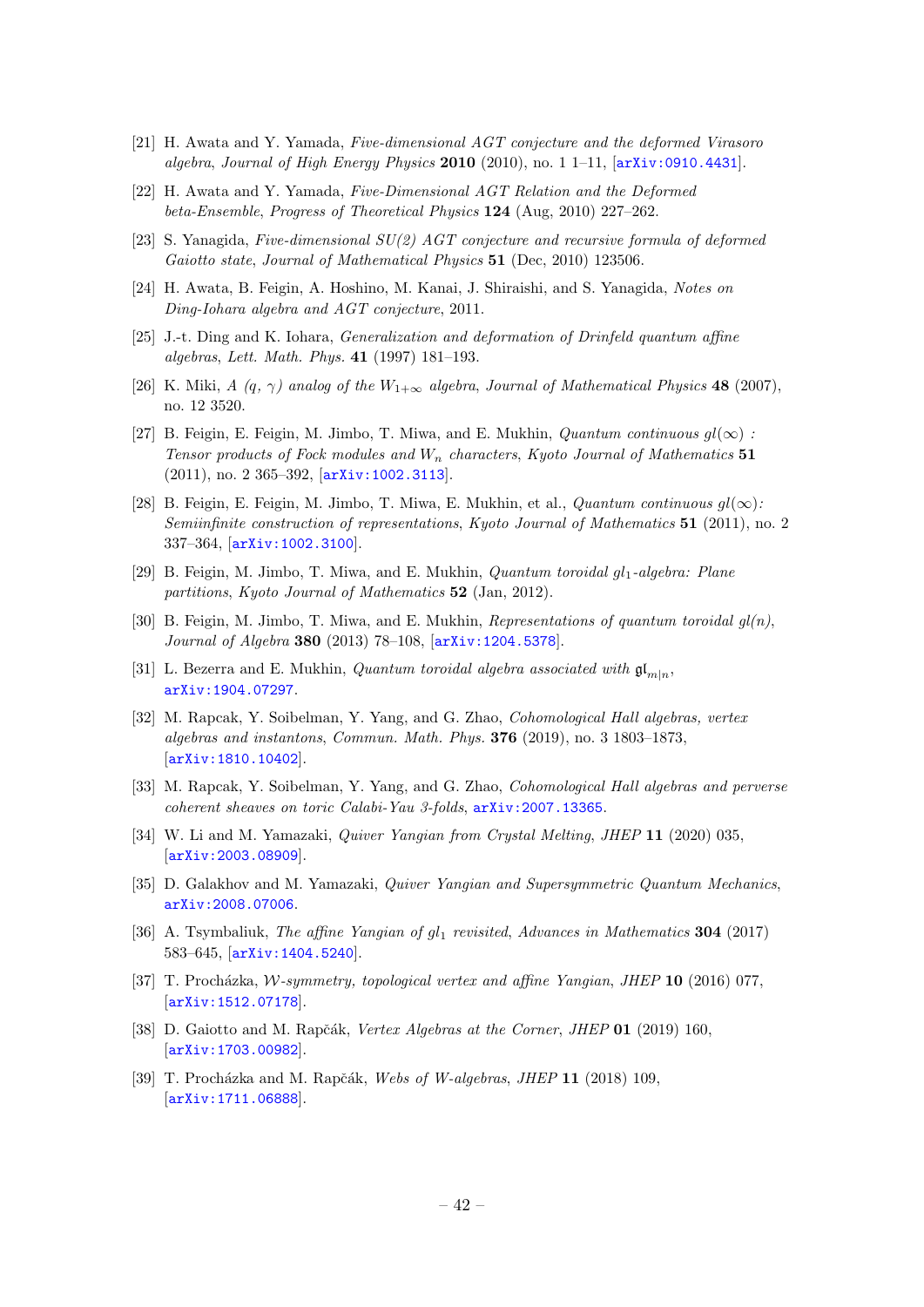[21] H. Awata and Y. Yamada, *Five-dimensional AGT conjecture and the deformed Virasoro algebra*, *Journal of High Energy Physics* **2010** (2010), no. 1 1–11, [arXiv:0910.4431].

[22] H. Awata and Y. Yamada, *Five-Dimensional AGT Relation and the Deformed beta-Ensemble*, *Progress of Theoretical Physics* **124** (Aug, 2010) 227–262.

[23] S. Yanagida, *Five-dimensional SU(2) AGT conjecture and recursive formula of deformed Gaiotto state*, *Journal of Mathematical Physics* **51** (Dec, 2010) 123506.

[24] H. Awata, B. Feigin, A. Hoshino, M. Kanai, J. Shiraishi, and S. Yanagida, *Notes on Ding-Iohara algebra and AGT conjecture*, 2011.

[25] J.-t. Ding and K. Iohara, *Generalization and deformation of Drinfeld quantum affine algebras*, *Lett. Math. Phys.* **41** (1997) 181–193.

[26] K. Miki, *A (q, γ) analog of the $W_{1+\infty}$ algebra*, *Journal of Mathematical Physics* **48** (2007), no. 12 3520.

[27] B. Feigin, E. Feigin, M. Jimbo, T. Miwa, and E. Mukhin, *Quantum continuous $gl(\infty)$ : Tensor products of Fock modules and $W_n$ characters*, *Kyoto Journal of Mathematics* **51** (2011), no. 2 365–392, [arXiv:1002.3113].

[28] B. Feigin, E. Feigin, M. Jimbo, T. Miwa, E. Mukhin, et al., *Quantum continuous $gl(\infty)$: Semiinfinite construction of representations*, *Kyoto Journal of Mathematics* **51** (2011), no. 2 337–364, [arXiv:1002.3100].

[29] B. Feigin, M. Jimbo, T. Miwa, and E. Mukhin, *Quantum toroidal $gl_1$-algebra: Plane partitions*, *Kyoto Journal of Mathematics* **52** (Jan, 2012).

[30] B. Feigin, M. Jimbo, T. Miwa, and E. Mukhin, *Representations of quantum toroidal gl(n)*, *Journal of Algebra* **380** (2013) 78–108, [arXiv:1204.5378].

[31] L. Bezerra and E. Mukhin, *Quantum toroidal algebra associated with $\mathfrak{gl}_{m|n}$*, arXiv:1904.07297.

[32] M. Rapcak, Y. Soibelman, Y. Yang, and G. Zhao, *Cohomological Hall algebras, vertex algebras and instantons*, *Commun. Math. Phys.* **376** (2019), no. 3 1803–1873, [arXiv:1810.10402].

[33] M. Rapcak, Y. Soibelman, Y. Yang, and G. Zhao, *Cohomological Hall algebras and perverse coherent sheaves on toric Calabi-Yau 3-folds*, arXiv:2007.13365.

[34] W. Li and M. Yamazaki, *Quiver Yangian from Crystal Melting*, *JHEP* **11** (2020) 035, [arXiv:2003.08909].

[35] D. Galakhov and M. Yamazaki, *Quiver Yangian and Supersymmetric Quantum Mechanics*, arXiv:2008.07006.

[36] A. Tsymbaliuk, *The affine Yangian of $gl_1$ revisited*, *Advances in Mathematics* **304** (2017) 583–645, [arXiv:1404.5240].

[37] T. Procházka, *$\mathcal{W}$-symmetry, topological vertex and affine Yangian*, *JHEP* **10** (2016) 077, [arXiv:1512.07178].

[38] D. Gaiotto and M. Rapčák, *Vertex Algebras at the Corner*, *JHEP* **01** (2019) 160, [arXiv:1703.00982].

[39] T. Procházka and M. Rapčák, *Webs of W-algebras*, *JHEP* **11** (2018) 109, [arXiv:1711.06888].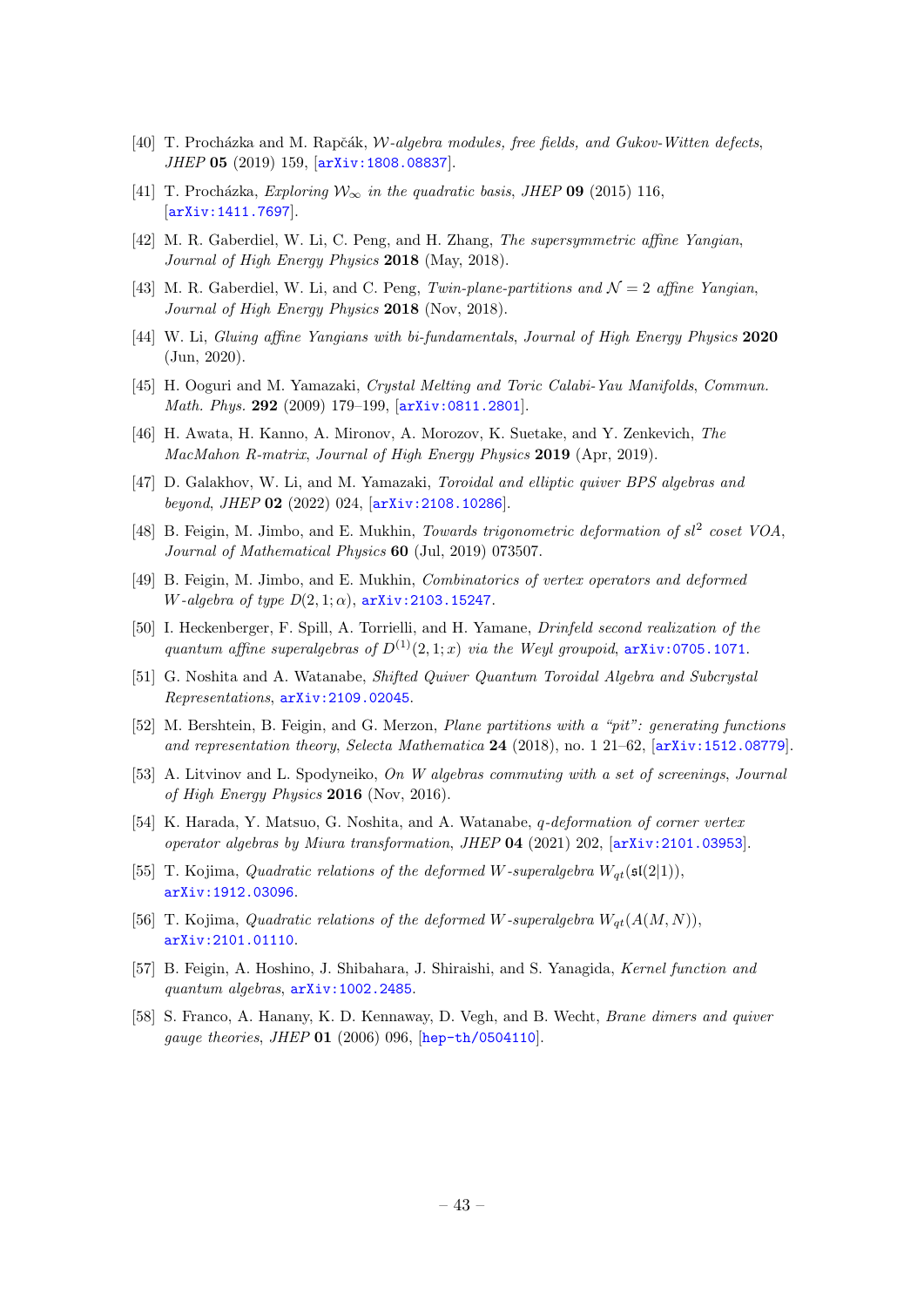[40] T. Procházka and M. Rapčák, *$\mathcal{W}$-algebra modules, free fields, and Gukov-Witten defects*, *JHEP* **05** (2019) 159, [arXiv:1808.08837].

[41] T. Procházka, *Exploring $\mathcal{W}_\infty$ in the quadratic basis*, *JHEP* **09** (2015) 116, [arXiv:1411.7697].

[42] M. R. Gaberdiel, W. Li, C. Peng, and H. Zhang, *The supersymmetric affine Yangian*, *Journal of High Energy Physics* **2018** (May, 2018).

[43] M. R. Gaberdiel, W. Li, and C. Peng, *Twin-plane-partitions and $\mathcal{N} = 2$ affine Yangian*, *Journal of High Energy Physics* **2018** (Nov, 2018).

[44] W. Li, *Gluing affine Yangians with bi-fundamentals*, *Journal of High Energy Physics* **2020** (Jun, 2020).

[45] H. Ooguri and M. Yamazaki, *Crystal Melting and Toric Calabi-Yau Manifolds*, *Commun. Math. Phys.* **292** (2009) 179–199, [arXiv:0811.2801].

[46] H. Awata, H. Kanno, A. Mironov, A. Morozov, K. Suetake, and Y. Zenkevich, *The MacMahon R-matrix*, *Journal of High Energy Physics* **2019** (Apr, 2019).

[47] D. Galakhov, W. Li, and M. Yamazaki, *Toroidal and elliptic quiver BPS algebras and beyond*, *JHEP* **02** (2022) 024, [arXiv:2108.10286].

[48] B. Feigin, M. Jimbo, and E. Mukhin, *Towards trigonometric deformation of $sl^2$ coset VOA*, *Journal of Mathematical Physics* **60** (Jul, 2019) 073507.

[49] B. Feigin, M. Jimbo, and E. Mukhin, *Combinatorics of vertex operators and deformed $W$-algebra of type $D(2,1;\alpha)$*, arXiv:2103.15247.

[50] I. Heckenberger, F. Spill, A. Torrielli, and H. Yamane, *Drinfeld second realization of the quantum affine superalgebras of $D^{(1)}(2,1;x)$ via the Weyl groupoid*, arXiv:0705.1071.

[51] G. Noshita and A. Watanabe, *Shifted Quiver Quantum Toroidal Algebra and Subcrystal Representations*, arXiv:2109.02045.

[52] M. Bershtein, B. Feigin, and G. Merzon, *Plane partitions with a "pit": generating functions and representation theory*, *Selecta Mathematica* **24** (2018), no. 1 21–62, [arXiv:1512.08779].

[53] A. Litvinov and L. Spodyneiko, *On W algebras commuting with a set of screenings*, *Journal of High Energy Physics* **2016** (Nov, 2016).

[54] K. Harada, Y. Matsuo, G. Noshita, and A. Watanabe, *q-deformation of corner vertex operator algebras by Miura transformation*, *JHEP* **04** (2021) 202, [arXiv:2101.03953].

[55] T. Kojima, *Quadratic relations of the deformed $W$-superalgebra $W_{qt}(\mathfrak{sl}(2|1))$*, arXiv:1912.03096.

[56] T. Kojima, *Quadratic relations of the deformed $W$-superalgebra $W_{qt}(A(M,N))$*, arXiv:2101.01110.

[57] B. Feigin, A. Hoshino, J. Shibahara, J. Shiraishi, and S. Yanagida, *Kernel function and quantum algebras*, arXiv:1002.2485.

[58] S. Franco, A. Hanany, K. D. Kennaway, D. Vegh, and B. Wecht, *Brane dimers and quiver gauge theories*, *JHEP* **01** (2006) 096, [hep-th/0504110].